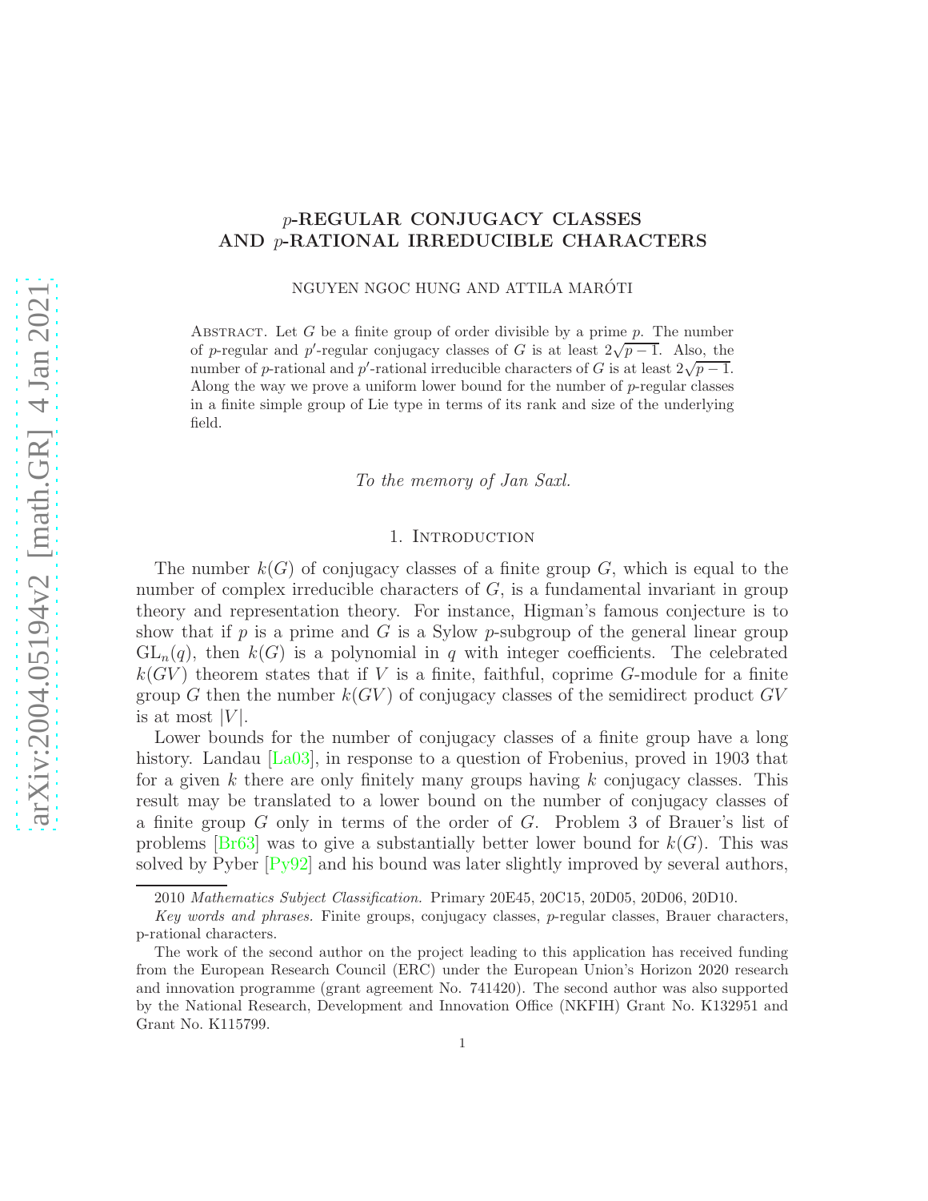# $p$-REGULAR CONJUGACY CLASSES AND $p$-RATIONAL IRREDUCIBLE CHARACTERS

NGUYEN NGOC HUNG AND ATTILA MARÓTI

Abstract. Let $G$ be a finite group of order divisible by a prime $p$. The number of $p$-regular and $p'$-regular conjugacy classes of $G$ is at least $2\sqrt{p-1}$. Also, the number of $p$-rational and $p'$-rational irreducible characters of $G$ is at least $2\sqrt{p-1}$. Along the way we prove a uniform lower bound for the number of $p$-regular classes in a finite simple group of Lie type in terms of its rank and size of the underlying field.

*To the memory of Jan Saxl.*

## 1. Introduction

The number $k(G)$ of conjugacy classes of a finite group $G$, which is equal to the number of complex irreducible characters of $G$, is a fundamental invariant in group theory and representation theory. For instance, Higman's famous conjecture is to show that if $p$ is a prime and $G$ is a Sylow $p$-subgroup of the general linear group $\mathrm{GL}_n(q)$, then $k(G)$ is a polynomial in $q$ with integer coefficients. The celebrated $k(GV)$ theorem states that if $V$ is a finite, faithful, coprime $G$-module for a finite group $G$ then the number $k(GV)$ of conjugacy classes of the semidirect product $GV$ is at most $|V|$.

Lower bounds for the number of conjugacy classes of a finite group have a long history. Landau [La03], in response to a question of Frobenius, proved in 1903 that for a given $k$ there are only finitely many groups having $k$ conjugacy classes. This result may be translated to a lower bound on the number of conjugacy classes of a finite group $G$ only in terms of the order of $G$. Problem 3 of Brauer's list of problems [Br63] was to give a substantially better lower bound for $k(G)$. This was solved by Pyber [Py92] and his bound was later slightly improved by several authors,

2010 *Mathematics Subject Classification.* Primary 20E45, 20C15, 20D05, 20D06, 20D10.

*Key words and phrases.* Finite groups, conjugacy classes, $p$-regular classes, Brauer characters, p-rational characters.

The work of the second author on the project leading to this application has received funding from the European Research Council (ERC) under the European Union's Horizon 2020 research and innovation programme (grant agreement No. 741420). The second author was also supported by the National Research, Development and Innovation Office (NKFIH) Grant No. K132951 and Grant No. K115799.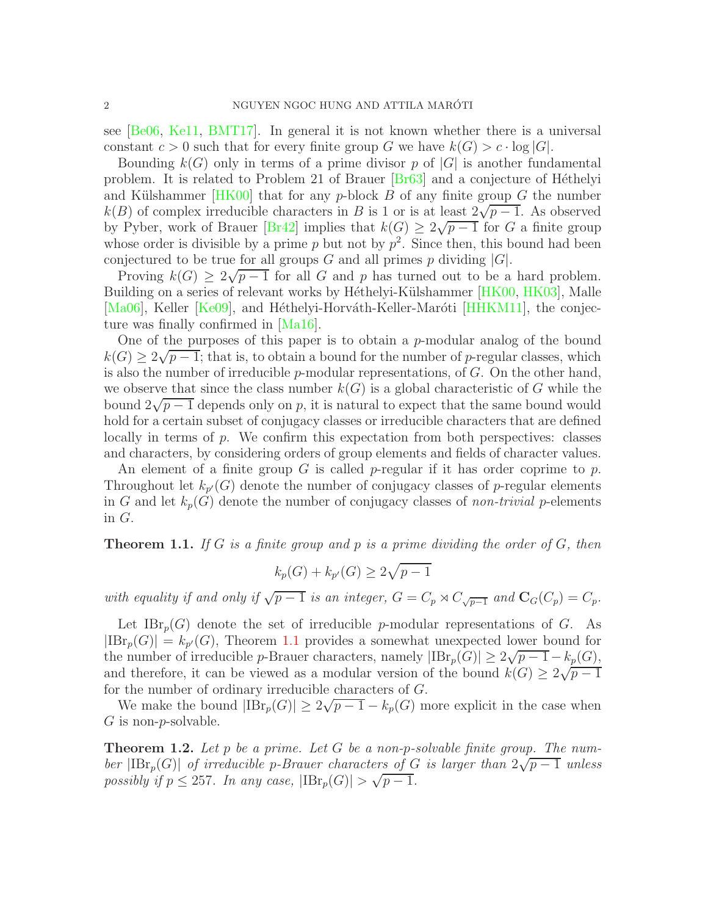see [Be06, Ke11, BMT17]. In general it is not known whether there is a universal constant $c > 0$ such that for every finite group $G$ we have $k(G) > c \cdot \log |G|$.

Bounding $k(G)$ only in terms of a prime divisor $p$ of $|G|$ is another fundamental problem. It is related to Problem 21 of Brauer [Br63] and a conjecture of Héthelyi and Külshammer [HK00] that for any $p$-block $B$ of any finite group $G$ the number $k(B)$ of complex irreducible characters in $B$ is 1 or is at least $2\sqrt{p-1}$. As observed by Pyber, work of Brauer [Br42] implies that $k(G) \geq 2\sqrt{p-1}$ for $G$ a finite group whose order is divisible by a prime $p$ but not by $p^2$. Since then, this bound had been conjectured to be true for all groups $G$ and all primes $p$ dividing $|G|$.

Proving $k(G) \geq 2\sqrt{p-1}$ for all $G$ and $p$ has turned out to be a hard problem. Building on a series of relevant works by Héthelyi-Külshammer [HK00, HK03], Malle [Ma06], Keller [Ke09], and Héthelyi-Horváth-Keller-Maróti [HHKM11], the conjecture was finally confirmed in [Ma16].

One of the purposes of this paper is to obtain a $p$-modular analog of the bound $k(G) \geq 2\sqrt{p-1}$; that is, to obtain a bound for the number of $p$-regular classes, which is also the number of irreducible $p$-modular representations, of $G$. On the other hand, we observe that since the class number $k(G)$ is a global characteristic of $G$ while the bound $2\sqrt{p-1}$ depends only on $p$, it is natural to expect that the same bound would hold for a certain subset of conjugacy classes or irreducible characters that are defined locally in terms of $p$. We confirm this expectation from both perspectives: classes and characters, by considering orders of group elements and fields of character values.

An element of a finite group $G$ is called $p$-regular if it has order coprime to $p$. Throughout let $k_{p'}(G)$ denote the number of conjugacy classes of $p$-regular elements in $G$ and let $k_p(G)$ denote the number of conjugacy classes of *non-trivial* $p$-elements in $G$.

**Theorem 1.1.** *If $G$ is a finite group and $p$ is a prime dividing the order of $G$, then*

$$k_p(G) + k_{p'}(G) \geq 2\sqrt{p-1}$$

*with equality if and only if $\sqrt{p-1}$ is an integer, $G = C_p \rtimes C_{\sqrt{p-1}}$ and $\mathbf{C}_G(C_p) = C_p$.*

Let $\mathrm{IBr}_p(G)$ denote the set of irreducible $p$-modular representations of $G$. As $|\mathrm{IBr}_p(G)| = k_{p'}(G)$, Theorem 1.1 provides a somewhat unexpected lower bound for the number of irreducible $p$-Brauer characters, namely $|\mathrm{IBr}_p(G)| \geq 2\sqrt{p-1} - k_p(G)$, and therefore, it can be viewed as a modular version of the bound $k(G) \geq 2\sqrt{p-1}$ for the number of ordinary irreducible characters of $G$.

We make the bound $|\mathrm{IBr}_p(G)| \geq 2\sqrt{p-1} - k_p(G)$ more explicit in the case when $G$ is non-$p$-solvable.

**Theorem 1.2.** *Let $p$ be a prime. Let $G$ be a non-$p$-solvable finite group. The number $|\mathrm{IBr}_p(G)|$ of irreducible $p$-Brauer characters of $G$ is larger than $2\sqrt{p-1}$ unless possibly if $p \leq 257$. In any case, $|\mathrm{IBr}_p(G)| > \sqrt{p-1}$.*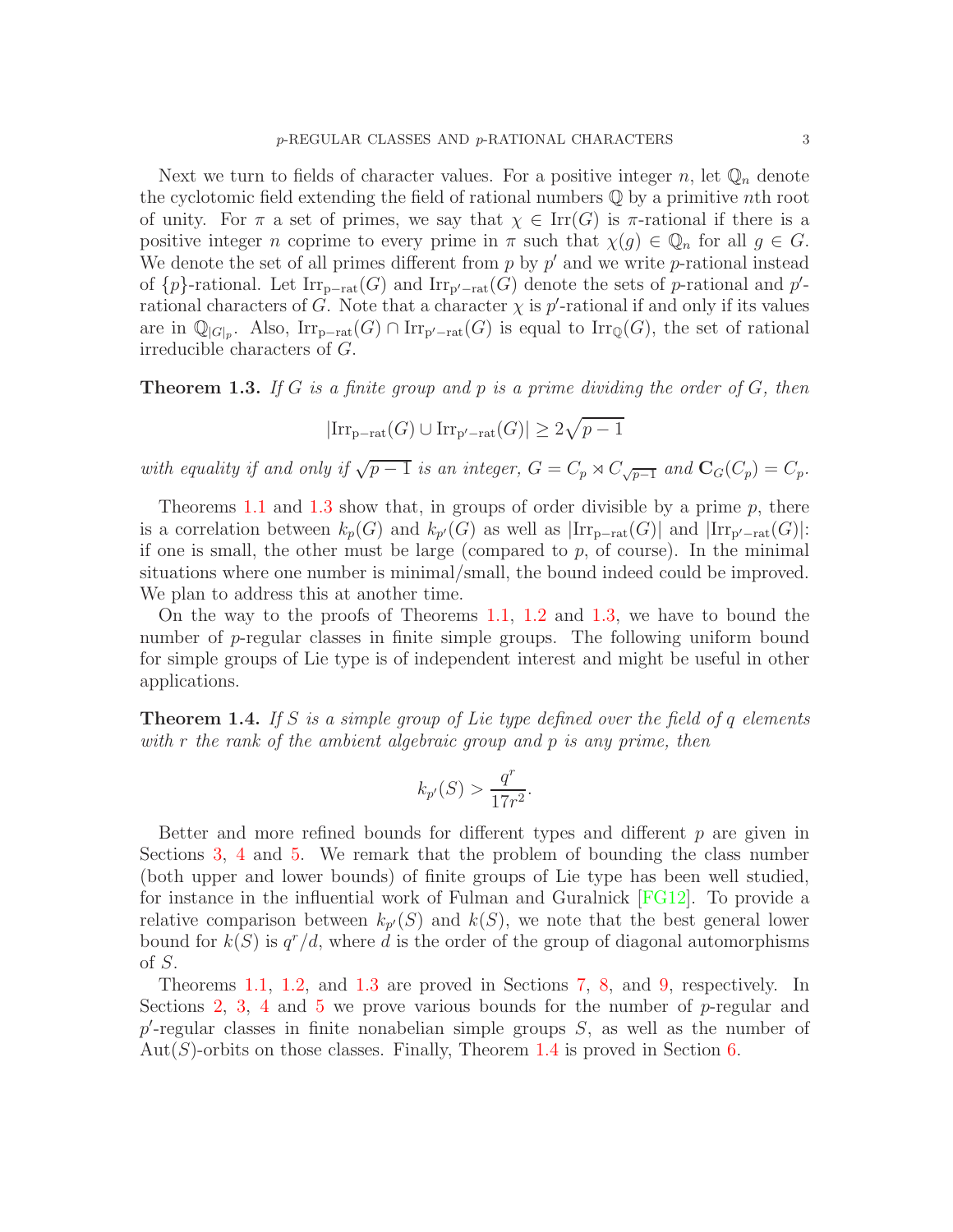Next we turn to fields of character values. For a positive integer $n$, let $\mathbb{Q}_n$ denote the cyclotomic field extending the field of rational numbers $\mathbb{Q}$ by a primitive $n$th root of unity. For $\pi$ a set of primes, we say that $\chi \in \mathrm{Irr}(G)$ is $\pi$-rational if there is a positive integer $n$ coprime to every prime in $\pi$ such that $\chi(g) \in \mathbb{Q}_n$ for all $g \in G$. We denote the set of all primes different from $p$ by $p'$ and we write $p$-rational instead of $\{p\}$-rational. Let $\mathrm{Irr}_{\mathrm{p-rat}}(G)$ and $\mathrm{Irr}_{\mathrm{p'-rat}}(G)$ denote the sets of $p$-rational and $p'$-rational characters of $G$. Note that a character $\chi$ is $p'$-rational if and only if its values are in $\mathbb{Q}_{|G|_p}$. Also, $\mathrm{Irr}_{\mathrm{p-rat}}(G) \cap \mathrm{Irr}_{\mathrm{p'-rat}}(G)$ is equal to $\mathrm{Irr}_{\mathbb{Q}}(G)$, the set of rational irreducible characters of $G$.

**Theorem 1.3.** *If $G$ is a finite group and $p$ is a prime dividing the order of $G$, then*

$$|\mathrm{Irr}_{\mathrm{p-rat}}(G) \cup \mathrm{Irr}_{\mathrm{p'-rat}}(G)| \geq 2\sqrt{p-1}$$

*with equality if and only if $\sqrt{p-1}$ is an integer, $G = C_p \rtimes C_{\sqrt{p-1}}$ and $\mathbf{C}_G(C_p) = C_p$.*

Theorems 1.1 and 1.3 show that, in groups of order divisible by a prime $p$, there is a correlation between $k_p(G)$ and $k_{p'}(G)$ as well as $|\mathrm{Irr}_{\mathrm{p-rat}}(G)|$ and $|\mathrm{Irr}_{\mathrm{p'-rat}}(G)|$: if one is small, the other must be large (compared to $p$, of course). In the minimal situations where one number is minimal/small, the bound indeed could be improved. We plan to address this at another time.

On the way to the proofs of Theorems 1.1, 1.2 and 1.3, we have to bound the number of $p$-regular classes in finite simple groups. The following uniform bound for simple groups of Lie type is of independent interest and might be useful in other applications.

**Theorem 1.4.** *If $S$ is a simple group of Lie type defined over the field of $q$ elements with $r$ the rank of the ambient algebraic group and $p$ is any prime, then*

$$k_{p'}(S) > \frac{q^r}{17r^2}.$$

Better and more refined bounds for different types and different $p$ are given in Sections 3, 4 and 5. We remark that the problem of bounding the class number (both upper and lower bounds) of finite groups of Lie type has been well studied, for instance in the influential work of Fulman and Guralnick [FG12]. To provide a relative comparison between $k_{p'}(S)$ and $k(S)$, we note that the best general lower bound for $k(S)$ is $q^r/d$, where $d$ is the order of the group of diagonal automorphisms of $S$.

Theorems 1.1, 1.2, and 1.3 are proved in Sections 7, 8, and 9, respectively. In Sections 2, 3, 4 and 5 we prove various bounds for the number of $p$-regular and $p'$-regular classes in finite nonabelian simple groups $S$, as well as the number of $\mathrm{Aut}(S)$-orbits on those classes. Finally, Theorem 1.4 is proved in Section 6.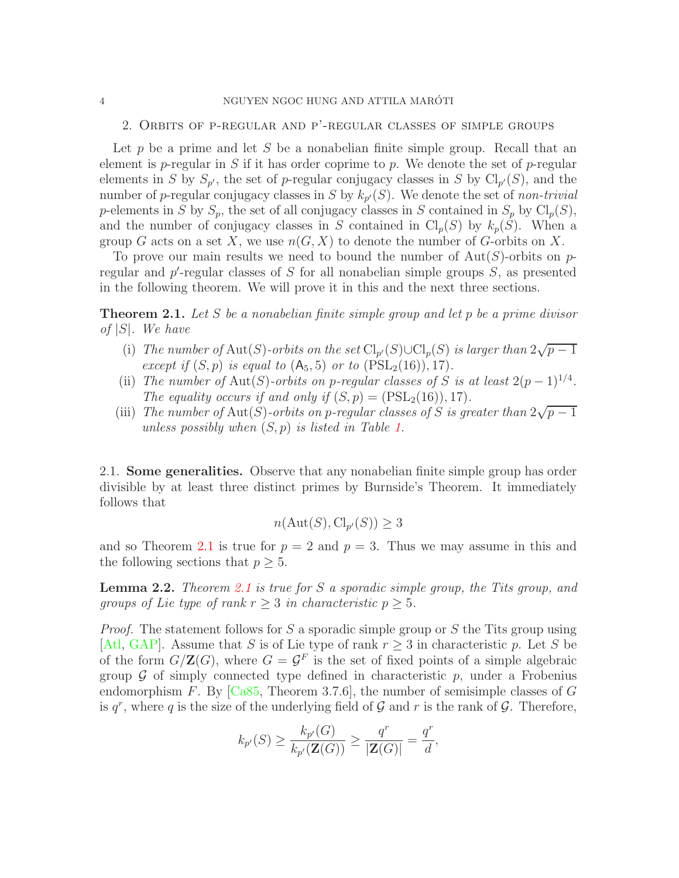## 2. Orbits of p-regular and p'-regular classes of simple groups

Let $p$ be a prime and let $S$ be a nonabelian finite simple group. Recall that an element is $p$-regular in $S$ if it has order coprime to $p$. We denote the set of $p$-regular elements in $S$ by $S_{p'}$, the set of $p$-regular conjugacy classes in $S$ by $\mathrm{Cl}_{p'}(S)$, and the number of $p$-regular conjugacy classes in $S$ by $k_{p'}(S)$. We denote the set of *non-trivial* $p$-elements in $S$ by $S_p$, the set of all conjugacy classes in $S$ contained in $S_p$ by $\mathrm{Cl}_p(S)$, and the number of conjugacy classes in $S$ contained in $\mathrm{Cl}_p(S)$ by $k_p(S)$. When a group $G$ acts on a set $X$, we use $n(G, X)$ to denote the number of $G$-orbits on $X$.

To prove our main results we need to bound the number of $\mathrm{Aut}(S)$-orbits on $p$-regular and $p'$-regular classes of $S$ for all nonabelian simple groups $S$, as presented in the following theorem. We will prove it in this and the next three sections.

**Theorem 2.1.** *Let $S$ be a nonabelian finite simple group and let $p$ be a prime divisor of $|S|$. We have*

- (i) *The number of $\mathrm{Aut}(S)$-orbits on the set $\mathrm{Cl}_{p'}(S)\cup\mathrm{Cl}_p(S)$ is larger than $2\sqrt{p-1}$ except if $(S, p)$ is equal to $(\mathsf{A}_5, 5)$ or to $(\mathrm{PSL}_2(16)), 17)$.*
- (ii) *The number of $\mathrm{Aut}(S)$-orbits on $p$-regular classes of $S$ is at least $2(p-1)^{1/4}$. The equality occurs if and only if $(S, p) = (\mathrm{PSL}_2(16)), 17)$.*
- (iii) *The number of $\mathrm{Aut}(S)$-orbits on $p$-regular classes of $S$ is greater than $2\sqrt{p-1}$ unless possibly when $(S, p)$ is listed in Table 1.*

### 2.1. Some generalities.

Observe that any nonabelian finite simple group has order divisible by at least three distinct primes by Burnside's Theorem. It immediately follows that

$$n(\mathrm{Aut}(S), \mathrm{Cl}_{p'}(S)) \geq 3$$

and so Theorem 2.1 is true for $p = 2$ and $p = 3$. Thus we may assume in this and the following sections that $p \geq 5$.

**Lemma 2.2.** *Theorem 2.1 is true for $S$ a sporadic simple group, the Tits group, and groups of Lie type of rank $r \geq 3$ in characteristic $p \geq 5$.*

*Proof.* The statement follows for $S$ a sporadic simple group or $S$ the Tits group using [Atl, GAP]. Assume that $S$ is of Lie type of rank $r \geq 3$ in characteristic $p$. Let $S$ be of the form $G/\mathbf{Z}(G)$, where $G = \mathcal{G}^F$ is the set of fixed points of a simple algebraic group $\mathcal{G}$ of simply connected type defined in characteristic $p$, under a Frobenius endomorphism $F$. By [Ca85, Theorem 3.7.6], the number of semisimple classes of $G$ is $q^r$, where $q$ is the size of the underlying field of $\mathcal{G}$ and $r$ is the rank of $\mathcal{G}$. Therefore,

$$k_{p'}(S) \geq \frac{k_{p'}(G)}{k_{p'}(\mathbf{Z}(G))} \geq \frac{q^r}{|\mathbf{Z}(G)|} = \frac{q^r}{d},$$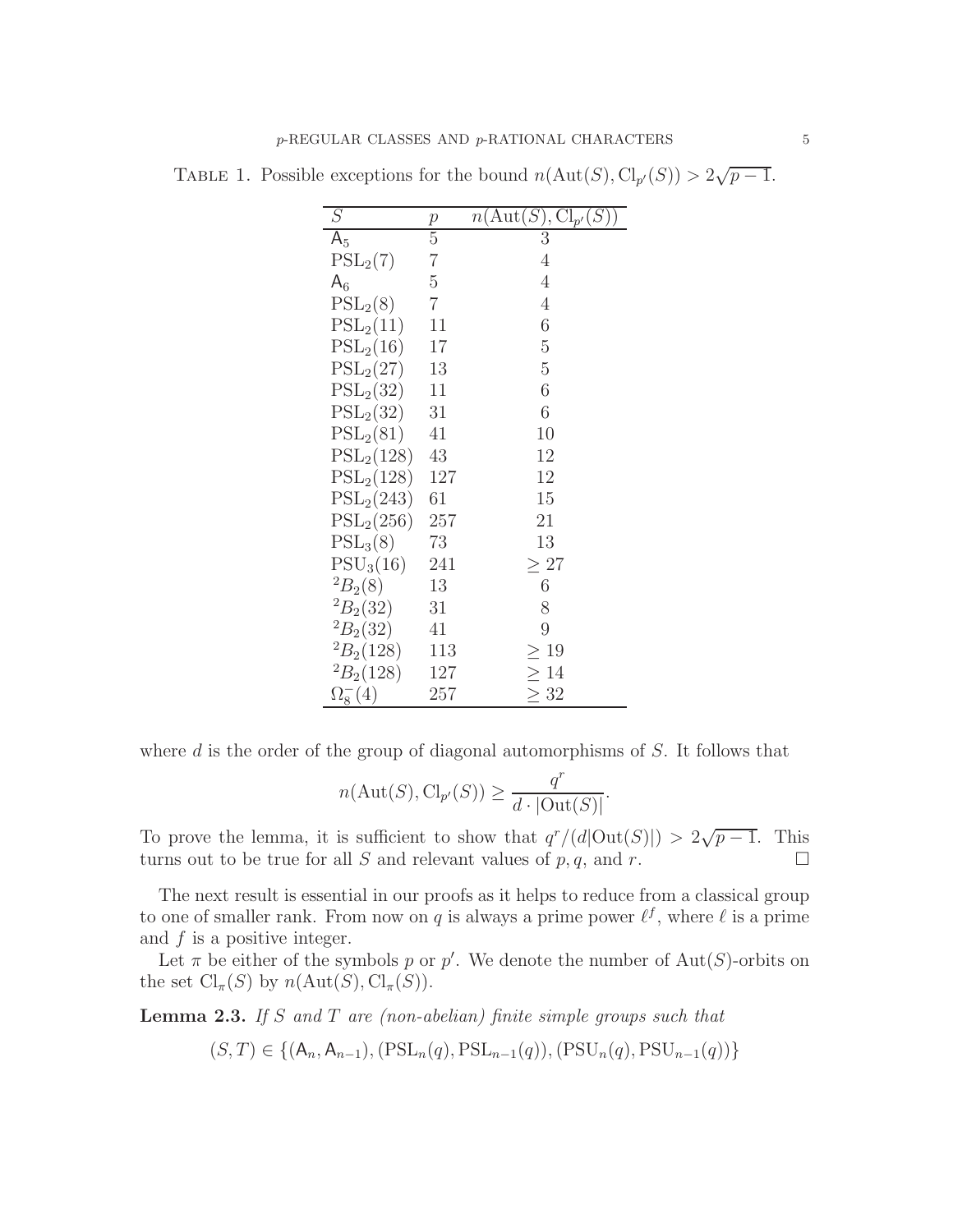Table 1. Possible exceptions for the bound $n(\mathrm{Aut}(S), \mathrm{Cl}_{p'}(S)) > 2\sqrt{p-1}$.

| $S$ | $p$ | $n(\mathrm{Aut}(S), \mathrm{Cl}_{p'}(S))$ |
|---|---|---|
| $\mathsf{A}_5$ | 5 | 3 |
| $\mathrm{PSL}_2(7)$ | 7 | 4 |
| $\mathsf{A}_6$ | 5 | 4 |
| $\mathrm{PSL}_2(8)$ | 7 | 4 |
| $\mathrm{PSL}_2(11)$ | 11 | 6 |
| $\mathrm{PSL}_2(16)$ | 17 | 5 |
| $\mathrm{PSL}_2(27)$ | 13 | 5 |
| $\mathrm{PSL}_2(32)$ | 11 | 6 |
| $\mathrm{PSL}_2(32)$ | 31 | 6 |
| $\mathrm{PSL}_2(81)$ | 41 | 10 |
| $\mathrm{PSL}_2(128)$ | 43 | 12 |
| $\mathrm{PSL}_2(128)$ | 127 | 12 |
| $\mathrm{PSL}_2(243)$ | 61 | 15 |
| $\mathrm{PSL}_2(256)$ | 257 | 21 |
| $\mathrm{PSL}_3(8)$ | 73 | 13 |
| $\mathrm{PSU}_3(16)$ | 241 | $\geq 27$ |
| ${}^2B_2(8)$ | 13 | 6 |
| ${}^2B_2(32)$ | 31 | 8 |
| ${}^2B_2(32)$ | 41 | 9 |
| ${}^2B_2(128)$ | 113 | $\geq 19$ |
| ${}^2B_2(128)$ | 127 | $\geq 14$ |
| $\Omega_8^-(4)$ | 257 | $\geq 32$ |

where $d$ is the order of the group of diagonal automorphisms of $S$. It follows that

$$n(\mathrm{Aut}(S), \mathrm{Cl}_{p'}(S)) \geq \frac{q^r}{d \cdot |\mathrm{Out}(S)|}.$$

To prove the lemma, it is sufficient to show that $q^r/(d|\mathrm{Out}(S)|) > 2\sqrt{p-1}$. This turns out to be true for all $S$ and relevant values of $p, q$, and $r$. $\square$

The next result is essential in our proofs as it helps to reduce from a classical group to one of smaller rank. From now on $q$ is always a prime power $\ell^f$, where $\ell$ is a prime and $f$ is a positive integer.

Let $\pi$ be either of the symbols $p$ or $p'$. We denote the number of $\mathrm{Aut}(S)$-orbits on the set $\mathrm{Cl}_\pi(S)$ by $n(\mathrm{Aut}(S), \mathrm{Cl}_\pi(S))$.

**Lemma 2.3.** *If $S$ and $T$ are (non-abelian) finite simple groups such that*

$$(S, T) \in \{(\mathsf{A}_n, \mathsf{A}_{n-1}), (\mathrm{PSL}_n(q), \mathrm{PSL}_{n-1}(q)), (\mathrm{PSU}_n(q), \mathrm{PSU}_{n-1}(q))\}$$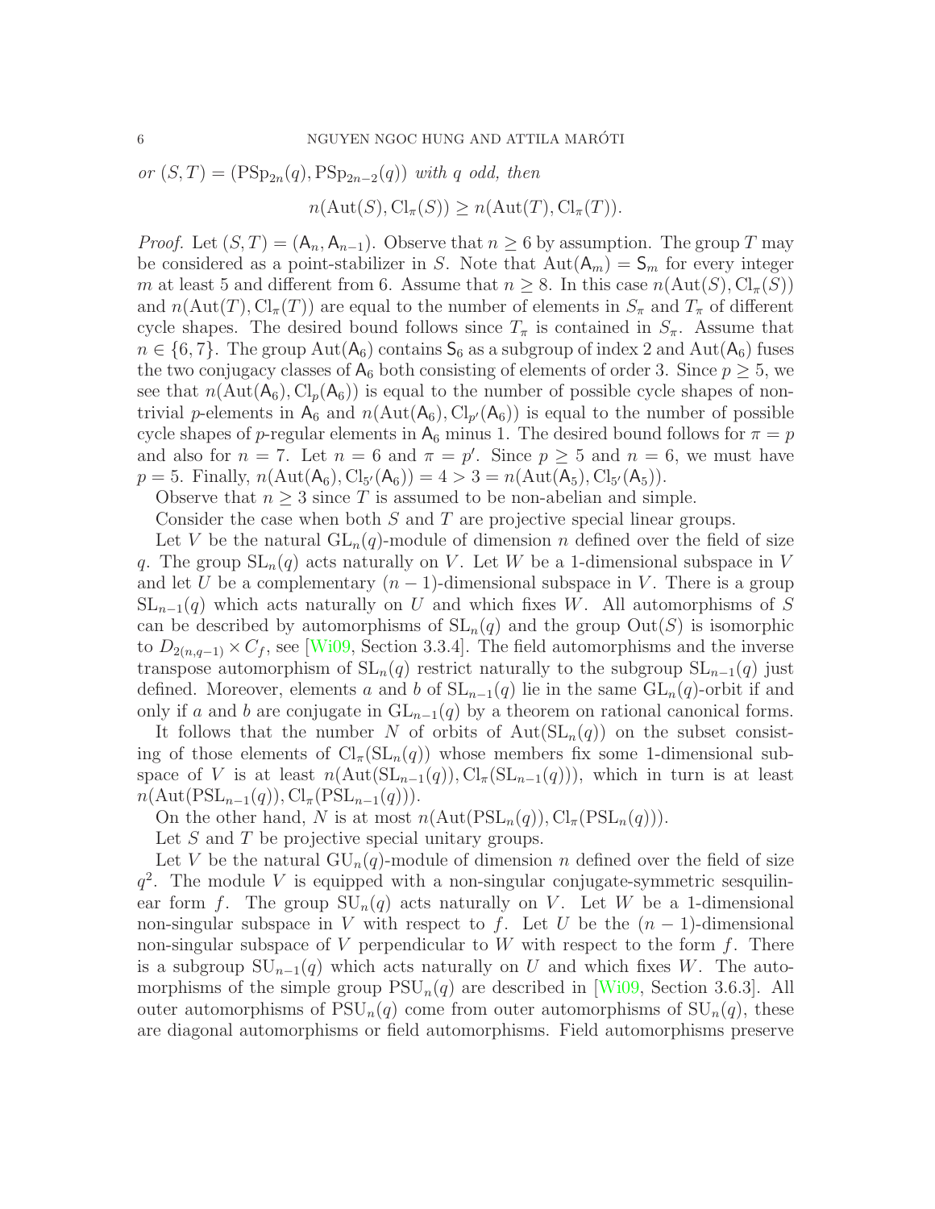*or* $(S,T) = (\mathrm{PSp}_{2n}(q), \mathrm{PSp}_{2n-2}(q))$ *with* $q$ *odd, then*

$$n(\mathrm{Aut}(S), \mathrm{Cl}_\pi(S)) \geq n(\mathrm{Aut}(T), \mathrm{Cl}_\pi(T)).$$

*Proof.* Let $(S,T) = (\mathsf{A}_n, \mathsf{A}_{n-1})$. Observe that $n \geq 6$ by assumption. The group $T$ may be considered as a point-stabilizer in $S$. Note that $\mathrm{Aut}(\mathsf{A}_m) = \mathsf{S}_m$ for every integer $m$ at least 5 and different from 6. Assume that $n \geq 8$. In this case $n(\mathrm{Aut}(S), \mathrm{Cl}_\pi(S))$ and $n(\mathrm{Aut}(T), \mathrm{Cl}_\pi(T))$ are equal to the number of elements in $S_\pi$ and $T_\pi$ of different cycle shapes. The desired bound follows since $T_\pi$ is contained in $S_\pi$. Assume that $n \in \{6, 7\}$. The group $\mathrm{Aut}(\mathsf{A}_6)$ contains $\mathsf{S}_6$ as a subgroup of index 2 and $\mathrm{Aut}(\mathsf{A}_6)$ fuses the two conjugacy classes of $\mathsf{A}_6$ both consisting of elements of order 3. Since $p \geq 5$, we see that $n(\mathrm{Aut}(\mathsf{A}_6), \mathrm{Cl}_p(\mathsf{A}_6))$ is equal to the number of possible cycle shapes of non-trivial $p$-elements in $\mathsf{A}_6$ and $n(\mathrm{Aut}(\mathsf{A}_6), \mathrm{Cl}_{p'}(\mathsf{A}_6))$ is equal to the number of possible cycle shapes of $p$-regular elements in $\mathsf{A}_6$ minus 1. The desired bound follows for $\pi = p$ and also for $n = 7$. Let $n = 6$ and $\pi = p'$. Since $p \geq 5$ and $n = 6$, we must have $p = 5$. Finally, $n(\mathrm{Aut}(\mathsf{A}_6), \mathrm{Cl}_{5'}(\mathsf{A}_6)) = 4 > 3 = n(\mathrm{Aut}(\mathsf{A}_5), \mathrm{Cl}_{5'}(\mathsf{A}_5))$.

Observe that $n \geq 3$ since $T$ is assumed to be non-abelian and simple.

Consider the case when both $S$ and $T$ are projective special linear groups.

Let $V$ be the natural $\mathrm{GL}_n(q)$-module of dimension $n$ defined over the field of size $q$. The group $\mathrm{SL}_n(q)$ acts naturally on $V$. Let $W$ be a 1-dimensional subspace in $V$ and let $U$ be a complementary $(n-1)$-dimensional subspace in $V$. There is a group $\mathrm{SL}_{n-1}(q)$ which acts naturally on $U$ and which fixes $W$. All automorphisms of $S$ can be described by automorphisms of $\mathrm{SL}_n(q)$ and the group $\mathrm{Out}(S)$ is isomorphic to $D_{2(n,q-1)} \times C_f$, see [Wi09, Section 3.3.4]. The field automorphisms and the inverse transpose automorphism of $\mathrm{SL}_n(q)$ restrict naturally to the subgroup $\mathrm{SL}_{n-1}(q)$ just defined. Moreover, elements $a$ and $b$ of $\mathrm{SL}_{n-1}(q)$ lie in the same $\mathrm{GL}_n(q)$-orbit if and only if $a$ and $b$ are conjugate in $\mathrm{GL}_{n-1}(q)$ by a theorem on rational canonical forms.

It follows that the number $N$ of orbits of $\mathrm{Aut}(\mathrm{SL}_n(q))$ on the subset consisting of those elements of $\mathrm{Cl}_\pi(\mathrm{SL}_n(q))$ whose members fix some 1-dimensional subspace of $V$ is at least $n(\mathrm{Aut}(\mathrm{SL}_{n-1}(q)), \mathrm{Cl}_\pi(\mathrm{SL}_{n-1}(q)))$, which in turn is at least $n(\mathrm{Aut}(\mathrm{PSL}_{n-1}(q)), \mathrm{Cl}_\pi(\mathrm{PSL}_{n-1}(q)))$.

On the other hand, $N$ is at most $n(\mathrm{Aut}(\mathrm{PSL}_n(q)), \mathrm{Cl}_\pi(\mathrm{PSL}_n(q)))$.

Let $S$ and $T$ be projective special unitary groups.

Let $V$ be the natural $\mathrm{GU}_n(q)$-module of dimension $n$ defined over the field of size $q^2$. The module $V$ is equipped with a non-singular conjugate-symmetric sesquilinear form $f$. The group $\mathrm{SU}_n(q)$ acts naturally on $V$. Let $W$ be a 1-dimensional non-singular subspace in $V$ with respect to $f$. Let $U$ be the $(n-1)$-dimensional non-singular subspace of $V$ perpendicular to $W$ with respect to the form $f$. There is a subgroup $\mathrm{SU}_{n-1}(q)$ which acts naturally on $U$ and which fixes $W$. The automorphisms of the simple group $\mathrm{PSU}_n(q)$ are described in [Wi09, Section 3.6.3]. All outer automorphisms of $\mathrm{PSU}_n(q)$ come from outer automorphisms of $\mathrm{SU}_n(q)$, these are diagonal automorphisms or field automorphisms. Field automorphisms preserve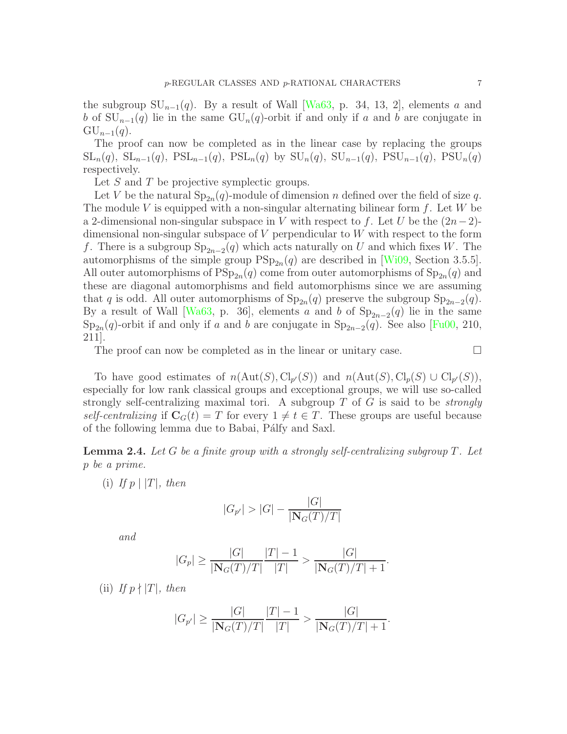the subgroup $\mathrm{SU}_{n-1}(q)$. By a result of Wall [Wa63, p. 34, 13, 2], elements $a$ and $b$ of $\mathrm{SU}_{n-1}(q)$ lie in the same $\mathrm{GU}_n(q)$-orbit if and only if $a$ and $b$ are conjugate in $\mathrm{GU}_{n-1}(q)$.

The proof can now be completed as in the linear case by replacing the groups $\mathrm{SL}_n(q)$, $\mathrm{SL}_{n-1}(q)$, $\mathrm{PSL}_{n-1}(q)$, $\mathrm{PSL}_n(q)$ by $\mathrm{SU}_n(q)$, $\mathrm{SU}_{n-1}(q)$, $\mathrm{PSU}_{n-1}(q)$, $\mathrm{PSU}_n(q)$ respectively.

Let $S$ and $T$ be projective symplectic groups.

Let $V$ be the natural $\mathrm{Sp}_{2n}(q)$-module of dimension $n$ defined over the field of size $q$. The module $V$ is equipped with a non-singular alternating bilinear form $f$. Let $W$ be a 2-dimensional non-singular subspace in $V$ with respect to $f$. Let $U$ be the $(2n-2)$-dimensional non-singular subspace of $V$ perpendicular to $W$ with respect to the form $f$. There is a subgroup $\mathrm{Sp}_{2n-2}(q)$ which acts naturally on $U$ and which fixes $W$. The automorphisms of the simple group $\mathrm{PSp}_{2n}(q)$ are described in [Wi09, Section 3.5.5]. All outer automorphisms of $\mathrm{PSp}_{2n}(q)$ come from outer automorphisms of $\mathrm{Sp}_{2n}(q)$ and these are diagonal automorphisms and field automorphisms since we are assuming that $q$ is odd. All outer automorphisms of $\mathrm{Sp}_{2n}(q)$ preserve the subgroup $\mathrm{Sp}_{2n-2}(q)$. By a result of Wall [Wa63, p. 36], elements $a$ and $b$ of $\mathrm{Sp}_{2n-2}(q)$ lie in the same $\mathrm{Sp}_{2n}(q)$-orbit if and only if $a$ and $b$ are conjugate in $\mathrm{Sp}_{2n-2}(q)$. See also [Fu00, 210, 211].

The proof can now be completed as in the linear or unitary case. $\square$

To have good estimates of $n(\mathrm{Aut}(S), \mathrm{Cl}_{p'}(S))$ and $n(\mathrm{Aut}(S), \mathrm{Cl}_p(S) \cup \mathrm{Cl}_{p'}(S))$, especially for low rank classical groups and exceptional groups, we will use so-called strongly self-centralizing maximal tori. A subgroup $T$ of $G$ is said to be *strongly self-centralizing* if $\mathbf{C}_G(t) = T$ for every $1 \neq t \in T$. These groups are useful because of the following lemma due to Babai, Pálfy and Saxl.

**Lemma 2.4.** *Let $G$ be a finite group with a strongly self-centralizing subgroup $T$. Let $p$ be a prime.*

(i) *If $p \mid |T|$, then*

$$|G_{p'}| > |G| - \frac{|G|}{|\mathbf{N}_G(T)/T|}$$

*and*

$$|G_p| \geq \frac{|G|}{|\mathbf{N}_G(T)/T|}\frac{|T|-1}{|T|} > \frac{|G|}{|\mathbf{N}_G(T)/T|+1}.$$

(ii) *If $p \nmid |T|$, then*

$$|G_{p'}| \geq \frac{|G|}{|\mathbf{N}_G(T)/T|}\frac{|T|-1}{|T|} > \frac{|G|}{|\mathbf{N}_G(T)/T|+1}.$$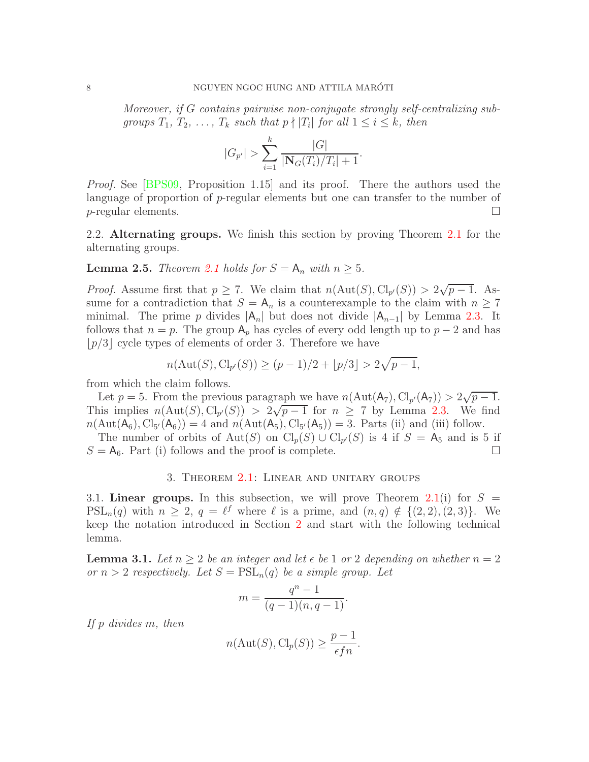*Moreover, if $G$ contains pairwise non-conjugate strongly self-centralizing subgroups $T_1, T_2, \ldots, T_k$ such that $p \nmid |T_i|$ for all $1 \leq i \leq k$, then*

$$|G_{p'}| > \sum_{i=1}^{k} \frac{|G|}{|\mathbf{N}_G(T_i)/T_i| + 1}.$$

*Proof.* See [BPS09, Proposition 1.15] and its proof. There the authors used the language of proportion of $p$-regular elements but one can transfer to the number of $p$-regular elements. □

## 2.2. Alternating groups.

We finish this section by proving Theorem 2.1 for the alternating groups.

**Lemma 2.5.** *Theorem 2.1 holds for $S = \mathsf{A}_n$ with $n \geq 5$.*

*Proof.* Assume first that $p \geq 7$. We claim that $n(\mathrm{Aut}(S), \mathrm{Cl}_{p'}(S)) > 2\sqrt{p-1}$. Assume for a contradiction that $S = \mathsf{A}_n$ is a counterexample to the claim with $n \geq 7$ minimal. The prime $p$ divides $|\mathsf{A}_n|$ but does not divide $|\mathsf{A}_{n-1}|$ by Lemma 2.3. It follows that $n = p$. The group $\mathsf{A}_p$ has cycles of every odd length up to $p-2$ and has $\lfloor p/3 \rfloor$ cycle types of elements of order 3. Therefore we have

$$n(\mathrm{Aut}(S), \mathrm{Cl}_{p'}(S)) \geq (p-1)/2 + \lfloor p/3 \rfloor > 2\sqrt{p-1},$$

from which the claim follows.

Let $p = 5$. From the previous paragraph we have $n(\mathrm{Aut}(\mathsf{A}_7), \mathrm{Cl}_{p'}(\mathsf{A}_7)) > 2\sqrt{p-1}$. This implies $n(\mathrm{Aut}(S), \mathrm{Cl}_{p'}(S)) > 2\sqrt{p-1}$ for $n \geq 7$ by Lemma 2.3. We find $n(\mathrm{Aut}(\mathsf{A}_6), \mathrm{Cl}_{5'}(\mathsf{A}_6)) = 4$ and $n(\mathrm{Aut}(\mathsf{A}_5), \mathrm{Cl}_{5'}(\mathsf{A}_5)) = 3$. Parts (ii) and (iii) follow.

The number of orbits of $\mathrm{Aut}(S)$ on $\mathrm{Cl}_p(S) \cup \mathrm{Cl}_{p'}(S)$ is 4 if $S = \mathsf{A}_5$ and is 5 if $S = \mathsf{A}_6$. Part (i) follows and the proof is complete. □

# 3. Theorem 2.1: Linear and unitary groups

## 3.1. Linear groups.

In this subsection, we will prove Theorem 2.1(i) for $S = \mathrm{PSL}_n(q)$ with $n \geq 2$, $q = \ell^f$ where $\ell$ is a prime, and $(n, q) \notin \{(2, 2), (2, 3)\}$. We keep the notation introduced in Section 2 and start with the following technical lemma.

**Lemma 3.1.** *Let $n \geq 2$ be an integer and let $\epsilon$ be 1 or 2 depending on whether $n = 2$ or $n > 2$ respectively. Let $S = \mathrm{PSL}_n(q)$ be a simple group. Let*

$$m = \frac{q^n - 1}{(q-1)(n, q-1)}.$$

*If $p$ divides $m$, then*

$$n(\mathrm{Aut}(S), \mathrm{Cl}_p(S)) \geq \frac{p-1}{\epsilon f n}.$$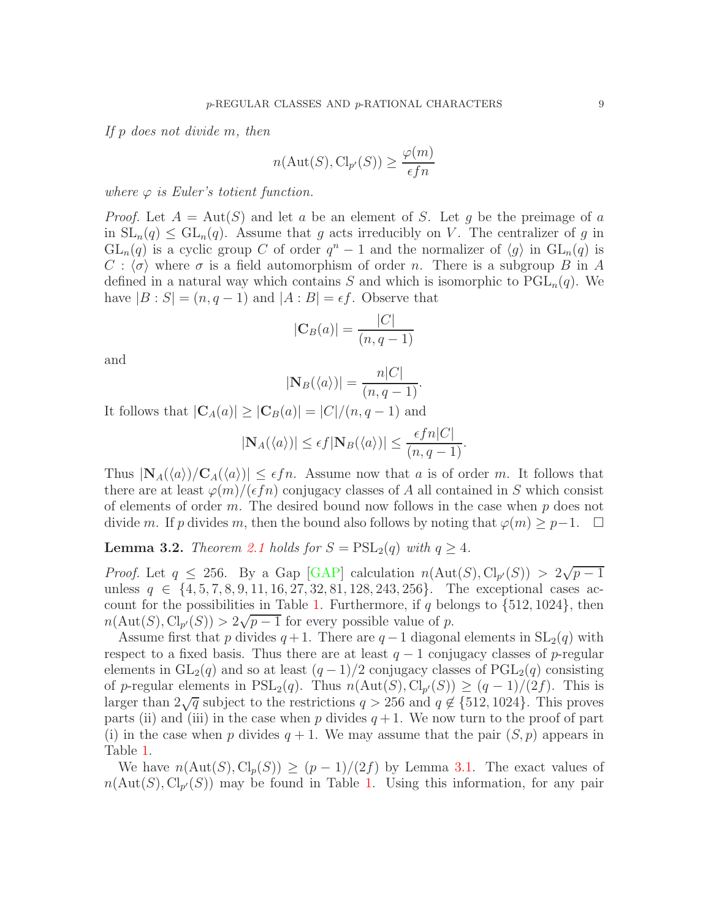*If $p$ does not divide $m$, then*

$$n(\mathrm{Aut}(S), \mathrm{Cl}_{p'}(S)) \geq \frac{\varphi(m)}{\epsilon f n}$$

*where $\varphi$ is Euler's totient function.*

*Proof.* Let $A = \mathrm{Aut}(S)$ and let $a$ be an element of $S$. Let $g$ be the preimage of $a$ in $\mathrm{SL}_n(q) \leq \mathrm{GL}_n(q)$. Assume that $g$ acts irreducibly on $V$. The centralizer of $g$ in $\mathrm{GL}_n(q)$ is a cyclic group $C$ of order $q^n - 1$ and the normalizer of $\langle g \rangle$ in $\mathrm{GL}_n(q)$ is $C : \langle \sigma \rangle$ where $\sigma$ is a field automorphism of order $n$. There is a subgroup $B$ in $A$ defined in a natural way which contains $S$ and which is isomorphic to $\mathrm{PGL}_n(q)$. We have $|B : S| = (n, q-1)$ and $|A : B| = \epsilon f$. Observe that

$$|\mathbf{C}_B(a)| = \frac{|C|}{(n, q-1)}$$

and

$$|\mathbf{N}_B(\langle a \rangle)| = \frac{n|C|}{(n, q-1)}.$$

It follows that $|\mathbf{C}_A(a)| \geq |\mathbf{C}_B(a)| = |C|/(n, q-1)$ and

$$|\mathbf{N}_A(\langle a \rangle)| \leq \epsilon f |\mathbf{N}_B(\langle a \rangle)| \leq \frac{\epsilon f n |C|}{(n, q-1)}.$$

Thus $|\mathbf{N}_A(\langle a \rangle)/\mathbf{C}_A(\langle a \rangle)| \leq \epsilon f n$. Assume now that $a$ is of order $m$. It follows that there are at least $\varphi(m)/(\epsilon f n)$ conjugacy classes of $A$ all contained in $S$ which consist of elements of order $m$. The desired bound now follows in the case when $p$ does not divide $m$. If $p$ divides $m$, then the bound also follows by noting that $\varphi(m) \geq p-1$. $\square$

**Lemma 3.2.** *Theorem 2.1 holds for $S = \mathrm{PSL}_2(q)$ with $q \geq 4$.*

*Proof.* Let $q \leq 256$. By a Gap [GAP] calculation $n(\mathrm{Aut}(S), \mathrm{Cl}_{p'}(S)) > 2\sqrt{p-1}$ unless $q \in \{4, 5, 7, 8, 9, 11, 16, 27, 32, 81, 128, 243, 256\}$. The exceptional cases account for the possibilities in Table 1. Furthermore, if $q$ belongs to $\{512, 1024\}$, then $n(\mathrm{Aut}(S), \mathrm{Cl}_{p'}(S)) > 2\sqrt{p-1}$ for every possible value of $p$.

Assume first that $p$ divides $q+1$. There are $q-1$ diagonal elements in $\mathrm{SL}_2(q)$ with respect to a fixed basis. Thus there are at least $q-1$ conjugacy classes of $p$-regular elements in $\mathrm{GL}_2(q)$ and so at least $(q-1)/2$ conjugacy classes of $\mathrm{PGL}_2(q)$ consisting of $p$-regular elements in $\mathrm{PSL}_2(q)$. Thus $n(\mathrm{Aut}(S), \mathrm{Cl}_{p'}(S)) \geq (q-1)/(2f)$. This is larger than $2\sqrt{q}$ subject to the restrictions $q > 256$ and $q \notin \{512, 1024\}$. This proves parts (ii) and (iii) in the case when $p$ divides $q+1$. We now turn to the proof of part (i) in the case when $p$ divides $q+1$. We may assume that the pair $(S, p)$ appears in Table 1.

We have $n(\mathrm{Aut}(S), \mathrm{Cl}_p(S)) \geq (p-1)/(2f)$ by Lemma 3.1. The exact values of $n(\mathrm{Aut}(S), \mathrm{Cl}_{p'}(S))$ may be found in Table 1. Using this information, for any pair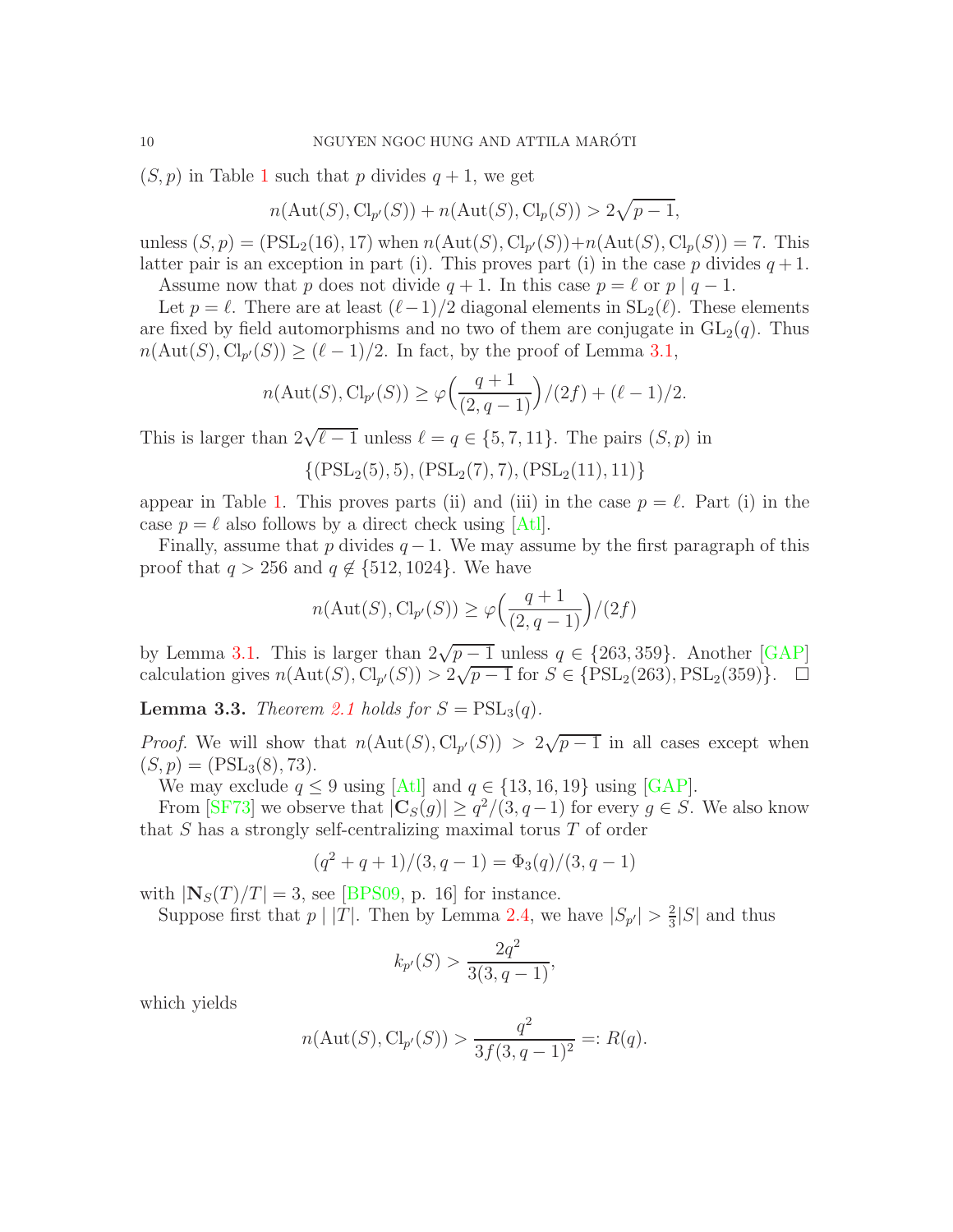$(S,p)$ in Table 1 such that $p$ divides $q+1$, we get

$$n(\mathrm{Aut}(S),\mathrm{Cl}_{p'}(S)) + n(\mathrm{Aut}(S),\mathrm{Cl}_{p}(S)) > 2\sqrt{p-1},$$

unless $(S,p) = (\mathrm{PSL}_2(16), 17)$ when $n(\mathrm{Aut}(S),\mathrm{Cl}_{p'}(S)) + n(\mathrm{Aut}(S),\mathrm{Cl}_{p}(S)) = 7$. This latter pair is an exception in part (i). This proves part (i) in the case $p$ divides $q+1$.

Assume now that $p$ does not divide $q+1$. In this case $p = \ell$ or $p \mid q-1$.

Let $p = \ell$. There are at least $(\ell-1)/2$ diagonal elements in $\mathrm{SL}_2(\ell)$. These elements are fixed by field automorphisms and no two of them are conjugate in $\mathrm{GL}_2(q)$. Thus $n(\mathrm{Aut}(S),\mathrm{Cl}_{p'}(S)) \geq (\ell-1)/2$. In fact, by the proof of Lemma 3.1,

$$n(\mathrm{Aut}(S),\mathrm{Cl}_{p'}(S)) \geq \varphi\Big(\frac{q+1}{(2,q-1)}\Big)/(2f) + (\ell-1)/2.$$

This is larger than $2\sqrt{\ell-1}$ unless $\ell = q \in \{5,7,11\}$. The pairs $(S,p)$ in

$$\{(\mathrm{PSL}_2(5),5), (\mathrm{PSL}_2(7),7), (\mathrm{PSL}_2(11),11)\}$$

appear in Table 1. This proves parts (ii) and (iii) in the case $p = \ell$. Part (i) in the case $p = \ell$ also follows by a direct check using [Atl].

Finally, assume that $p$ divides $q-1$. We may assume by the first paragraph of this proof that $q > 256$ and $q \notin \{512, 1024\}$. We have

$$n(\mathrm{Aut}(S),\mathrm{Cl}_{p'}(S)) \geq \varphi\Big(\frac{q+1}{(2,q-1)}\Big)/(2f)$$

by Lemma 3.1. This is larger than $2\sqrt{p-1}$ unless $q \in \{263, 359\}$. Another [GAP] calculation gives $n(\mathrm{Aut}(S),\mathrm{Cl}_{p'}(S)) > 2\sqrt{p-1}$ for $S \in \{\mathrm{PSL}_2(263), \mathrm{PSL}_2(359)\}$. $\square$

**Lemma 3.3.** *Theorem 2.1 holds for $S = \mathrm{PSL}_3(q)$.*

*Proof.* We will show that $n(\mathrm{Aut}(S),\mathrm{Cl}_{p'}(S)) > 2\sqrt{p-1}$ in all cases except when $(S,p) = (\mathrm{PSL}_3(8), 73)$.

We may exclude $q \leq 9$ using [Atl] and $q \in \{13, 16, 19\}$ using [GAP].

From [SF73] we observe that $|\mathbf{C}_S(g)| \geq q^2/(3,q-1)$ for every $g \in S$. We also know that $S$ has a strongly self-centralizing maximal torus $T$ of order

$$(q^2+q+1)/(3,q-1) = \Phi_3(q)/(3,q-1)$$

with $|\mathbf{N}_S(T)/T| = 3$, see [BPS09, p. 16] for instance.

Suppose first that $p \mid |T|$. Then by Lemma 2.4, we have $|S_{p'}| > \frac{2}{3}|S|$ and thus

$$k_{p'}(S) > \frac{2q^2}{3(3,q-1)},$$

which yields

$$n(\mathrm{Aut}(S),\mathrm{Cl}_{p'}(S)) > \frac{q^2}{3f(3,q-1)^2} =: R(q).$$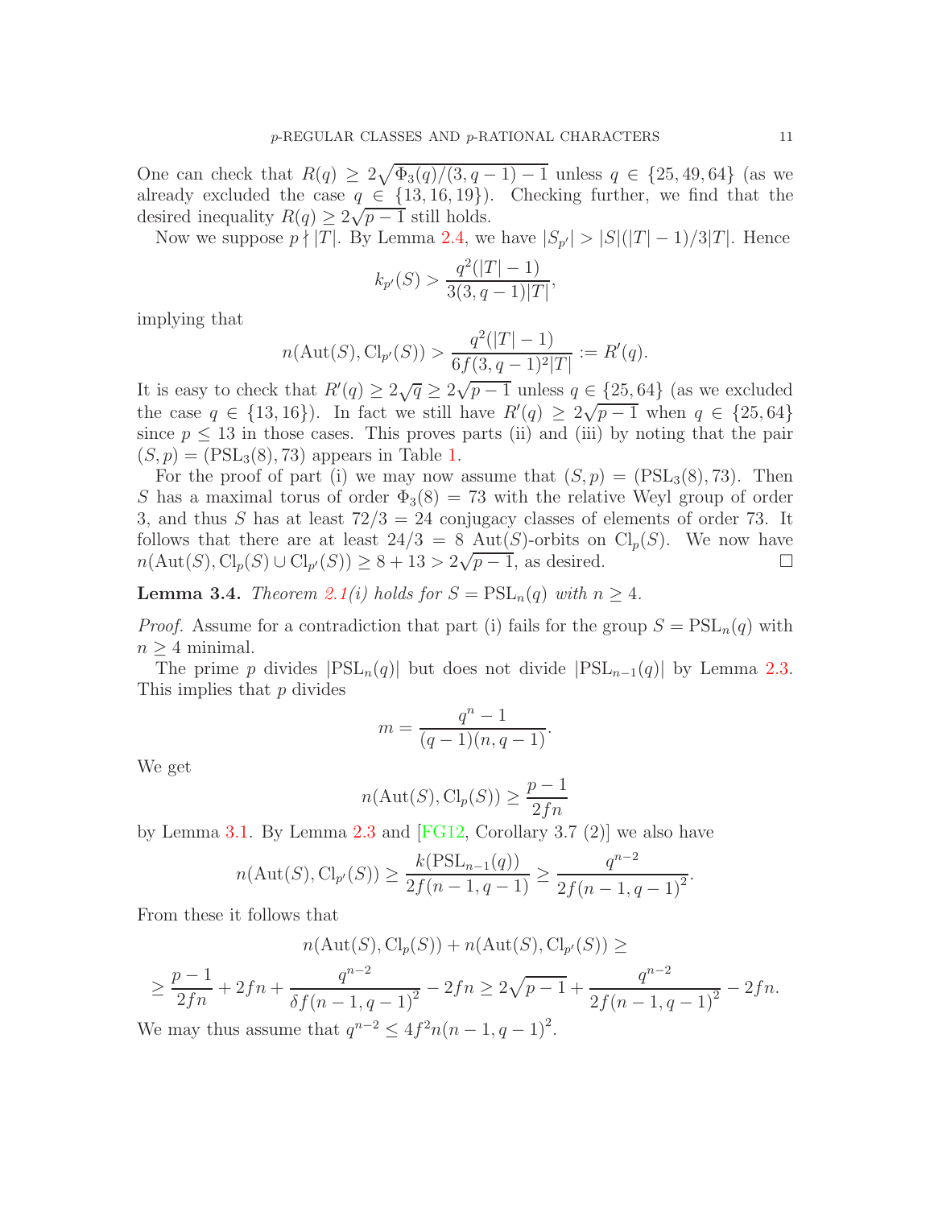One can check that $R(q) \geq 2\sqrt{\Phi_3(q)/(3,q-1)-1}$ unless $q \in \{25, 49, 64\}$ (as we already excluded the case $q \in \{13, 16, 19\}$). Checking further, we find that the desired inequality $R(q) \geq 2\sqrt{p-1}$ still holds.

Now we suppose $p \nmid |T|$. By Lemma 2.4, we have $|S_{p'}| > |S|(|T|-1)/3|T|$. Hence

$$k_{p'}(S) > \frac{q^2(|T|-1)}{3(3,q-1)|T|},$$

implying that

$$n(\mathrm{Aut}(S), \mathrm{Cl}_{p'}(S)) > \frac{q^2(|T|-1)}{6f(3,q-1)^2|T|} := R'(q).$$

It is easy to check that $R'(q) \geq 2\sqrt{q} \geq 2\sqrt{p-1}$ unless $q \in \{25, 64\}$ (as we excluded the case $q \in \{13, 16\}$). In fact we still have $R'(q) \geq 2\sqrt{p-1}$ when $q \in \{25, 64\}$ since $p \leq 13$ in those cases. This proves parts (ii) and (iii) by noting that the pair $(S,p) = (\mathrm{PSL}_3(8), 73)$ appears in Table 1.

For the proof of part (i) we may now assume that $(S,p) = (\mathrm{PSL}_3(8), 73)$. Then $S$ has a maximal torus of order $\Phi_3(8) = 73$ with the relative Weyl group of order 3, and thus $S$ has at least $72/3 = 24$ conjugacy classes of elements of order 73. It follows that there are at least $24/3 = 8$ $\mathrm{Aut}(S)$-orbits on $\mathrm{Cl}_p(S)$. We now have $n(\mathrm{Aut}(S), \mathrm{Cl}_p(S) \cup \mathrm{Cl}_{p'}(S)) \geq 8 + 13 > 2\sqrt{p-1}$, as desired. □

**Lemma 3.4.** *Theorem 2.1(i) holds for $S = \mathrm{PSL}_n(q)$ with $n \geq 4$.*

*Proof.* Assume for a contradiction that part (i) fails for the group $S = \mathrm{PSL}_n(q)$ with $n \geq 4$ minimal.

The prime $p$ divides $|\mathrm{PSL}_n(q)|$ but does not divide $|\mathrm{PSL}_{n-1}(q)|$ by Lemma 2.3. This implies that $p$ divides

$$m = \frac{q^n - 1}{(q-1)(n, q-1)}.$$

We get

$$n(\mathrm{Aut}(S), \mathrm{Cl}_p(S)) \geq \frac{p-1}{2fn}$$

by Lemma 3.1. By Lemma 2.3 and [FG12, Corollary 3.7 (2)] we also have

$$n(\mathrm{Aut}(S), \mathrm{Cl}_{p'}(S)) \geq \frac{k(\mathrm{PSL}_{n-1}(q))}{2f(n-1,q-1)} \geq \frac{q^{n-2}}{2f(n-1,q-1)^2}.$$

From these it follows that

$$n(\mathrm{Aut}(S), \mathrm{Cl}_p(S)) + n(\mathrm{Aut}(S), \mathrm{Cl}_{p'}(S)) \geq$$

$$\geq \frac{p-1}{2fn} + 2fn + \frac{q^{n-2}}{\delta f(n-1,q-1)^2} - 2fn \geq 2\sqrt{p-1} + \frac{q^{n-2}}{2f(n-1,q-1)^2} - 2fn.$$

We may thus assume that $q^{n-2} \leq 4f^2n(n-1,q-1)^2$.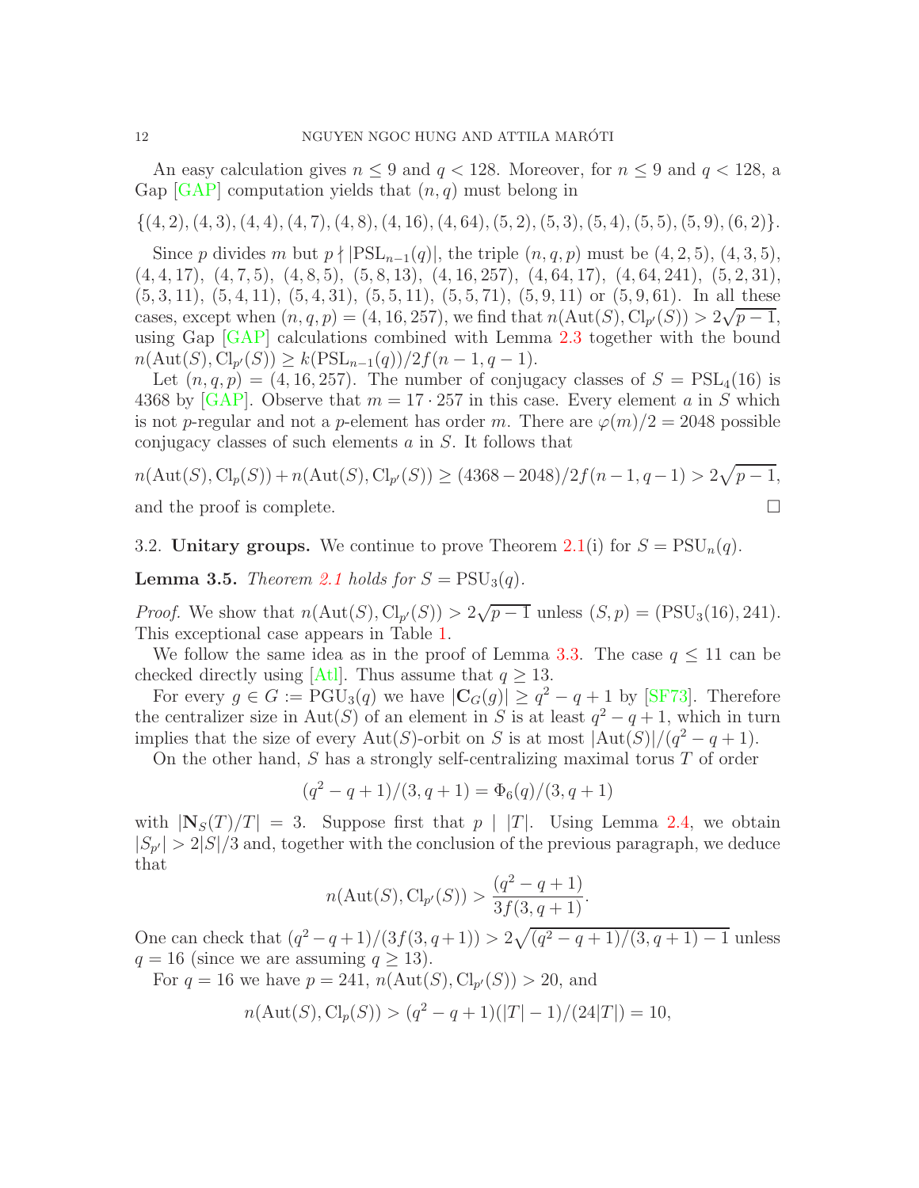An easy calculation gives $n \leq 9$ and $q < 128$. Moreover, for $n \leq 9$ and $q < 128$, a Gap [GAP] computation yields that $(n, q)$ must belong in

$$\{(4,2),(4,3),(4,4),(4,7),(4,8),(4,16),(4,64),(5,2),(5,3),(5,4),(5,5),(5,9),(6,2)\}.$$

Since $p$ divides $m$ but $p \nmid |\mathrm{PSL}_{n-1}(q)|$, the triple $(n, q, p)$ must be $(4, 2, 5)$, $(4, 3, 5)$, $(4, 4, 17)$, $(4, 7, 5)$, $(4, 8, 5)$, $(5, 8, 13)$, $(4, 16, 257)$, $(4, 64, 17)$, $(4, 64, 241)$, $(5, 2, 31)$, $(5, 3, 11)$, $(5, 4, 11)$, $(5, 4, 31)$, $(5, 5, 11)$, $(5, 5, 71)$, $(5, 9, 11)$ or $(5, 9, 61)$. In all these cases, except when $(n, q, p) = (4, 16, 257)$, we find that $n(\mathrm{Aut}(S), \mathrm{Cl}_{p'}(S)) > 2\sqrt{p-1}$, using Gap [GAP] calculations combined with Lemma 2.3 together with the bound $n(\mathrm{Aut}(S), \mathrm{Cl}_{p'}(S)) \geq k(\mathrm{PSL}_{n-1}(q))/2f(n-1, q-1)$.

Let $(n, q, p) = (4, 16, 257)$. The number of conjugacy classes of $S = \mathrm{PSL}_4(16)$ is 4368 by [GAP]. Observe that $m = 17 \cdot 257$ in this case. Every element $a$ in $S$ which is not $p$-regular and not a $p$-element has order $m$. There are $\varphi(m)/2 = 2048$ possible conjugacy classes of such elements $a$ in $S$. It follows that

$$n(\mathrm{Aut}(S), \mathrm{Cl}_p(S)) + n(\mathrm{Aut}(S), \mathrm{Cl}_{p'}(S)) \geq (4368 - 2048)/2f(n-1, q-1) > 2\sqrt{p-1},$$

and the proof is complete. $\square$

### 3.2. **Unitary groups.** 

We continue to prove Theorem 2.1(i) for $S = \mathrm{PSU}_n(q)$.

**Lemma 3.5.** *Theorem 2.1 holds for $S = \mathrm{PSU}_3(q)$.*

*Proof.* We show that $n(\mathrm{Aut}(S), \mathrm{Cl}_{p'}(S)) > 2\sqrt{p-1}$ unless $(S, p) = (\mathrm{PSU}_3(16), 241)$. This exceptional case appears in Table 1.

We follow the same idea as in the proof of Lemma 3.3. The case $q \leq 11$ can be checked directly using [Atl]. Thus assume that $q \geq 13$.

For every $g \in G := \mathrm{PGU}_3(q)$ we have $|\mathbf{C}_G(g)| \geq q^2 - q + 1$ by [SF73]. Therefore the centralizer size in $\mathrm{Aut}(S)$ of an element in $S$ is at least $q^2 - q + 1$, which in turn implies that the size of every $\mathrm{Aut}(S)$-orbit on $S$ is at most $|\mathrm{Aut}(S)|/(q^2 - q + 1)$.

On the other hand, $S$ has a strongly self-centralizing maximal torus $T$ of order

$$(q^2 - q + 1)/(3, q + 1) = \Phi_6(q)/(3, q + 1)$$

with $|\mathbf{N}_S(T)/T| = 3$. Suppose first that $p \mid |T|$. Using Lemma 2.4, we obtain $|S_{p'}| > 2|S|/3$ and, together with the conclusion of the previous paragraph, we deduce that

$$n(\mathrm{Aut}(S), \mathrm{Cl}_{p'}(S)) > \frac{(q^2 - q + 1)}{3f(3, q + 1)}.$$

One can check that $(q^2 - q + 1)/(3f(3, q + 1)) > 2\sqrt{(q^2 - q + 1)/(3, q + 1) - 1}$ unless $q = 16$ (since we are assuming $q \geq 13$).

For $q = 16$ we have $p = 241$, $n(\mathrm{Aut}(S), \mathrm{Cl}_{p'}(S)) > 20$, and

$$n(\mathrm{Aut}(S), \mathrm{Cl}_p(S)) > (q^2 - q + 1)(|T| - 1)/(24|T|) = 10,$$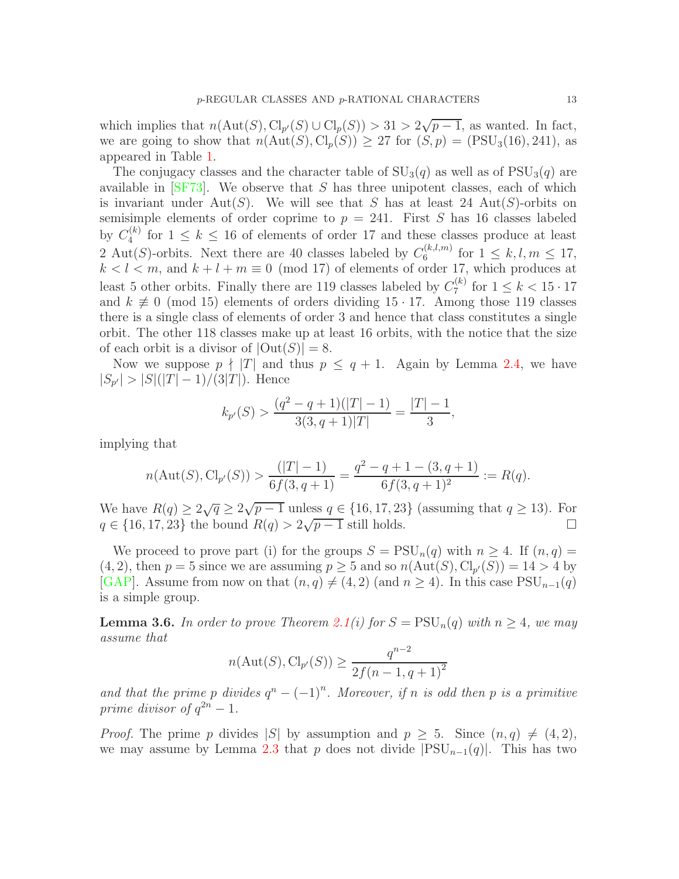which implies that $n(\mathrm{Aut}(S), \mathrm{Cl}_{p'}(S) \cup \mathrm{Cl}_p(S)) > 31 > 2\sqrt{p-1}$, as wanted. In fact, we are going to show that $n(\mathrm{Aut}(S), \mathrm{Cl}_p(S)) \geq 27$ for $(S, p) = (\mathrm{PSU}_3(16), 241)$, as appeared in Table 1.

The conjugacy classes and the character table of $\mathrm{SU}_3(q)$ as well as of $\mathrm{PSU}_3(q)$ are available in [SF73]. We observe that $S$ has three unipotent classes, each of which is invariant under $\mathrm{Aut}(S)$. We will see that $S$ has at least 24 $\mathrm{Aut}(S)$-orbits on semisimple elements of order coprime to $p = 241$. First $S$ has 16 classes labeled by $C_4^{(k)}$ for $1 \leq k \leq 16$ of elements of order 17 and these classes produce at least 2 $\mathrm{Aut}(S)$-orbits. Next there are 40 classes labeled by $C_6^{(k,l,m)}$ for $1 \leq k, l, m \leq 17$, $k < l < m$, and $k + l + m \equiv 0 \pmod{17}$ of elements of order 17, which produces at least 5 other orbits. Finally there are 119 classes labeled by $C_7^{(k)}$ for $1 \leq k < 15 \cdot 17$ and $k \not\equiv 0 \pmod{15}$ elements of orders dividing $15 \cdot 17$. Among those 119 classes there is a single class of elements of order 3 and hence that class constitutes a single orbit. The other 118 classes make up at least 16 orbits, with the notice that the size of each orbit is a divisor of $|\mathrm{Out}(S)| = 8$.

Now we suppose $p \nmid |T|$ and thus $p \leq q + 1$. Again by Lemma 2.4, we have $|S_{p'}| > |S|(|T| - 1)/(3|T|)$. Hence

$$k_{p'}(S) > \frac{(q^2 - q + 1)(|T| - 1)}{3(3, q + 1)|T|} = \frac{|T| - 1}{3},$$

implying that

$$n(\mathrm{Aut}(S), \mathrm{Cl}_{p'}(S)) > \frac{(|T| - 1)}{6f(3, q + 1)} = \frac{q^2 - q + 1 - (3, q + 1)}{6f(3, q + 1)^2} := R(q).$$

We have $R(q) \geq 2\sqrt{q} \geq 2\sqrt{p - 1}$ unless $q \in \{16, 17, 23\}$ (assuming that $q \geq 13$). For $q \in \{16, 17, 23\}$ the bound $R(q) > 2\sqrt{p - 1}$ still holds. □

We proceed to prove part (i) for the groups $S = \mathrm{PSU}_n(q)$ with $n \geq 4$. If $(n, q) = (4, 2)$, then $p = 5$ since we are assuming $p \geq 5$ and so $n(\mathrm{Aut}(S), \mathrm{Cl}_{p'}(S)) = 14 > 4$ by [GAP]. Assume from now on that $(n, q) \neq (4, 2)$ (and $n \geq 4$). In this case $\mathrm{PSU}_{n-1}(q)$ is a simple group.

**Lemma 3.6.** *In order to prove Theorem 2.1(i) for $S = \mathrm{PSU}_n(q)$ with $n \geq 4$, we may assume that*

$$n(\mathrm{Aut}(S), \mathrm{Cl}_{p'}(S)) \geq \frac{q^{n-2}}{2f(n - 1, q + 1)^2}$$

*and that the prime $p$ divides $q^n - (-1)^n$. Moreover, if $n$ is odd then $p$ is a primitive prime divisor of $q^{2n} - 1$.*

*Proof.* The prime $p$ divides $|S|$ by assumption and $p \geq 5$. Since $(n, q) \neq (4, 2)$, we may assume by Lemma 2.3 that $p$ does not divide $|\mathrm{PSU}_{n-1}(q)|$. This has two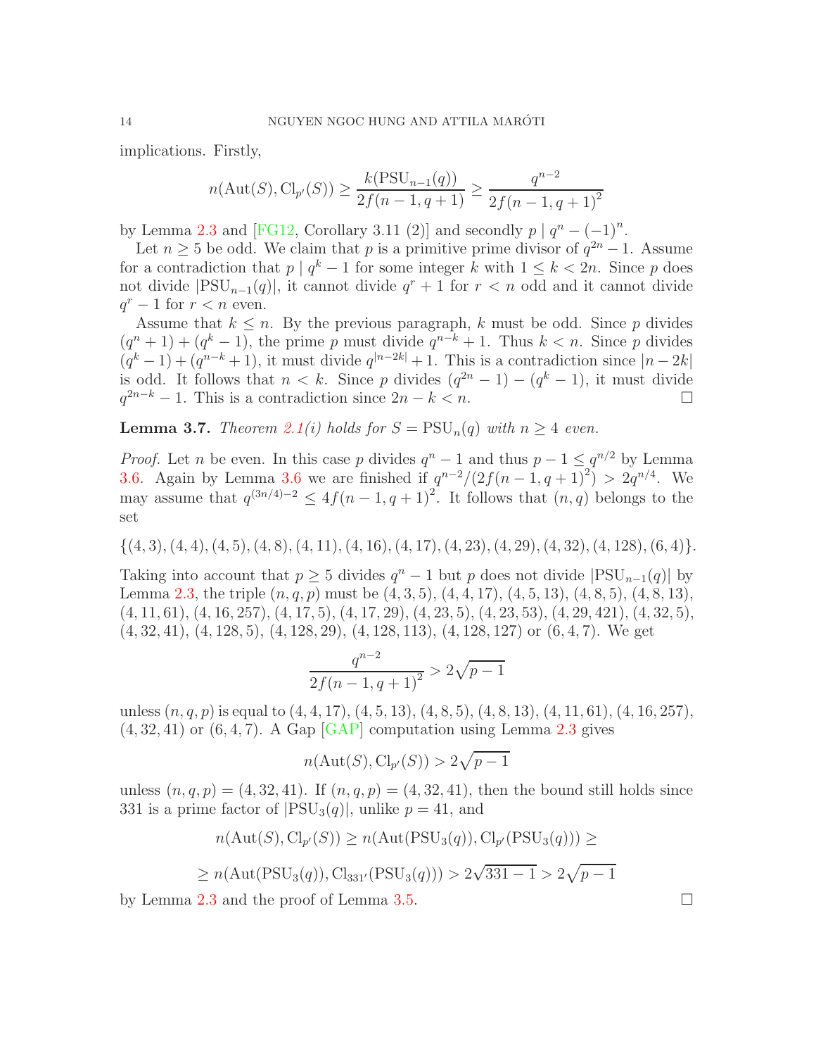implications. Firstly,

$$n(\mathrm{Aut}(S), \mathrm{Cl}_{p'}(S)) \geq \frac{k(\mathrm{PSU}_{n-1}(q))}{2f(n-1,q+1)} \geq \frac{q^{n-2}}{2f(n-1,q+1)^2}$$

by Lemma 2.3 and [FG12, Corollary 3.11 (2)] and secondly $p \mid q^n - (-1)^n$.

Let $n \geq 5$ be odd. We claim that $p$ is a primitive prime divisor of $q^{2n}-1$. Assume for a contradiction that $p \mid q^k - 1$ for some integer $k$ with $1 \leq k < 2n$. Since $p$ does not divide $|\mathrm{PSU}_{n-1}(q)|$, it cannot divide $q^r + 1$ for $r < n$ odd and it cannot divide $q^r - 1$ for $r < n$ even.

Assume that $k \leq n$. By the previous paragraph, $k$ must be odd. Since $p$ divides $(q^n+1)+(q^k-1)$, the prime $p$ must divide $q^{n-k}+1$. Thus $k < n$. Since $p$ divides $(q^k-1)+(q^{n-k}+1)$, it must divide $q^{|n-2k|}+1$. This is a contradiction since $|n-2k|$ is odd. It follows that $n < k$. Since $p$ divides $(q^{2n}-1)-(q^k-1)$, it must divide $q^{2n-k}-1$. This is a contradiction since $2n-k < n$. ☐

**Lemma 3.7.** *Theorem 2.1(i) holds for $S = \mathrm{PSU}_n(q)$ with $n \geq 4$ even.*

*Proof.* Let $n$ be even. In this case $p$ divides $q^n - 1$ and thus $p - 1 \leq q^{n/2}$ by Lemma 3.6. Again by Lemma 3.6 we are finished if $q^{n-2}/(2f(n-1,q+1)^2) > 2q^{n/4}$. We may assume that $q^{(3n/4)-2} \leq 4f(n-1,q+1)^2$. It follows that $(n,q)$ belongs to the set

$\{(4,3),(4,4),(4,5),(4,8),(4,11),(4,16),(4,17),(4,23),(4,29),(4,32),(4,128),(6,4)\}$.

Taking into account that $p \geq 5$ divides $q^n - 1$ but $p$ does not divide $|\mathrm{PSU}_{n-1}(q)|$ by Lemma 2.3, the triple $(n,q,p)$ must be $(4,3,5)$, $(4,4,17)$, $(4,5,13)$, $(4,8,5)$, $(4,8,13)$, $(4,11,61)$, $(4,16,257)$, $(4,17,5)$, $(4,17,29)$, $(4,23,5)$, $(4,23,53)$, $(4,29,421)$, $(4,32,5)$, $(4,32,41)$, $(4,128,5)$, $(4,128,29)$, $(4,128,113)$, $(4,128,127)$ or $(6,4,7)$. We get

$$\frac{q^{n-2}}{2f(n-1,q+1)^2} > 2\sqrt{p-1}$$

unless $(n,q,p)$ is equal to $(4,4,17)$, $(4,5,13)$, $(4,8,5)$, $(4,8,13)$, $(4,11,61)$, $(4,16,257)$, $(4,32,41)$ or $(6,4,7)$. A Gap [GAP] computation using Lemma 2.3 gives

$$n(\mathrm{Aut}(S), \mathrm{Cl}_{p'}(S)) > 2\sqrt{p-1}$$

unless $(n,q,p) = (4,32,41)$. If $(n,q,p) = (4,32,41)$, then the bound still holds since 331 is a prime factor of $|\mathrm{PSU}_3(q)|$, unlike $p = 41$, and

$$n(\mathrm{Aut}(S), \mathrm{Cl}_{p'}(S)) \geq n(\mathrm{Aut}(\mathrm{PSU}_3(q)), \mathrm{Cl}_{p'}(\mathrm{PSU}_3(q))) \geq$$

$$\geq n(\mathrm{Aut}(\mathrm{PSU}_3(q)), \mathrm{Cl}_{331'}(\mathrm{PSU}_3(q))) > 2\sqrt{331-1} > 2\sqrt{p-1}$$

by Lemma 2.3 and the proof of Lemma 3.5. ☐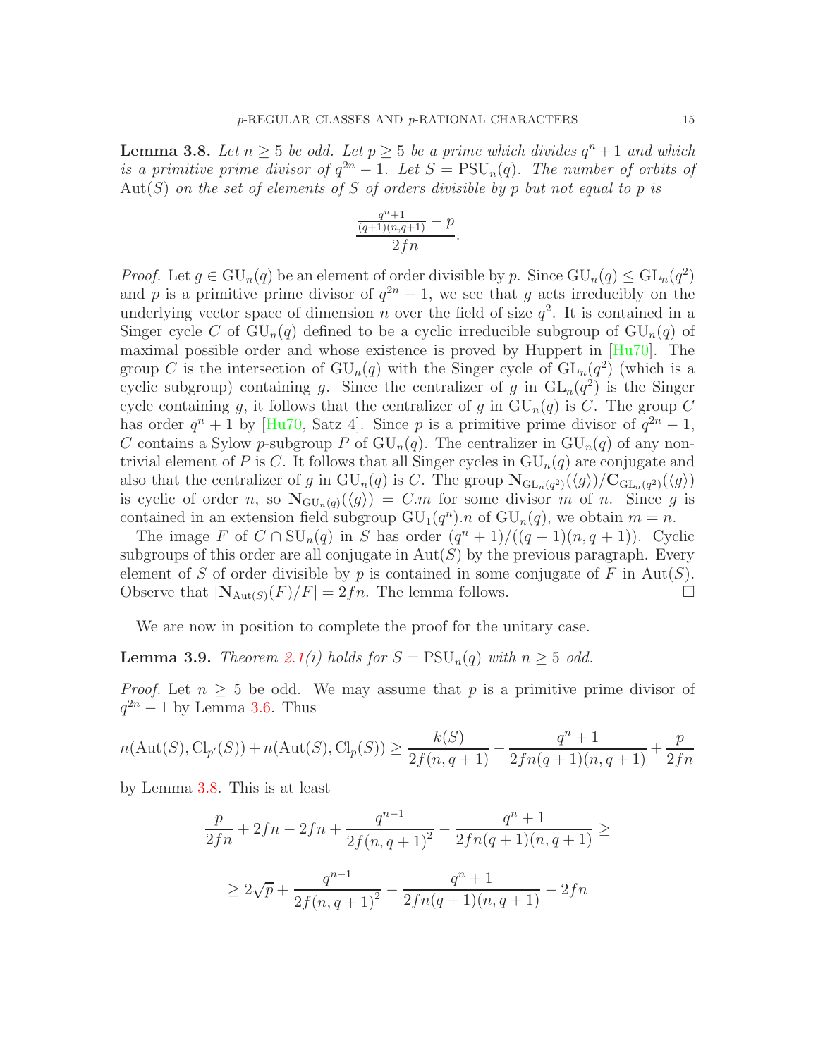**Lemma 3.8.** *Let $n \geq 5$ be odd. Let $p \geq 5$ be a prime which divides $q^n+1$ and which is a primitive prime divisor of $q^{2n}-1$. Let $S = \mathrm{PSU}_n(q)$. The number of orbits of $\mathrm{Aut}(S)$ on the set of elements of $S$ of orders divisible by $p$ but not equal to $p$ is*

$$\frac{\frac{q^n+1}{(q+1)(n,q+1)} - p}{2fn}.$$

*Proof.* Let $g \in \mathrm{GU}_n(q)$ be an element of order divisible by $p$. Since $\mathrm{GU}_n(q) \leq \mathrm{GL}_n(q^2)$ and $p$ is a primitive prime divisor of $q^{2n}-1$, we see that $g$ acts irreducibly on the underlying vector space of dimension $n$ over the field of size $q^2$. It is contained in a Singer cycle $C$ of $\mathrm{GU}_n(q)$ defined to be a cyclic irreducible subgroup of $\mathrm{GU}_n(q)$ of maximal possible order and whose existence is proved by Huppert in [Hu70]. The group $C$ is the intersection of $\mathrm{GU}_n(q)$ with the Singer cycle of $\mathrm{GL}_n(q^2)$ (which is a cyclic subgroup) containing $g$. Since the centralizer of $g$ in $\mathrm{GL}_n(q^2)$ is the Singer cycle containing $g$, it follows that the centralizer of $g$ in $\mathrm{GU}_n(q)$ is $C$. The group $C$ has order $q^n+1$ by [Hu70, Satz 4]. Since $p$ is a primitive prime divisor of $q^{2n}-1$, $C$ contains a Sylow $p$-subgroup $P$ of $\mathrm{GU}_n(q)$. The centralizer in $\mathrm{GU}_n(q)$ of any non-trivial element of $P$ is $C$. It follows that all Singer cycles in $\mathrm{GU}_n(q)$ are conjugate and also that the centralizer of $g$ in $\mathrm{GU}_n(q)$ is $C$. The group $\mathbf{N}_{\mathrm{GL}_n(q^2)}(\langle g\rangle)/\mathbf{C}_{\mathrm{GL}_n(q^2)}(\langle g\rangle)$ is cyclic of order $n$, so $\mathbf{N}_{\mathrm{GU}_n(q)}(\langle g\rangle) = C.m$ for some divisor $m$ of $n$. Since $g$ is contained in an extension field subgroup $\mathrm{GU}_1(q^n).n$ of $\mathrm{GU}_n(q)$, we obtain $m = n$.

The image $F$ of $C \cap \mathrm{SU}_n(q)$ in $S$ has order $(q^n+1)/((q+1)(n,q+1))$. Cyclic subgroups of this order are all conjugate in $\mathrm{Aut}(S)$ by the previous paragraph. Every element of $S$ of order divisible by $p$ is contained in some conjugate of $F$ in $\mathrm{Aut}(S)$. Observe that $|\mathbf{N}_{\mathrm{Aut}(S)}(F)/F| = 2fn$. The lemma follows. $\square$

We are now in position to complete the proof for the unitary case.

**Lemma 3.9.** *Theorem 2.1(i) holds for $S = \mathrm{PSU}_n(q)$ with $n \geq 5$ odd.*

*Proof.* Let $n \geq 5$ be odd. We may assume that $p$ is a primitive prime divisor of $q^{2n}-1$ by Lemma 3.6. Thus

$$n(\mathrm{Aut}(S), \mathrm{Cl}_{p'}(S)) + n(\mathrm{Aut}(S), \mathrm{Cl}_p(S)) \geq \frac{k(S)}{2f(n,q+1)} - \frac{q^n+1}{2fn(q+1)(n,q+1)} + \frac{p}{2fn}$$

by Lemma 3.8. This is at least

$$\frac{p}{2fn} + 2fn - 2fn + \frac{q^{n-1}}{2f(n,q+1)^2} - \frac{q^n+1}{2fn(q+1)(n,q+1)} \geq$$

$$\geq 2\sqrt{p} + \frac{q^{n-1}}{2f(n,q+1)^2} - \frac{q^n+1}{2fn(q+1)(n,q+1)} - 2fn$$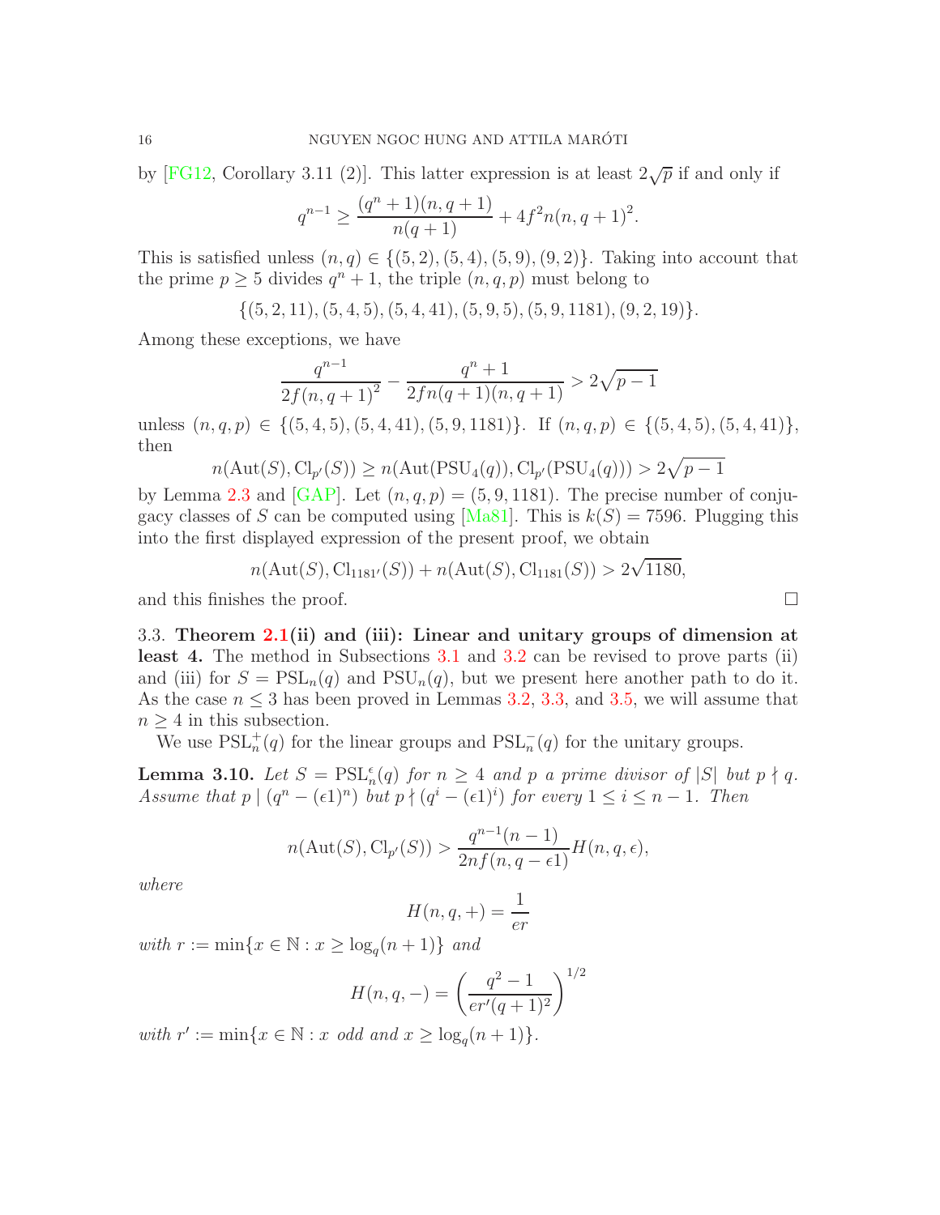by [FG12, Corollary 3.11 (2)]. This latter expression is at least $2\sqrt{p}$ if and only if

$$q^{n-1} \geq \frac{(q^n+1)(n,q+1)}{n(q+1)} + 4f^2 n(n,q+1)^2.$$

This is satisfied unless $(n,q) \in \{(5,2),(5,4),(5,9),(9,2)\}$. Taking into account that the prime $p \geq 5$ divides $q^n+1$, the triple $(n,q,p)$ must belong to

$$\{(5,2,11),(5,4,5),(5,4,41),(5,9,5),(5,9,1181),(9,2,19)\}.$$

Among these exceptions, we have

$$\frac{q^{n-1}}{2f(n,q+1)^2} - \frac{q^n+1}{2fn(q+1)(n,q+1)} > 2\sqrt{p-1}$$

unless $(n,q,p) \in \{(5,4,5),(5,4,41),(5,9,1181)\}$. If $(n,q,p) \in \{(5,4,5),(5,4,41)\}$, then

$$n(\mathrm{Aut}(S),\mathrm{Cl}_{p'}(S)) \geq n(\mathrm{Aut}(\mathrm{PSU}_4(q)),\mathrm{Cl}_{p'}(\mathrm{PSU}_4(q))) > 2\sqrt{p-1}$$

by Lemma 2.3 and [GAP]. Let $(n,q,p) = (5,9,1181)$. The precise number of conjugacy classes of $S$ can be computed using [Ma81]. This is $k(S) = 7596$. Plugging this into the first displayed expression of the present proof, we obtain

$$n(\mathrm{Aut}(S),\mathrm{Cl}_{1181'}(S)) + n(\mathrm{Aut}(S),\mathrm{Cl}_{1181}(S)) > 2\sqrt{1180},$$

and this finishes the proof. ∎

### 3.3. Theorem 2.1(ii) and (iii): Linear and unitary groups of dimension at least 4.

The method in Subsections 3.1 and 3.2 can be revised to prove parts (ii) and (iii) for $S = \mathrm{PSL}_n(q)$ and $\mathrm{PSU}_n(q)$, but we present here another path to do it. As the case $n \leq 3$ has been proved in Lemmas 3.2, 3.3, and 3.5, we will assume that $n \geq 4$ in this subsection.

We use $\mathrm{PSL}_n^+(q)$ for the linear groups and $\mathrm{PSL}_n^-(q)$ for the unitary groups.

**Lemma 3.10.** *Let $S = \mathrm{PSL}_n^\epsilon(q)$ for $n \geq 4$ and $p$ a prime divisor of $|S|$ but $p \nmid q$. Assume that $p \mid (q^n - (\epsilon 1)^n)$ but $p \nmid (q^i - (\epsilon 1)^i)$ for every $1 \leq i \leq n-1$. Then*

$$n(\mathrm{Aut}(S),\mathrm{Cl}_{p'}(S)) > \frac{q^{n-1}(n-1)}{2nf(n,q-\epsilon 1)} H(n,q,\epsilon),$$

*where*

$$H(n,q,+) = \frac{1}{er}$$

*with $r := \min\{x \in \mathbb{N} : x \geq \log_q(n+1)\}$ and*

$$H(n,q,-) = \left(\frac{q^2-1}{er'(q+1)^2}\right)^{1/2}$$

*with $r' := \min\{x \in \mathbb{N} : x \text{ odd and } x \geq \log_q(n+1)\}$.*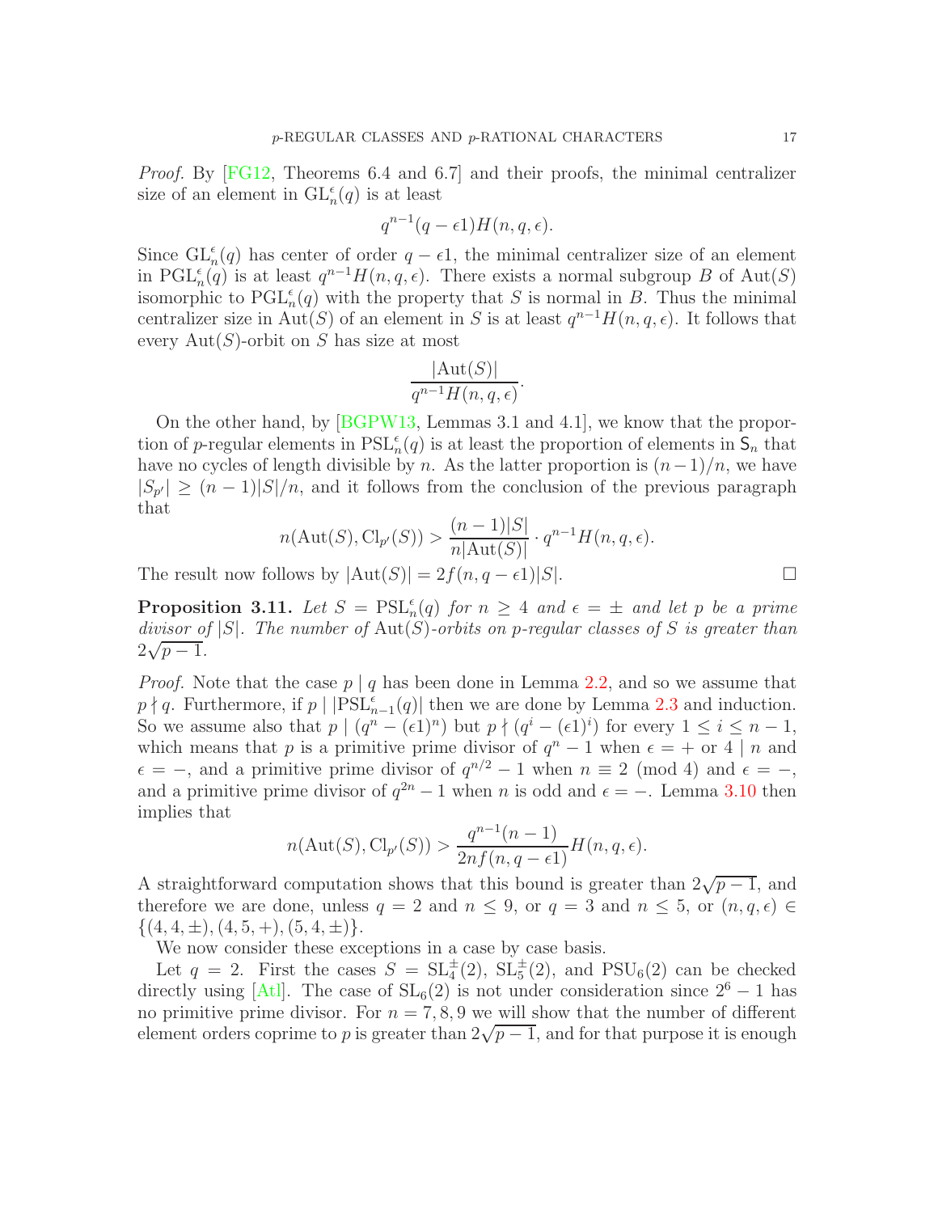*Proof.* By [FG12, Theorems 6.4 and 6.7] and their proofs, the minimal centralizer size of an element in $\mathrm{GL}_n^\epsilon(q)$ is at least

$$q^{n-1}(q-\epsilon 1)H(n,q,\epsilon).$$

Since $\mathrm{GL}_n^\epsilon(q)$ has center of order $q-\epsilon 1$, the minimal centralizer size of an element in $\mathrm{PGL}_n^\epsilon(q)$ is at least $q^{n-1}H(n,q,\epsilon)$. There exists a normal subgroup $B$ of $\mathrm{Aut}(S)$ isomorphic to $\mathrm{PGL}_n^\epsilon(q)$ with the property that $S$ is normal in $B$. Thus the minimal centralizer size in $\mathrm{Aut}(S)$ of an element in $S$ is at least $q^{n-1}H(n,q,\epsilon)$. It follows that every $\mathrm{Aut}(S)$-orbit on $S$ has size at most

$$\frac{|\mathrm{Aut}(S)|}{q^{n-1}H(n,q,\epsilon)}.$$

On the other hand, by [BGPW13, Lemmas 3.1 and 4.1], we know that the proportion of $p$-regular elements in $\mathrm{PSL}_n^\epsilon(q)$ is at least the proportion of elements in $\mathsf{S}_n$ that have no cycles of length divisible by $n$. As the latter proportion is $(n-1)/n$, we have $|S_{p'}| \geq (n-1)|S|/n$, and it follows from the conclusion of the previous paragraph that

$$n(\mathrm{Aut}(S),\mathrm{Cl}_{p'}(S)) > \frac{(n-1)|S|}{n|\mathrm{Aut}(S)|}\cdot q^{n-1}H(n,q,\epsilon).$$

The result now follows by $|\mathrm{Aut}(S)| = 2f(n,q-\epsilon 1)|S|$. $\square$

**Proposition 3.11.** *Let $S = \mathrm{PSL}_n^\epsilon(q)$ for $n \geq 4$ and $\epsilon = \pm$ and let $p$ be a prime divisor of $|S|$. The number of $\mathrm{Aut}(S)$-orbits on $p$-regular classes of $S$ is greater than $2\sqrt{p-1}$.*

*Proof.* Note that the case $p \mid q$ has been done in Lemma 2.2, and so we assume that $p \nmid q$. Furthermore, if $p \mid |\mathrm{PSL}_{n-1}^\epsilon(q)|$ then we are done by Lemma 2.3 and induction. So we assume also that $p \mid (q^n - (\epsilon 1)^n)$ but $p \nmid (q^i - (\epsilon 1)^i)$ for every $1 \leq i \leq n-1$, which means that $p$ is a primitive prime divisor of $q^n - 1$ when $\epsilon = +$ or $4 \mid n$ and $\epsilon = -$, and a primitive prime divisor of $q^{n/2} - 1$ when $n \equiv 2 \pmod 4$ and $\epsilon = -$, and a primitive prime divisor of $q^{2n} - 1$ when $n$ is odd and $\epsilon = -$. Lemma 3.10 then implies that

$$n(\mathrm{Aut}(S),\mathrm{Cl}_{p'}(S)) > \frac{q^{n-1}(n-1)}{2nf(n,q-\epsilon 1)}H(n,q,\epsilon).$$

A straightforward computation shows that this bound is greater than $2\sqrt{p-1}$, and therefore we are done, unless $q = 2$ and $n \leq 9$, or $q = 3$ and $n \leq 5$, or $(n,q,\epsilon) \in \{(4,4,\pm),(4,5,+),(5,4,\pm)\}$.

We now consider these exceptions in a case by case basis.

Let $q = 2$. First the cases $S = \mathrm{SL}_4^\pm(2)$, $\mathrm{SL}_5^\pm(2)$, and $\mathrm{PSU}_6(2)$ can be checked directly using [Atl]. The case of $\mathrm{SL}_6(2)$ is not under consideration since $2^6 - 1$ has no primitive prime divisor. For $n = 7, 8, 9$ we will show that the number of different element orders coprime to $p$ is greater than $2\sqrt{p-1}$, and for that purpose it is enough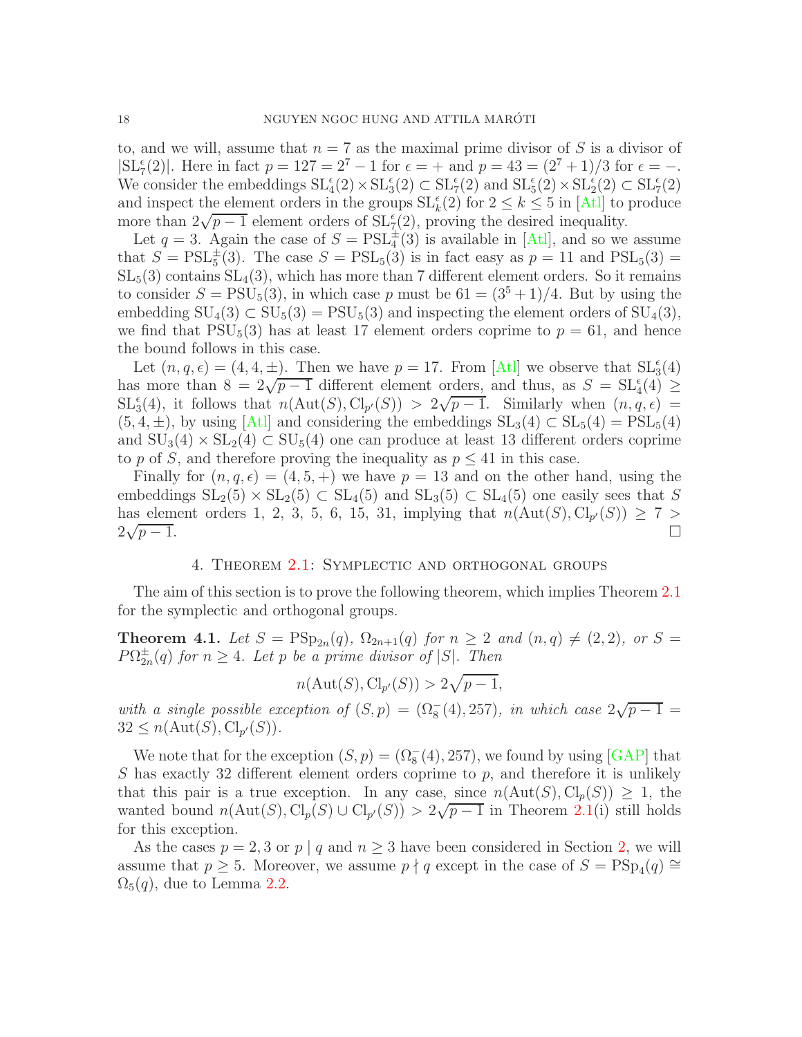to, and we will, assume that $n = 7$ as the maximal prime divisor of $S$ is a divisor of $|\mathrm{SL}_7^\epsilon(2)|$. Here in fact $p = 127 = 2^7 - 1$ for $\epsilon = +$ and $p = 43 = (2^7+1)/3$ for $\epsilon = -$. We consider the embeddings $\mathrm{SL}_4^\epsilon(2) \times \mathrm{SL}_3^\epsilon(2) \subset \mathrm{SL}_7^\epsilon(2)$ and $\mathrm{SL}_5^\epsilon(2) \times \mathrm{SL}_2^\epsilon(2) \subset \mathrm{SL}_7^\epsilon(2)$ and inspect the element orders in the groups $\mathrm{SL}_k^\epsilon(2)$ for $2 \leq k \leq 5$ in [Atl] to produce more than $2\sqrt{p-1}$ element orders of $\mathrm{SL}_7^\epsilon(2)$, proving the desired inequality.

Let $q = 3$. Again the case of $S = \mathrm{PSL}_4^\pm(3)$ is available in [Atl], and so we assume that $S = \mathrm{PSL}_5^\pm(3)$. The case $S = \mathrm{PSL}_5(3)$ is in fact easy as $p = 11$ and $\mathrm{PSL}_5(3) = \mathrm{SL}_5(3)$ contains $\mathrm{SL}_4(3)$, which has more than 7 different element orders. So it remains to consider $S = \mathrm{PSU}_5(3)$, in which case $p$ must be $61 = (3^5+1)/4$. But by using the embedding $\mathrm{SU}_4(3) \subset \mathrm{SU}_5(3) = \mathrm{PSU}_5(3)$ and inspecting the element orders of $\mathrm{SU}_4(3)$, we find that $\mathrm{PSU}_5(3)$ has at least 17 element orders coprime to $p = 61$, and hence the bound follows in this case.

Let $(n, q, \epsilon) = (4, 4, \pm)$. Then we have $p = 17$. From [Atl] we observe that $\mathrm{SL}_3^\epsilon(4)$ has more than $8 = 2\sqrt{p-1}$ different element orders, and thus, as $S = \mathrm{SL}_4^\epsilon(4) \geq \mathrm{SL}_3^\epsilon(4)$, it follows that $n(\mathrm{Aut}(S), \mathrm{Cl}_{p'}(S)) > 2\sqrt{p-1}$. Similarly when $(n, q, \epsilon) = (5, 4, \pm)$, by using [Atl] and considering the embeddings $\mathrm{SL}_3(4) \subset \mathrm{SL}_5(4) = \mathrm{PSL}_5(4)$ and $\mathrm{SU}_3(4) \times \mathrm{SL}_2(4) \subset \mathrm{SU}_5(4)$ one can produce at least 13 different orders coprime to $p$ of $S$, and therefore proving the inequality as $p \leq 41$ in this case.

Finally for $(n, q, \epsilon) = (4, 5, +)$ we have $p = 13$ and on the other hand, using the embeddings $\mathrm{SL}_2(5) \times \mathrm{SL}_2(5) \subset \mathrm{SL}_4(5)$ and $\mathrm{SL}_3(5) \subset \mathrm{SL}_4(5)$ one easily sees that $S$ has element orders 1, 2, 3, 5, 6, 15, 31, implying that $n(\mathrm{Aut}(S), \mathrm{Cl}_{p'}(S)) \geq 7 > 2\sqrt{p-1}$. ∎

## 4. Theorem 2.1: Symplectic and orthogonal groups

The aim of this section is to prove the following theorem, which implies Theorem 2.1 for the symplectic and orthogonal groups.

**Theorem 4.1.** *Let $S = \mathrm{PSp}_{2n}(q)$, $\Omega_{2n+1}(q)$ for $n \geq 2$ and $(n, q) \neq (2, 2)$, or $S = P\Omega_{2n}^\pm(q)$ for $n \geq 4$. Let $p$ be a prime divisor of $|S|$. Then*

$$n(\mathrm{Aut}(S), \mathrm{Cl}_{p'}(S)) > 2\sqrt{p-1},$$

*with a single possible exception of $(S, p) = (\Omega_8^-(4), 257)$, in which case $2\sqrt{p-1} = 32 \leq n(\mathrm{Aut}(S), \mathrm{Cl}_{p'}(S))$.*

We note that for the exception $(S, p) = (\Omega_8^-(4), 257)$, we found by using [GAP] that $S$ has exactly 32 different element orders coprime to $p$, and therefore it is unlikely that this pair is a true exception. In any case, since $n(\mathrm{Aut}(S), \mathrm{Cl}_p(S)) \geq 1$, the wanted bound $n(\mathrm{Aut}(S), \mathrm{Cl}_p(S) \cup \mathrm{Cl}_{p'}(S)) > 2\sqrt{p-1}$ in Theorem 2.1(i) still holds for this exception.

As the cases $p = 2, 3$ or $p \mid q$ and $n \geq 3$ have been considered in Section 2, we will assume that $p \geq 5$. Moreover, we assume $p \nmid q$ except in the case of $S = \mathrm{PSp}_4(q) \cong \Omega_5(q)$, due to Lemma 2.2.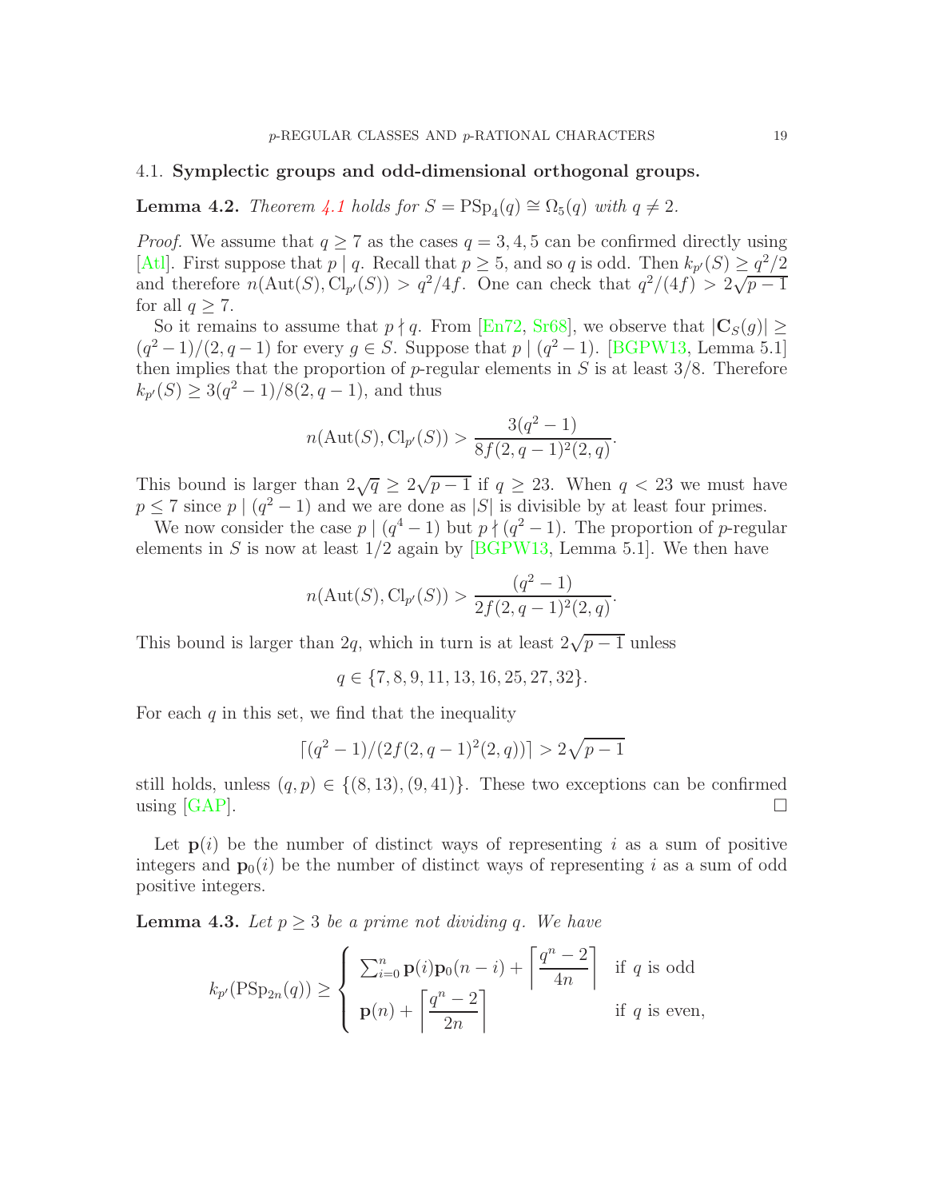### 4.1. Symplectic groups and odd-dimensional orthogonal groups.

**Lemma 4.2.** *Theorem 4.1 holds for $S = \mathrm{PSp}_4(q) \cong \Omega_5(q)$ with $q \neq 2$.*

*Proof.* We assume that $q \geq 7$ as the cases $q = 3, 4, 5$ can be confirmed directly using [Atl]. First suppose that $p \mid q$. Recall that $p \geq 5$, and so $q$ is odd. Then $k_{p'}(S) \geq q^2/2$ and therefore $n(\mathrm{Aut}(S), \mathrm{Cl}_{p'}(S)) > q^2/4f$. One can check that $q^2/(4f) > 2\sqrt{p-1}$ for all $q \geq 7$.

So it remains to assume that $p \nmid q$. From [En72, Sr68], we observe that $|\mathbf{C}_S(g)| \geq (q^2-1)/(2, q-1)$ for every $g \in S$. Suppose that $p \mid (q^2-1)$. [BGPW13, Lemma 5.1] then implies that the proportion of $p$-regular elements in $S$ is at least $3/8$. Therefore $k_{p'}(S) \geq 3(q^2-1)/8(2, q-1)$, and thus

$$n(\mathrm{Aut}(S), \mathrm{Cl}_{p'}(S)) > \frac{3(q^2-1)}{8f(2, q-1)^2(2, q)}.$$

This bound is larger than $2\sqrt{q} \geq 2\sqrt{p-1}$ if $q \geq 23$. When $q < 23$ we must have $p \leq 7$ since $p \mid (q^2-1)$ and we are done as $|S|$ is divisible by at least four primes.

We now consider the case $p \mid (q^4-1)$ but $p \nmid (q^2-1)$. The proportion of $p$-regular elements in $S$ is now at least $1/2$ again by [BGPW13, Lemma 5.1]. We then have

$$n(\mathrm{Aut}(S), \mathrm{Cl}_{p'}(S)) > \frac{(q^2-1)}{2f(2, q-1)^2(2, q)}.$$

This bound is larger than $2q$, which in turn is at least $2\sqrt{p-1}$ unless

$$q \in \{7, 8, 9, 11, 13, 16, 25, 27, 32\}.$$

For each $q$ in this set, we find that the inequality

$$\lceil (q^2-1)/(2f(2, q-1)^2(2, q)) \rceil > 2\sqrt{p-1}$$

still holds, unless $(q, p) \in \{(8, 13), (9, 41)\}$. These two exceptions can be confirmed using [GAP]. $\square$

Let $\mathbf{p}(i)$ be the number of distinct ways of representing $i$ as a sum of positive integers and $\mathbf{p}_0(i)$ be the number of distinct ways of representing $i$ as a sum of odd positive integers.

**Lemma 4.3.** *Let $p \geq 3$ be a prime not dividing $q$. We have*

$$k_{p'}(\mathrm{PSp}_{2n}(q)) \geq \begin{cases} \sum_{i=0}^{n} \mathbf{p}(i)\mathbf{p}_0(n-i) + \left\lceil \dfrac{q^n-2}{4n} \right\rceil & \text{if } q \text{ is odd} \\ \mathbf{p}(n) + \left\lceil \dfrac{q^n-2}{2n} \right\rceil & \text{if } q \text{ is even,} \end{cases}$$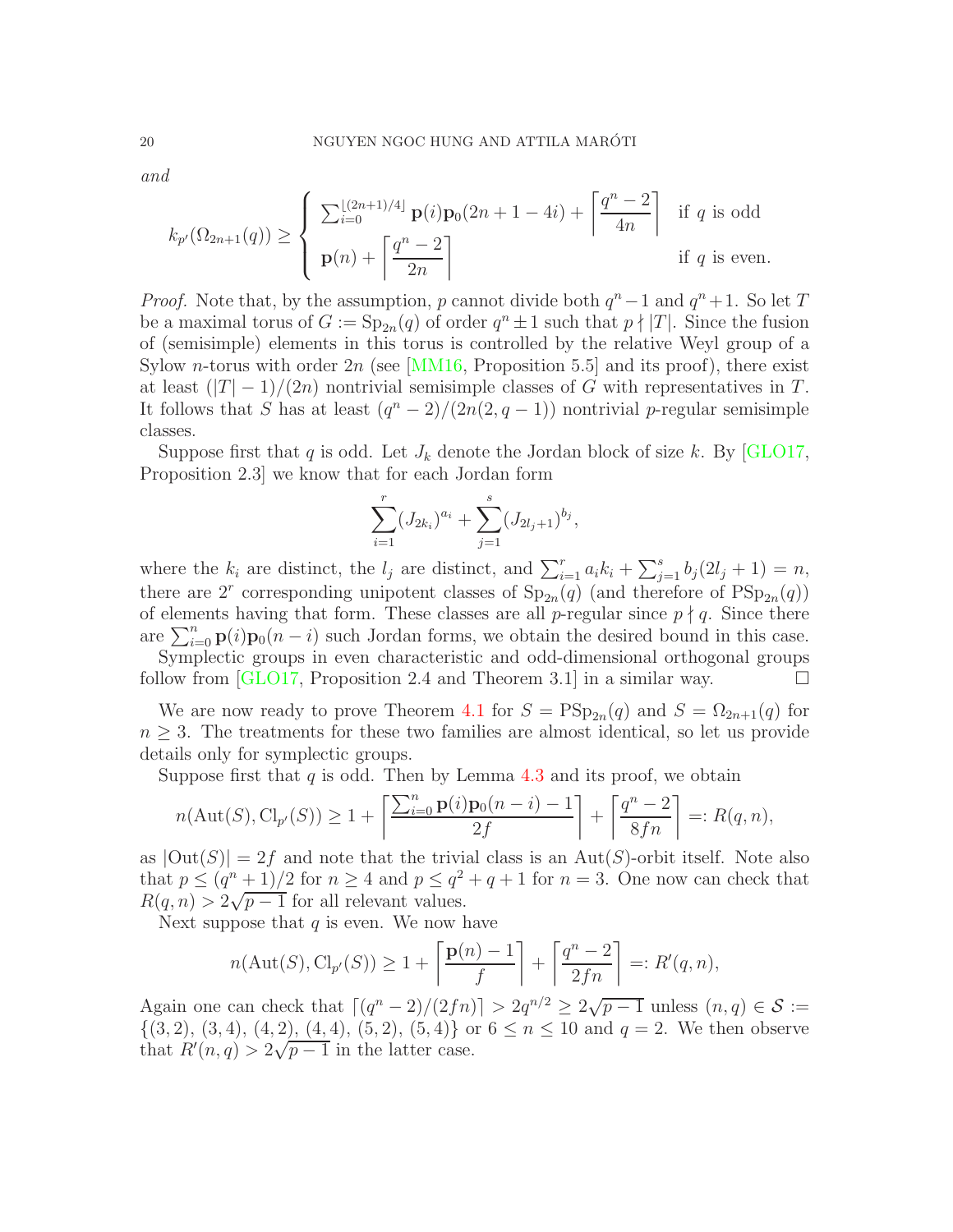*and*

$$k_{p'}(\Omega_{2n+1}(q)) \geq \begin{cases} \sum_{i=0}^{\lfloor (2n+1)/4 \rfloor} \mathbf{p}(i)\mathbf{p}_0(2n+1-4i) + \left\lceil \dfrac{q^n-2}{4n} \right\rceil & \text{if } q \text{ is odd} \\ \mathbf{p}(n) + \left\lceil \dfrac{q^n-2}{2n} \right\rceil & \text{if } q \text{ is even.} \end{cases}$$

*Proof.* Note that, by the assumption, $p$ cannot divide both $q^n-1$ and $q^n+1$. So let $T$ be a maximal torus of $G := \mathrm{Sp}_{2n}(q)$ of order $q^n \pm 1$ such that $p \nmid |T|$. Since the fusion of (semisimple) elements in this torus is controlled by the relative Weyl group of a Sylow $n$-torus with order $2n$ (see [MM16, Proposition 5.5] and its proof), there exist at least $(|T|-1)/(2n)$ nontrivial semisimple classes of $G$ with representatives in $T$. It follows that $S$ has at least $(q^n-2)/(2n(2,q-1))$ nontrivial $p$-regular semisimple classes.

Suppose first that $q$ is odd. Let $J_k$ denote the Jordan block of size $k$. By [GLO17, Proposition 2.3] we know that for each Jordan form

$$\sum_{i=1}^{r}(J_{2k_i})^{a_i} + \sum_{j=1}^{s}(J_{2l_j+1})^{b_j},$$

where the $k_i$ are distinct, the $l_j$ are distinct, and $\sum_{i=1}^{r} a_i k_i + \sum_{j=1}^{s} b_j(2l_j+1) = n$, there are $2^r$ corresponding unipotent classes of $\mathrm{Sp}_{2n}(q)$ (and therefore of $\mathrm{PSp}_{2n}(q)$) of elements having that form. These classes are all $p$-regular since $p \nmid q$. Since there are $\sum_{i=0}^{n} \mathbf{p}(i)\mathbf{p}_0(n-i)$ such Jordan forms, we obtain the desired bound in this case.

Symplectic groups in even characteristic and odd-dimensional orthogonal groups follow from [GLO17, Proposition 2.4 and Theorem 3.1] in a similar way. $\square$

We are now ready to prove Theorem 4.1 for $S = \mathrm{PSp}_{2n}(q)$ and $S = \Omega_{2n+1}(q)$ for $n \geq 3$. The treatments for these two families are almost identical, so let us provide details only for symplectic groups.

Suppose first that $q$ is odd. Then by Lemma 4.3 and its proof, we obtain

$$n(\mathrm{Aut}(S), \mathrm{Cl}_{p'}(S)) \geq 1 + \left\lceil \frac{\sum_{i=0}^{n} \mathbf{p}(i)\mathbf{p}_0(n-i) - 1}{2f} \right\rceil + \left\lceil \frac{q^n-2}{8fn} \right\rceil =: R(q,n),$$

as $|\mathrm{Out}(S)| = 2f$ and note that the trivial class is an $\mathrm{Aut}(S)$-orbit itself. Note also that $p \leq (q^n+1)/2$ for $n \geq 4$ and $p \leq q^2+q+1$ for $n=3$. One now can check that $R(q,n) > 2\sqrt{p-1}$ for all relevant values.

Next suppose that $q$ is even. We now have

$$n(\mathrm{Aut}(S), \mathrm{Cl}_{p'}(S)) \geq 1 + \left\lceil \frac{\mathbf{p}(n)-1}{f} \right\rceil + \left\lceil \frac{q^n-2}{2fn} \right\rceil =: R'(q,n),$$

Again one can check that $\lceil (q^n-2)/(2fn) \rceil > 2q^{n/2} \geq 2\sqrt{p-1}$ unless $(n,q) \in \mathcal{S} := \{(3,2), (3,4), (4,2), (4,4), (5,2), (5,4)\}$ or $6 \leq n \leq 10$ and $q=2$. We then observe that $R'(n,q) > 2\sqrt{p-1}$ in the latter case.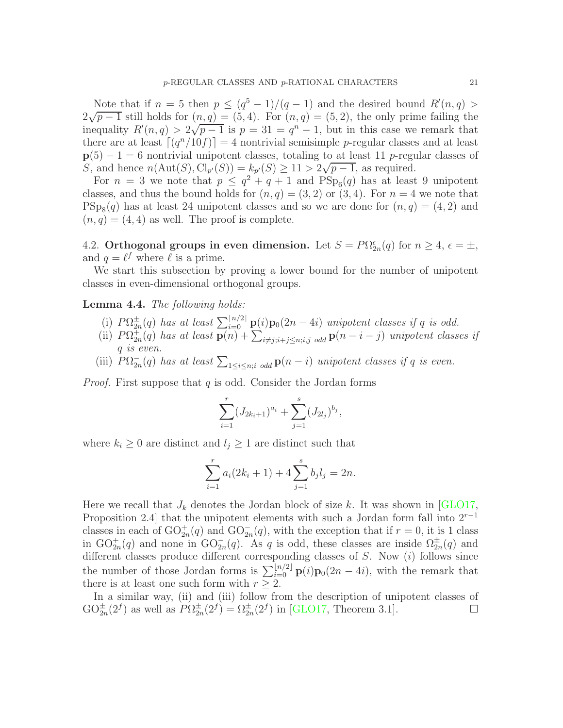Note that if $n = 5$ then $p \leq (q^5 - 1)/(q-1)$ and the desired bound $R'(n, q) > 2\sqrt{p-1}$ still holds for $(n, q) = (5, 4)$. For $(n, q) = (5, 2)$, the only prime failing the inequality $R'(n, q) > 2\sqrt{p-1}$ is $p = 31 = q^n - 1$, but in this case we remark that there are at least $\lceil (q^n/10f) \rceil = 4$ nontrivial semisimple $p$-regular classes and at least $\mathbf{p}(5) - 1 = 6$ nontrivial unipotent classes, totaling to at least 11 $p$-regular classes of $S$, and hence $n(\mathrm{Aut}(S), \mathrm{Cl}_{p'}(S)) = k_{p'}(S) \geq 11 > 2\sqrt{p-1}$, as required.

For $n = 3$ we note that $p \leq q^2 + q + 1$ and $\mathrm{PSp}_6(q)$ has at least 9 unipotent classes, and thus the bound holds for $(n, q) = (3, 2)$ or $(3, 4)$. For $n = 4$ we note that $\mathrm{PSp}_8(q)$ has at least 24 unipotent classes and so we are done for $(n, q) = (4, 2)$ and $(n, q) = (4, 4)$ as well. The proof is complete.

### 4.2. **Orthogonal groups in even dimension.**

Let $S = P\Omega^{\epsilon}_{2n}(q)$ for $n \geq 4$, $\epsilon = \pm$, and $q = \ell^f$ where $\ell$ is a prime.

We start this subsection by proving a lower bound for the number of unipotent classes in even-dimensional orthogonal groups.

**Lemma 4.4.** *The following holds:*

(i) $P\Omega^{\pm}_{2n}(q)$ *has at least* $\sum_{i=0}^{\lfloor n/2 \rfloor} \mathbf{p}(i)\mathbf{p}_0(2n-4i)$ *unipotent classes if $q$ is odd.*

(ii) $P\Omega^{+}_{2n}(q)$ *has at least* $\mathbf{p}(n) + \sum_{i \neq j; i+j \leq n; i,j \text{ odd}} \mathbf{p}(n-i-j)$ *unipotent classes if $q$ is even.*

(iii) $P\Omega^{-}_{2n}(q)$ *has at least* $\sum_{1 \leq i \leq n; i \text{ odd}} \mathbf{p}(n-i)$ *unipotent classes if $q$ is even.*

*Proof.* First suppose that $q$ is odd. Consider the Jordan forms

$$\sum_{i=1}^{r} (J_{2k_i+1})^{a_i} + \sum_{j=1}^{s} (J_{2l_j})^{b_j},$$

where $k_i \geq 0$ are distinct and $l_j \geq 1$ are distinct such that

$$\sum_{i=1}^{r} a_i(2k_i + 1) + 4\sum_{j=1}^{s} b_j l_j = 2n.$$

Here we recall that $J_k$ denotes the Jordan block of size $k$. It was shown in [GLO17, Proposition 2.4] that the unipotent elements with such a Jordan form fall into $2^{r-1}$ classes in each of $\mathrm{GO}^{+}_{2n}(q)$ and $\mathrm{GO}^{-}_{2n}(q)$, with the exception that if $r = 0$, it is 1 class in $\mathrm{GO}^{+}_{2n}(q)$ and none in $\mathrm{GO}^{-}_{2n}(q)$. As $q$ is odd, these classes are inside $\Omega^{\pm}_{2n}(q)$ and different classes produce different corresponding classes of $S$. Now $(i)$ follows since the number of those Jordan forms is $\sum_{i=0}^{\lfloor n/2 \rfloor} \mathbf{p}(i)\mathbf{p}_0(2n-4i)$, with the remark that there is at least one such form with $r \geq 2$.

In a similar way, (ii) and (iii) follow from the description of unipotent classes of $\mathrm{GO}^{\pm}_{2n}(2^f)$ as well as $P\Omega^{\pm}_{2n}(2^f) = \Omega^{\pm}_{2n}(2^f)$ in [GLO17, Theorem 3.1]. $\square$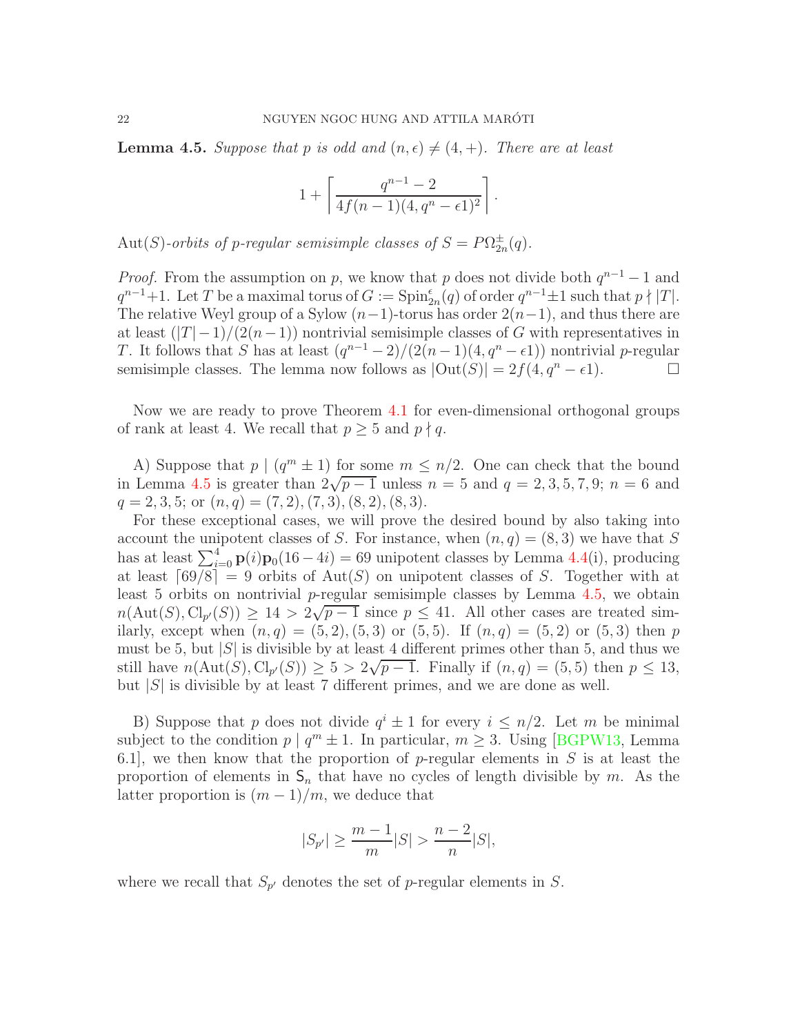**Lemma 4.5.** *Suppose that $p$ is odd and $(n, \epsilon) \neq (4, +)$. There are at least*

$$1 + \left\lceil \frac{q^{n-1} - 2}{4f(n-1)(4, q^n - \epsilon 1)^2} \right\rceil .$$

$\mathrm{Aut}(S)$*-orbits of $p$-regular semisimple classes of $S = P\Omega^{\pm}_{2n}(q)$.*

*Proof.* From the assumption on $p$, we know that $p$ does not divide both $q^{n-1} - 1$ and $q^{n-1} + 1$. Let $T$ be a maximal torus of $G := \mathrm{Spin}^{\epsilon}_{2n}(q)$ of order $q^{n-1} \pm 1$ such that $p \nmid |T|$. The relative Weyl group of a Sylow $(n-1)$-torus has order $2(n-1)$, and thus there are at least $(|T| - 1)/(2(n-1))$ nontrivial semisimple classes of $G$ with representatives in $T$. It follows that $S$ has at least $(q^{n-1} - 2)/(2(n-1)(4, q^n - \epsilon 1))$ nontrivial $p$-regular semisimple classes. The lemma now follows as $|\mathrm{Out}(S)| = 2f(4, q^n - \epsilon 1)$. $\square$

Now we are ready to prove Theorem 4.1 for even-dimensional orthogonal groups of rank at least 4. We recall that $p \geq 5$ and $p \nmid q$.

A) Suppose that $p \mid (q^m \pm 1)$ for some $m \leq n/2$. One can check that the bound in Lemma 4.5 is greater than $2\sqrt{p-1}$ unless $n = 5$ and $q = 2, 3, 5, 7, 9$; $n = 6$ and $q = 2, 3, 5$; or $(n, q) = (7, 2), (7, 3), (8, 2), (8, 3)$.

For these exceptional cases, we will prove the desired bound by also taking into account the unipotent classes of $S$. For instance, when $(n, q) = (8, 3)$ we have that $S$ has at least $\sum_{i=0}^{4} \mathbf{p}(i)\mathbf{p}_0(16 - 4i) = 69$ unipotent classes by Lemma 4.4(i), producing at least $\lceil 69/8 \rceil = 9$ orbits of $\mathrm{Aut}(S)$ on unipotent classes of $S$. Together with at least 5 orbits on nontrivial $p$-regular semisimple classes by Lemma 4.5, we obtain $n(\mathrm{Aut}(S), \mathrm{Cl}_{p'}(S)) \geq 14 > 2\sqrt{p-1}$ since $p \leq 41$. All other cases are treated similarly, except when $(n, q) = (5, 2), (5, 3)$ or $(5, 5)$. If $(n, q) = (5, 2)$ or $(5, 3)$ then $p$ must be 5, but $|S|$ is divisible by at least 4 different primes other than 5, and thus we still have $n(\mathrm{Aut}(S), \mathrm{Cl}_{p'}(S)) \geq 5 > 2\sqrt{p-1}$. Finally if $(n, q) = (5, 5)$ then $p \leq 13$, but $|S|$ is divisible by at least 7 different primes, and we are done as well.

B) Suppose that $p$ does not divide $q^i \pm 1$ for every $i \leq n/2$. Let $m$ be minimal subject to the condition $p \mid q^m \pm 1$. In particular, $m \geq 3$. Using [BGPW13, Lemma 6.1], we then know that the proportion of $p$-regular elements in $S$ is at least the proportion of elements in $\mathsf{S}_n$ that have no cycles of length divisible by $m$. As the latter proportion is $(m-1)/m$, we deduce that

$$|S_{p'}| \geq \frac{m-1}{m}|S| > \frac{n-2}{n}|S|,$$

where we recall that $S_{p'}$ denotes the set of $p$-regular elements in $S$.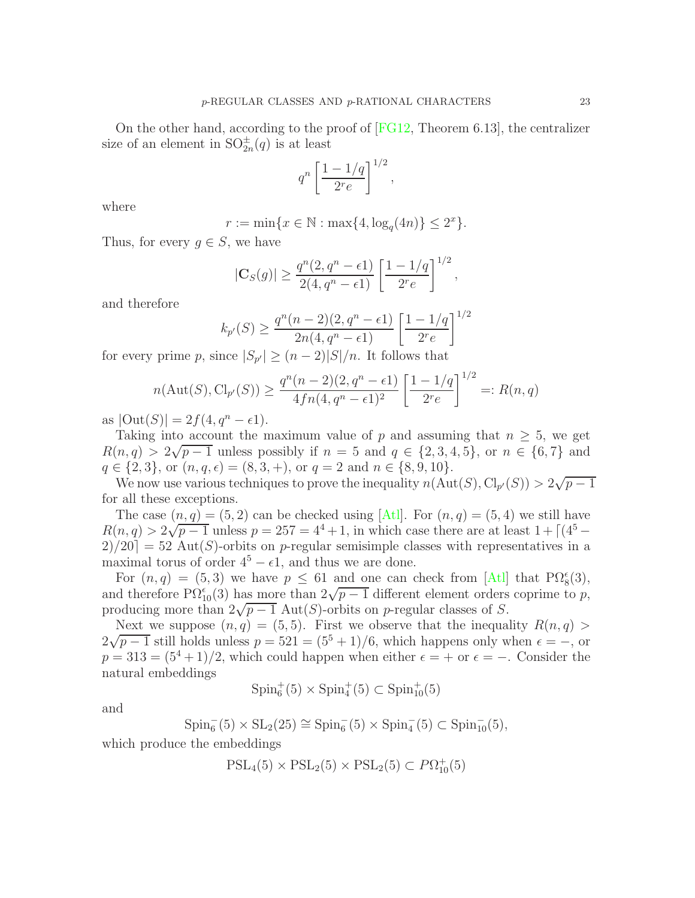On the other hand, according to the proof of [FG12, Theorem 6.13], the centralizer size of an element in $\mathrm{SO}_{2n}^{\pm}(q)$ is at least

$$q^n \left[\frac{1-1/q}{2^r e}\right]^{1/2},$$

where

$$r := \min\{x \in \mathbb{N} : \max\{4, \log_q(4n)\} \leq 2^x\}.$$

Thus, for every $g \in S$, we have

$$|\mathbf{C}_S(g)| \geq \frac{q^n(2, q^n - \epsilon 1)}{2(4, q^n - \epsilon 1)} \left[\frac{1-1/q}{2^r e}\right]^{1/2},$$

and therefore

$$k_{p'}(S) \geq \frac{q^n(n-2)(2, q^n - \epsilon 1)}{2n(4, q^n - \epsilon 1)} \left[\frac{1-1/q}{2^r e}\right]^{1/2}$$

for every prime $p$, since $|S_{p'}| \geq (n-2)|S|/n$. It follows that

$$n(\mathrm{Aut}(S), \mathrm{Cl}_{p'}(S)) \geq \frac{q^n(n-2)(2, q^n - \epsilon 1)}{4fn(4, q^n - \epsilon 1)^2} \left[\frac{1-1/q}{2^r e}\right]^{1/2} =: R(n, q)$$

as $|\mathrm{Out}(S)| = 2f(4, q^n - \epsilon 1)$.

Taking into account the maximum value of $p$ and assuming that $n \geq 5$, we get $R(n,q) > 2\sqrt{p-1}$ unless possibly if $n = 5$ and $q \in \{2,3,4,5\}$, or $n \in \{6,7\}$ and $q \in \{2,3\}$, or $(n,q,\epsilon) = (8,3,+)$, or $q = 2$ and $n \in \{8,9,10\}$.

We now use various techniques to prove the inequality $n(\mathrm{Aut}(S), \mathrm{Cl}_{p'}(S)) > 2\sqrt{p-1}$ for all these exceptions.

The case $(n,q) = (5,2)$ can be checked using [Atl]. For $(n,q) = (5,4)$ we still have $R(n,q) > 2\sqrt{p-1}$ unless $p = 257 = 4^4+1$, in which case there are at least $1 + \lceil (4^5 - 2)/20 \rceil = 52$ $\mathrm{Aut}(S)$-orbits on $p$-regular semisimple classes with representatives in a maximal torus of order $4^5 - \epsilon 1$, and thus we are done.

For $(n,q) = (5,3)$ we have $p \leq 61$ and one can check from [Atl] that $\mathrm{P}\Omega_8^{\epsilon}(3)$, and therefore $\mathrm{P}\Omega_{10}^{\epsilon}(3)$ has more than $2\sqrt{p-1}$ different element orders coprime to $p$, producing more than $2\sqrt{p-1}$ $\mathrm{Aut}(S)$-orbits on $p$-regular classes of $S$.

Next we suppose $(n,q) = (5,5)$. First we observe that the inequality $R(n,q) > 2\sqrt{p-1}$ still holds unless $p = 521 = (5^5+1)/6$, which happens only when $\epsilon = -$, or $p = 313 = (5^4+1)/2$, which could happen when either $\epsilon = +$ or $\epsilon = -$. Consider the natural embeddings

$$\mathrm{Spin}_6^+(5) \times \mathrm{Spin}_4^+(5) \subset \mathrm{Spin}_{10}^+(5)$$

and

$$\mathrm{Spin}_6^-(5) \times \mathrm{SL}_2(25) \cong \mathrm{Spin}_6^-(5) \times \mathrm{Spin}_4^-(5) \subset \mathrm{Spin}_{10}^-(5),$$

which produce the embeddings

$$\mathrm{PSL}_4(5) \times \mathrm{PSL}_2(5) \times \mathrm{PSL}_2(5) \subset P\Omega_{10}^+(5)$$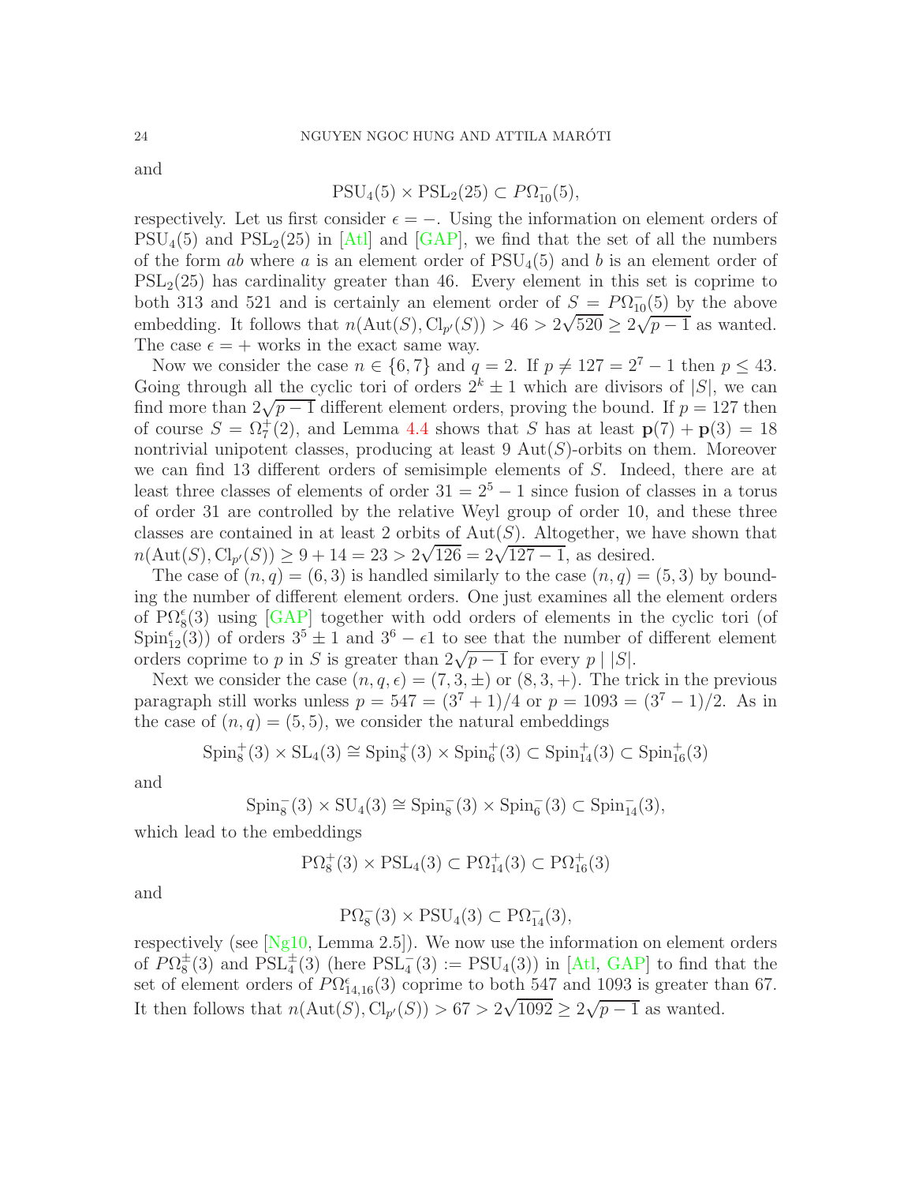and

$$\mathrm{PSU}_4(5) \times \mathrm{PSL}_2(25) \subset P\Omega_{10}^-(5),$$

respectively. Let us first consider $\epsilon = -$. Using the information on element orders of $\mathrm{PSU}_4(5)$ and $\mathrm{PSL}_2(25)$ in [Atl] and [GAP], we find that the set of all the numbers of the form $ab$ where $a$ is an element order of $\mathrm{PSU}_4(5)$ and $b$ is an element order of $\mathrm{PSL}_2(25)$ has cardinality greater than 46. Every element in this set is coprime to both 313 and 521 and is certainly an element order of $S = P\Omega_{10}^-(5)$ by the above embedding. It follows that $n(\mathrm{Aut}(S), \mathrm{Cl}_{p'}(S)) > 46 > 2\sqrt{520} \geq 2\sqrt{p-1}$ as wanted. The case $\epsilon = +$ works in the exact same way.

Now we consider the case $n \in \{6, 7\}$ and $q = 2$. If $p \neq 127 = 2^7 - 1$ then $p \leq 43$. Going through all the cyclic tori of orders $2^k \pm 1$ which are divisors of $|S|$, we can find more than $2\sqrt{p-1}$ different element orders, proving the bound. If $p = 127$ then of course $S = \Omega_7^\pm(2)$, and Lemma 4.4 shows that $S$ has at least $\mathbf{p}(7) + \mathbf{p}(3) = 18$ nontrivial unipotent classes, producing at least 9 $\mathrm{Aut}(S)$-orbits on them. Moreover we can find 13 different orders of semisimple elements of $S$. Indeed, there are at least three classes of elements of order $31 = 2^5 - 1$ since fusion of classes in a torus of order 31 are controlled by the relative Weyl group of order 10, and these three classes are contained in at least 2 orbits of $\mathrm{Aut}(S)$. Altogether, we have shown that $n(\mathrm{Aut}(S), \mathrm{Cl}_{p'}(S)) \geq 9 + 14 = 23 > 2\sqrt{126} = 2\sqrt{127-1}$, as desired.

The case of $(n, q) = (6, 3)$ is handled similarly to the case $(n, q) = (5, 3)$ by bounding the number of different element orders. One just examines all the element orders of $\mathrm{P\Omega}_8^\epsilon(3)$ using [GAP] together with odd orders of elements in the cyclic tori (of $\mathrm{Spin}_{12}^\epsilon(3)$) of orders $3^5 \pm 1$ and $3^6 - \epsilon 1$ to see that the number of different element orders coprime to $p$ in $S$ is greater than $2\sqrt{p-1}$ for every $p \mid |S|$.

Next we consider the case $(n, q, \epsilon) = (7, 3, \pm)$ or $(8, 3, +)$. The trick in the previous paragraph still works unless $p = 547 = (3^7 + 1)/4$ or $p = 1093 = (3^7 - 1)/2$. As in the case of $(n, q) = (5, 5)$, we consider the natural embeddings

$$\mathrm{Spin}_8^+(3) \times \mathrm{SL}_4(3) \cong \mathrm{Spin}_8^+(3) \times \mathrm{Spin}_6^+(3) \subset \mathrm{Spin}_{14}^+(3) \subset \mathrm{Spin}_{16}^+(3)$$

and

$$\mathrm{Spin}_8^-(3) \times \mathrm{SU}_4(3) \cong \mathrm{Spin}_8^-(3) \times \mathrm{Spin}_6^-(3) \subset \mathrm{Spin}_{14}^-(3),$$

which lead to the embeddings

$$\mathrm{P\Omega}_8^+(3) \times \mathrm{PSL}_4(3) \subset \mathrm{P\Omega}_{14}^+(3) \subset \mathrm{P\Omega}_{16}^+(3)$$

and

$$\mathrm{P\Omega}_8^-(3) \times \mathrm{PSU}_4(3) \subset \mathrm{P\Omega}_{14}^-(3),$$

respectively (see [Ng10, Lemma 2.5]). We now use the information on element orders of $P\Omega_8^\pm(3)$ and $\mathrm{PSL}_4^\pm(3)$ (here $\mathrm{PSL}_4^-(3) := \mathrm{PSU}_4(3)$) in [Atl, GAP] to find that the set of element orders of $P\Omega_{14,16}^\epsilon(3)$ coprime to both 547 and 1093 is greater than 67. It then follows that $n(\mathrm{Aut}(S), \mathrm{Cl}_{p'}(S)) > 67 > 2\sqrt{1092} \geq 2\sqrt{p-1}$ as wanted.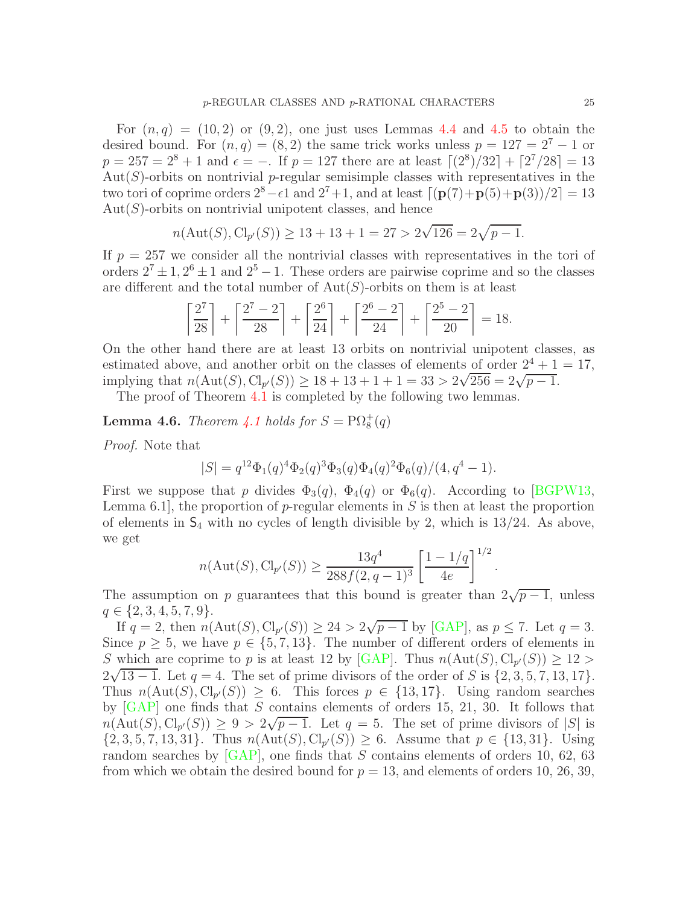For $(n, q) = (10, 2)$ or $(9, 2)$, one just uses Lemmas 4.4 and 4.5 to obtain the desired bound. For $(n, q) = (8, 2)$ the same trick works unless $p = 127 = 2^7 - 1$ or $p = 257 = 2^8 + 1$ and $\epsilon = -$. If $p = 127$ there are at least $\lceil (2^8)/32 \rceil + \lceil 2^7/28 \rceil = 13$ $\mathrm{Aut}(S)$-orbits on nontrivial $p$-regular semisimple classes with representatives in the two tori of coprime orders $2^8 - \epsilon 1$ and $2^7 + 1$, and at least $\lceil (\mathbf{p}(7) + \mathbf{p}(5) + \mathbf{p}(3))/2 \rceil = 13$ $\mathrm{Aut}(S)$-orbits on nontrivial unipotent classes, and hence

$$n(\mathrm{Aut}(S), \mathrm{Cl}_{p'}(S)) \geq 13 + 13 + 1 = 27 > 2\sqrt{126} = 2\sqrt{p-1}.$$

If $p = 257$ we consider all the nontrivial classes with representatives in the tori of orders $2^7 \pm 1, 2^6 \pm 1$ and $2^5 - 1$. These orders are pairwise coprime and so the classes are different and the total number of $\mathrm{Aut}(S)$-orbits on them is at least

$$\left\lceil \frac{2^7}{28} \right\rceil + \left\lceil \frac{2^7 - 2}{28} \right\rceil + \left\lceil \frac{2^6}{24} \right\rceil + \left\lceil \frac{2^6 - 2}{24} \right\rceil + \left\lceil \frac{2^5 - 2}{20} \right\rceil = 18.$$

On the other hand there are at least 13 orbits on nontrivial unipotent classes, as estimated above, and another orbit on the classes of elements of order $2^4 + 1 = 17$, implying that $n(\mathrm{Aut}(S), \mathrm{Cl}_{p'}(S)) \geq 18 + 13 + 1 + 1 = 33 > 2\sqrt{256} = 2\sqrt{p-1}$.

The proof of Theorem 4.1 is completed by the following two lemmas.

**Lemma 4.6.** *Theorem 4.1 holds for $S = \mathrm{P}\Omega_8^+(q)$*

*Proof.* Note that

$$|S| = q^{12}\Phi_1(q)^4\Phi_2(q)^3\Phi_3(q)\Phi_4(q)^2\Phi_6(q)/(4, q^4 - 1).$$

First we suppose that $p$ divides $\Phi_3(q)$, $\Phi_4(q)$ or $\Phi_6(q)$. According to [BGPW13, Lemma 6.1], the proportion of $p$-regular elements in $S$ is then at least the proportion of elements in $\mathsf{S}_4$ with no cycles of length divisible by 2, which is $13/24$. As above, we get

$$n(\mathrm{Aut}(S), \mathrm{Cl}_{p'}(S)) \geq \frac{13q^4}{288f(2, q-1)^3} \left[\frac{1 - 1/q}{4e}\right]^{1/2}.$$

The assumption on $p$ guarantees that this bound is greater than $2\sqrt{p-1}$, unless $q \in \{2, 3, 4, 5, 7, 9\}$.

If $q = 2$, then $n(\mathrm{Aut}(S), \mathrm{Cl}_{p'}(S)) \geq 24 > 2\sqrt{p-1}$ by [GAP], as $p \leq 7$. Let $q = 3$. Since $p \geq 5$, we have $p \in \{5, 7, 13\}$. The number of different orders of elements in $S$ which are coprime to $p$ is at least 12 by [GAP]. Thus $n(\mathrm{Aut}(S), \mathrm{Cl}_{p'}(S)) \geq 12 > 2\sqrt{13-1}$. Let $q = 4$. The set of prime divisors of the order of $S$ is $\{2, 3, 5, 7, 13, 17\}$. Thus $n(\mathrm{Aut}(S), \mathrm{Cl}_{p'}(S)) \geq 6$. This forces $p \in \{13, 17\}$. Using random searches by [GAP] one finds that $S$ contains elements of orders 15, 21, 30. It follows that $n(\mathrm{Aut}(S), \mathrm{Cl}_{p'}(S)) \geq 9 > 2\sqrt{p-1}$. Let $q = 5$. The set of prime divisors of $|S|$ is $\{2, 3, 5, 7, 13, 31\}$. Thus $n(\mathrm{Aut}(S), \mathrm{Cl}_{p'}(S)) \geq 6$. Assume that $p \in \{13, 31\}$. Using random searches by [GAP], one finds that $S$ contains elements of orders 10, 62, 63 from which we obtain the desired bound for $p = 13$, and elements of orders 10, 26, 39,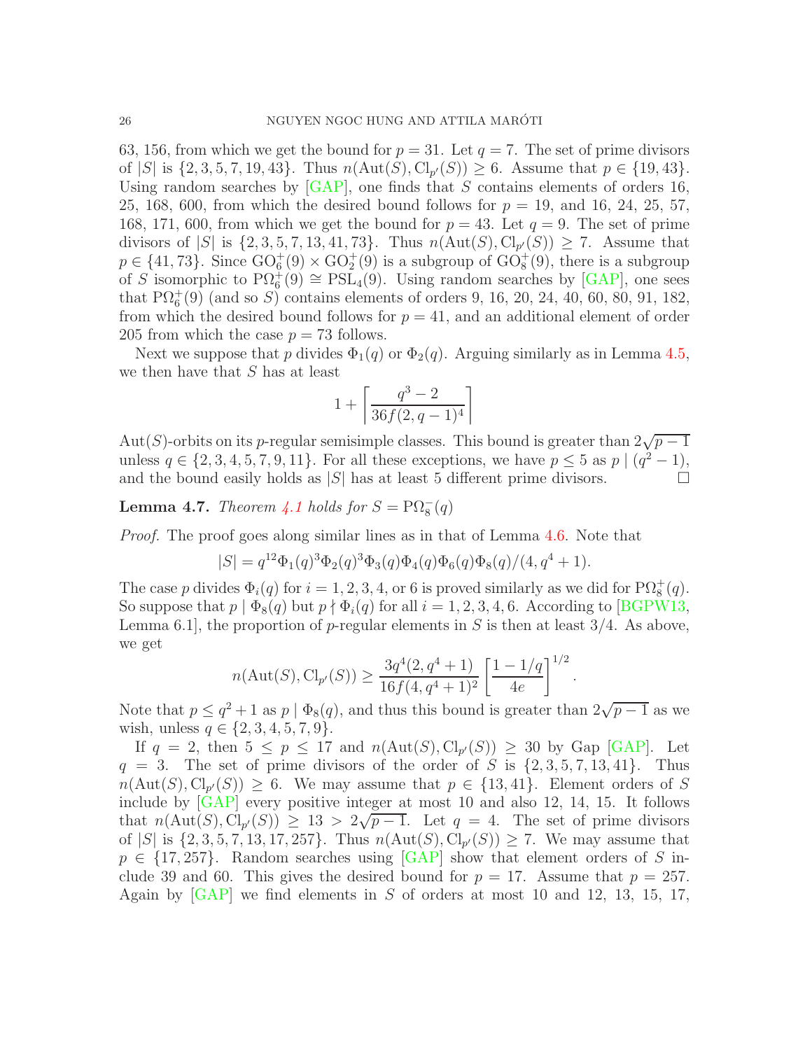63, 156, from which we get the bound for $p = 31$. Let $q = 7$. The set of prime divisors of $|S|$ is $\{2, 3, 5, 7, 19, 43\}$. Thus $n(\mathrm{Aut}(S), \mathrm{Cl}_{p'}(S)) \geq 6$. Assume that $p \in \{19, 43\}$. Using random searches by [GAP], one finds that $S$ contains elements of orders 16, 25, 168, 600, from which the desired bound follows for $p = 19$, and 16, 24, 25, 57, 168, 171, 600, from which we get the bound for $p = 43$. Let $q = 9$. The set of prime divisors of $|S|$ is $\{2, 3, 5, 7, 13, 41, 73\}$. Thus $n(\mathrm{Aut}(S), \mathrm{Cl}_{p'}(S)) \geq 7$. Assume that $p \in \{41, 73\}$. Since $\mathrm{GO}_6^+(9) \times \mathrm{GO}_2^+(9)$ is a subgroup of $\mathrm{GO}_8^+(9)$, there is a subgroup of $S$ isomorphic to $\mathrm{P}\Omega_6^+(9) \cong \mathrm{PSL}_4(9)$. Using random searches by [GAP], one sees that $\mathrm{P}\Omega_6^+(9)$ (and so $S$) contains elements of orders 9, 16, 20, 24, 40, 60, 80, 91, 182, from which the desired bound follows for $p = 41$, and an additional element of order 205 from which the case $p = 73$ follows.

Next we suppose that $p$ divides $\Phi_1(q)$ or $\Phi_2(q)$. Arguing similarly as in Lemma 4.5, we then have that $S$ has at least

$$1 + \left\lceil \frac{q^3 - 2}{36f(2, q-1)^4} \right\rceil$$

$\mathrm{Aut}(S)$-orbits on its $p$-regular semisimple classes. This bound is greater than $2\sqrt{p-1}$ unless $q \in \{2, 3, 4, 5, 7, 9, 11\}$. For all these exceptions, we have $p \leq 5$ as $p \mid (q^2 - 1)$, and the bound easily holds as $|S|$ has at least 5 different prime divisors. $\square$

**Lemma 4.7.** *Theorem 4.1 holds for $S = \mathrm{P}\Omega_8^-(q)$*

*Proof.* The proof goes along similar lines as in that of Lemma 4.6. Note that

$$|S| = q^{12}\Phi_1(q)^3\Phi_2(q)^3\Phi_3(q)\Phi_4(q)\Phi_6(q)\Phi_8(q)/(4, q^4 + 1).$$

The case $p$ divides $\Phi_i(q)$ for $i = 1, 2, 3, 4$, or 6 is proved similarly as we did for $\mathrm{P}\Omega_8^+(q)$. So suppose that $p \mid \Phi_8(q)$ but $p \nmid \Phi_i(q)$ for all $i = 1, 2, 3, 4, 6$. According to [BGPW13, Lemma 6.1], the proportion of $p$-regular elements in $S$ is then at least $3/4$. As above, we get

$$n(\mathrm{Aut}(S), \mathrm{Cl}_{p'}(S)) \geq \frac{3q^4(2, q^4 + 1)}{16f(4, q^4 + 1)^2} \left[\frac{1 - 1/q}{4e}\right]^{1/2}.$$

Note that $p \leq q^2 + 1$ as $p \mid \Phi_8(q)$, and thus this bound is greater than $2\sqrt{p-1}$ as we wish, unless $q \in \{2, 3, 4, 5, 7, 9\}$.

If $q = 2$, then $5 \leq p \leq 17$ and $n(\mathrm{Aut}(S), \mathrm{Cl}_{p'}(S)) \geq 30$ by Gap [GAP]. Let $q = 3$. The set of prime divisors of the order of $S$ is $\{2, 3, 5, 7, 13, 41\}$. Thus $n(\mathrm{Aut}(S), \mathrm{Cl}_{p'}(S)) \geq 6$. We may assume that $p \in \{13, 41\}$. Element orders of $S$ include by [GAP] every positive integer at most 10 and also 12, 14, 15. It follows that $n(\mathrm{Aut}(S), \mathrm{Cl}_{p'}(S)) \geq 13 > 2\sqrt{p-1}$. Let $q = 4$. The set of prime divisors of $|S|$ is $\{2, 3, 5, 7, 13, 17, 257\}$. Thus $n(\mathrm{Aut}(S), \mathrm{Cl}_{p'}(S)) \geq 7$. We may assume that $p \in \{17, 257\}$. Random searches using [GAP] show that element orders of $S$ include 39 and 60. This gives the desired bound for $p = 17$. Assume that $p = 257$. Again by [GAP] we find elements in $S$ of orders at most 10 and 12, 13, 15, 17,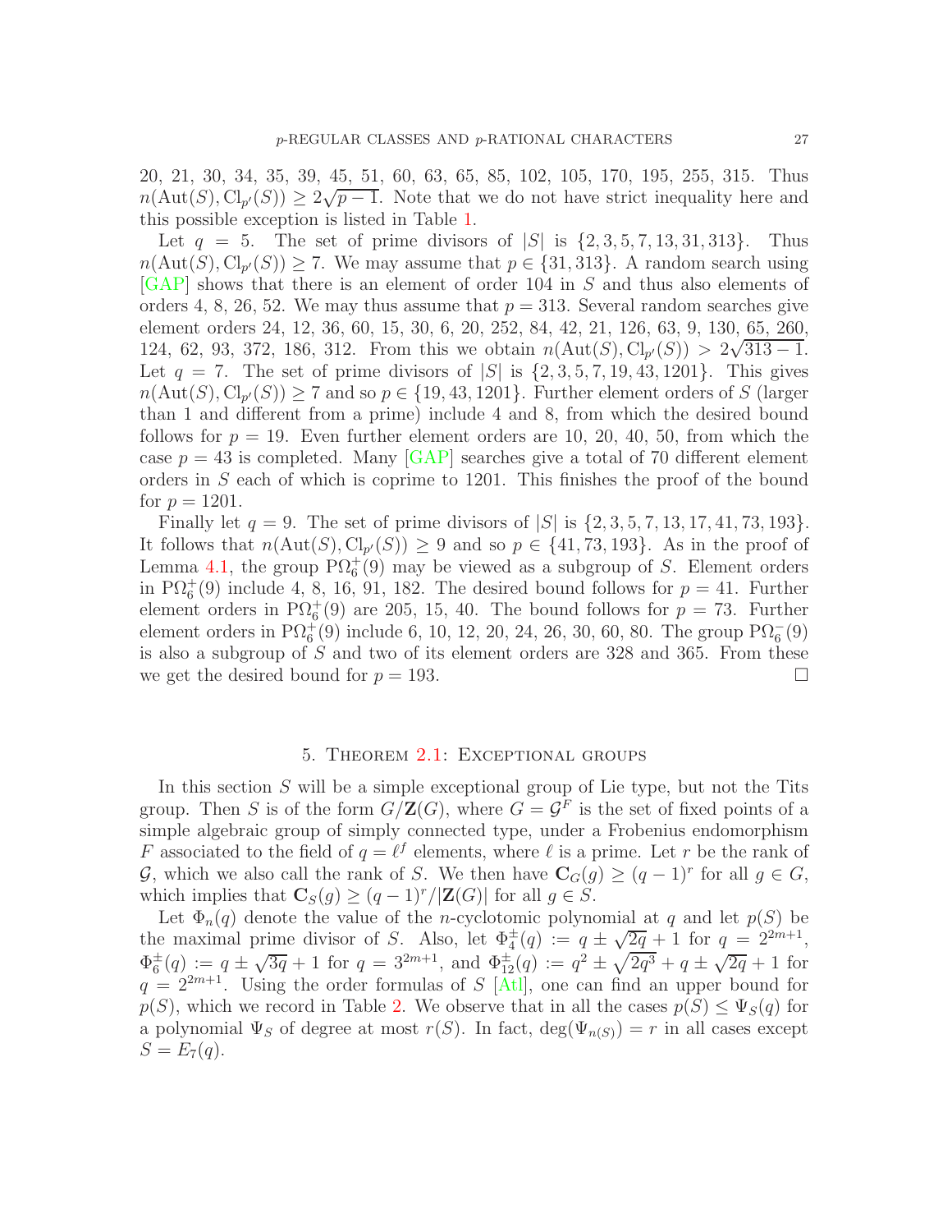20, 21, 30, 34, 35, 39, 45, 51, 60, 63, 65, 85, 102, 105, 170, 195, 255, 315. Thus $n(\mathrm{Aut}(S), \mathrm{Cl}_{p'}(S)) \geq 2\sqrt{p-1}$. Note that we do not have strict inequality here and this possible exception is listed in Table 1.

Let $q = 5$. The set of prime divisors of $|S|$ is $\{2, 3, 5, 7, 13, 31, 313\}$. Thus $n(\mathrm{Aut}(S), \mathrm{Cl}_{p'}(S)) \geq 7$. We may assume that $p \in \{31, 313\}$. A random search using [GAP] shows that there is an element of order 104 in $S$ and thus also elements of orders 4, 8, 26, 52. We may thus assume that $p = 313$. Several random searches give element orders 24, 12, 36, 60, 15, 30, 6, 20, 252, 84, 42, 21, 126, 63, 9, 130, 65, 260, 124, 62, 93, 372, 186, 312. From this we obtain $n(\mathrm{Aut}(S), \mathrm{Cl}_{p'}(S)) > 2\sqrt{313-1}$. Let $q = 7$. The set of prime divisors of $|S|$ is $\{2, 3, 5, 7, 19, 43, 1201\}$. This gives $n(\mathrm{Aut}(S), \mathrm{Cl}_{p'}(S)) \geq 7$ and so $p \in \{19, 43, 1201\}$. Further element orders of $S$ (larger than 1 and different from a prime) include 4 and 8, from which the desired bound follows for $p = 19$. Even further element orders are 10, 20, 40, 50, from which the case $p = 43$ is completed. Many [GAP] searches give a total of 70 different element orders in $S$ each of which is coprime to 1201. This finishes the proof of the bound for $p = 1201$.

Finally let $q = 9$. The set of prime divisors of $|S|$ is $\{2, 3, 5, 7, 13, 17, 41, 73, 193\}$. It follows that $n(\mathrm{Aut}(S), \mathrm{Cl}_{p'}(S)) \geq 9$ and so $p \in \{41, 73, 193\}$. As in the proof of Lemma 4.1, the group $\mathrm{P}\Omega_6^+(9)$ may be viewed as a subgroup of $S$. Element orders in $\mathrm{P}\Omega_6^+(9)$ include 4, 8, 16, 91, 182. The desired bound follows for $p = 41$. Further element orders in $\mathrm{P}\Omega_6^+(9)$ are 205, 15, 40. The bound follows for $p = 73$. Further element orders in $\mathrm{P}\Omega_6^+(9)$ include 6, 10, 12, 20, 24, 26, 30, 60, 80. The group $\mathrm{P}\Omega_6^-(9)$ is also a subgroup of $S$ and two of its element orders are 328 and 365. From these we get the desired bound for $p = 193$. □

## 5. Theorem 2.1: Exceptional groups

In this section $S$ will be a simple exceptional group of Lie type, but not the Tits group. Then $S$ is of the form $G/\mathbf{Z}(G)$, where $G = \mathcal{G}^F$ is the set of fixed points of a simple algebraic group of simply connected type, under a Frobenius endomorphism $F$ associated to the field of $q = \ell^f$ elements, where $\ell$ is a prime. Let $r$ be the rank of $\mathcal{G}$, which we also call the rank of $S$. We then have $\mathbf{C}_G(g) \geq (q-1)^r$ for all $g \in G$, which implies that $\mathbf{C}_S(g) \geq (q-1)^r/|\mathbf{Z}(G)|$ for all $g \in S$.

Let $\Phi_n(q)$ denote the value of the $n$-cyclotomic polynomial at $q$ and let $p(S)$ be the maximal prime divisor of $S$. Also, let $\Phi_4^{\pm}(q) := q \pm \sqrt{2q} + 1$ for $q = 2^{2m+1}$, $\Phi_6^{\pm}(q) := q \pm \sqrt{3q} + 1$ for $q = 3^{2m+1}$, and $\Phi_{12}^{\pm}(q) := q^2 \pm \sqrt{2q^3} + q \pm \sqrt{2q} + 1$ for $q = 2^{2m+1}$. Using the order formulas of $S$ [Atl], one can find an upper bound for $p(S)$, which we record in Table 2. We observe that in all the cases $p(S) \leq \Psi_S(q)$ for a polynomial $\Psi_S$ of degree at most $r(S)$. In fact, $\deg(\Psi_{n(S)}) = r$ in all cases except $S = E_7(q)$.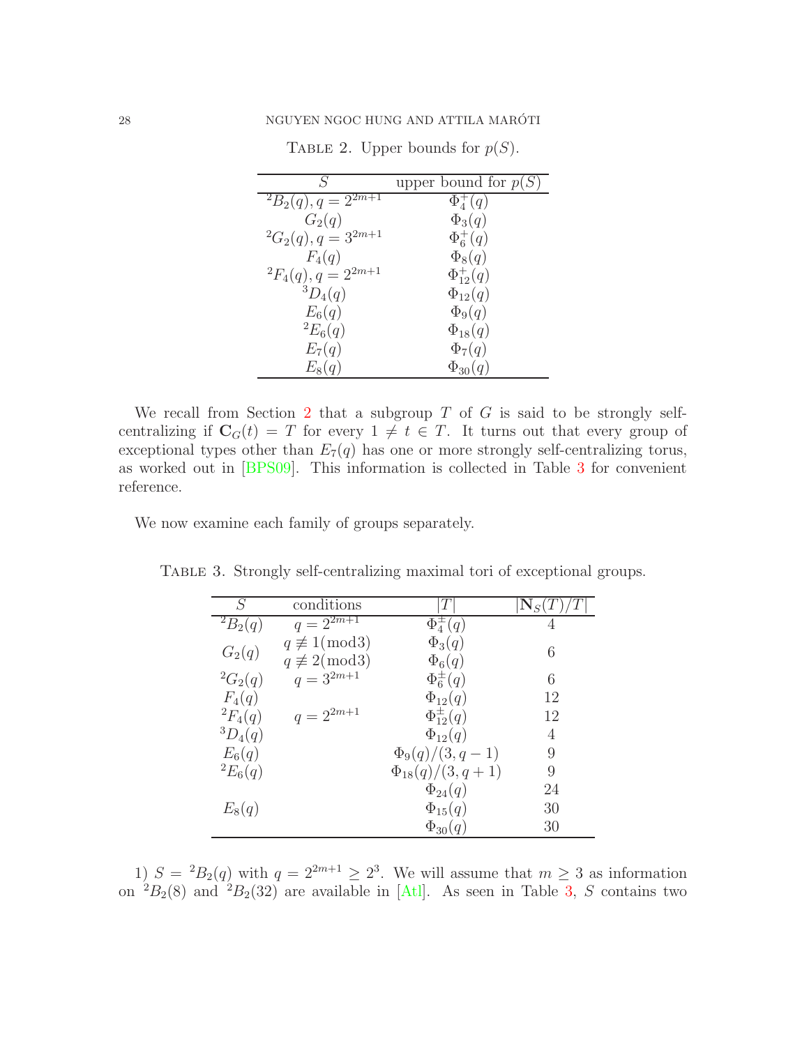Table 2. Upper bounds for $p(S)$.

| $S$ | upper bound for $p(S)$ |
|---|---|
| ${}^2B_2(q), q = 2^{2m+1}$ | $\Phi_4^+(q)$ |
| $G_2(q)$ | $\Phi_3(q)$ |
| ${}^2G_2(q), q = 3^{2m+1}$ | $\Phi_6^+(q)$ |
| $F_4(q)$ | $\Phi_8(q)$ |
| ${}^2F_4(q), q = 2^{2m+1}$ | $\Phi_{12}^+(q)$ |
| ${}^3D_4(q)$ | $\Phi_{12}(q)$ |
| $E_6(q)$ | $\Phi_9(q)$ |
| ${}^2E_6(q)$ | $\Phi_{18}(q)$ |
| $E_7(q)$ | $\Phi_7(q)$ |
| $E_8(q)$ | $\Phi_{30}(q)$ |

We recall from Section 2 that a subgroup $T$ of $G$ is said to be strongly self-centralizing if $\mathbf{C}_G(t) = T$ for every $1 \neq t \in T$. It turns out that every group of exceptional types other than $E_7(q)$ has one or more strongly self-centralizing torus, as worked out in [BPS09]. This information is collected in Table 3 for convenient reference.

We now examine each family of groups separately.

Table 3. Strongly self-centralizing maximal tori of exceptional groups.

| $S$ | conditions | $\|T\|$ | $\|\mathbf{N}_S(T)/T\|$ |
|---|---|---|---|
| ${}^2B_2(q)$ | $q = 2^{2m+1}$ | $\Phi_4^{\pm}(q)$ | 4 |
| $G_2(q)$ | $q \not\equiv 1(\text{mod}3)$ | $\Phi_3(q)$ | 6 |
| | $q \not\equiv 2(\text{mod}3)$ | $\Phi_6(q)$ | |
| ${}^2G_2(q)$ | $q = 3^{2m+1}$ | $\Phi_6^{\pm}(q)$ | 6 |
| $F_4(q)$ | | $\Phi_{12}(q)$ | 12 |
| ${}^2F_4(q)$ | $q = 2^{2m+1}$ | $\Phi_{12}^{\pm}(q)$ | 12 |
| ${}^3D_4(q)$ | | $\Phi_{12}(q)$ | 4 |
| $E_6(q)$ | | $\Phi_9(q)/(3, q-1)$ | 9 |
| ${}^2E_6(q)$ | | $\Phi_{18}(q)/(3, q+1)$ | 9 |
| $E_8(q)$ | | $\Phi_{24}(q)$ | 24 |
| | | $\Phi_{15}(q)$ | 30 |
| | | $\Phi_{30}(q)$ | 30 |

1) $S = {}^2B_2(q)$ with $q = 2^{2m+1} \geq 2^3$. We will assume that $m \geq 3$ as information on ${}^2B_2(8)$ and ${}^2B_2(32)$ are available in [Atl]. As seen in Table 3, $S$ contains two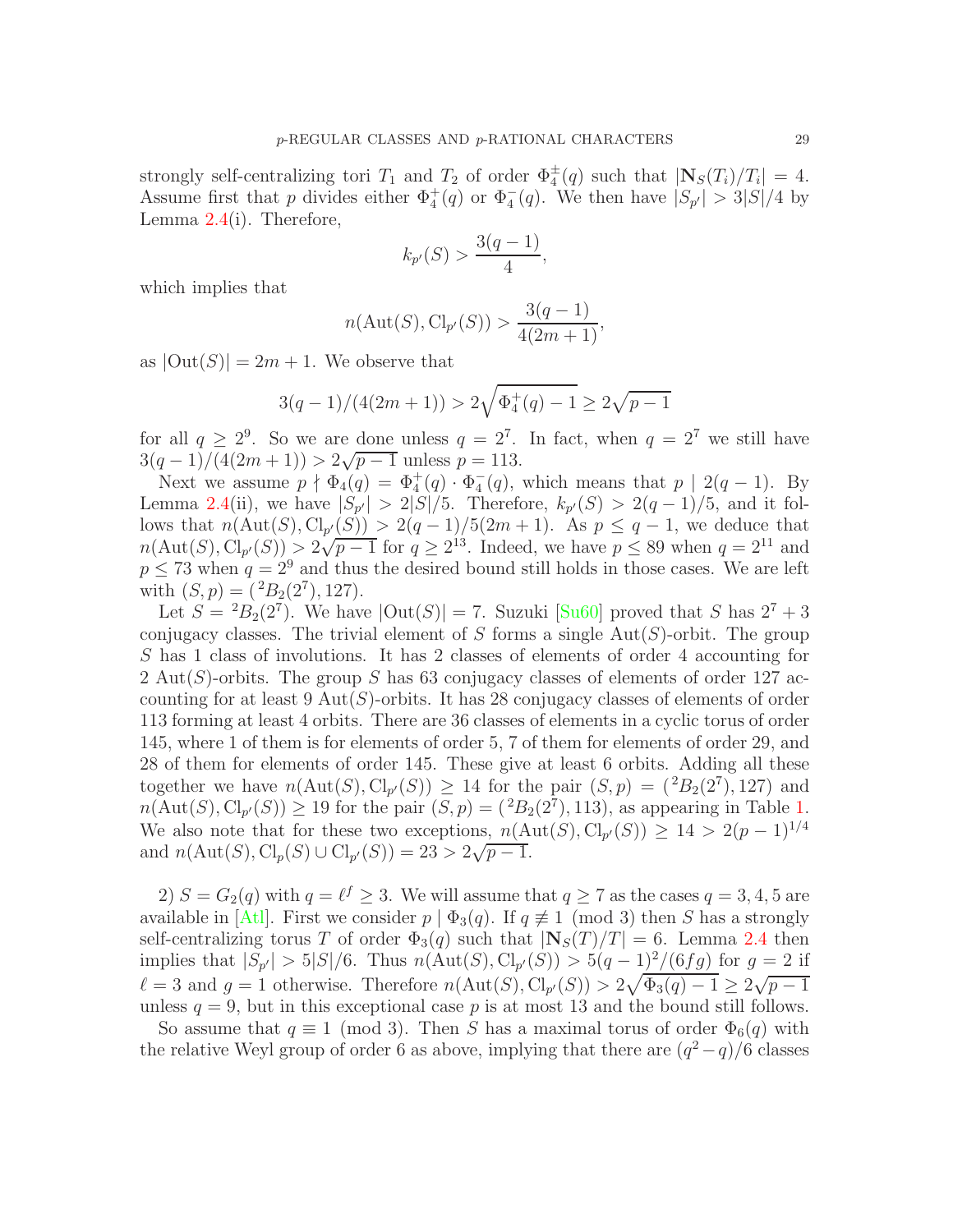strongly self-centralizing tori $T_1$ and $T_2$ of order $\Phi_4^{\pm}(q)$ such that $|\mathbf{N}_S(T_i)/T_i| = 4$. Assume first that $p$ divides either $\Phi_4^+(q)$ or $\Phi_4^-(q)$. We then have $|S_{p'}| > 3|S|/4$ by Lemma 2.4(i). Therefore,

$$k_{p'}(S) > \frac{3(q-1)}{4},$$

which implies that

$$n(\mathrm{Aut}(S), \mathrm{Cl}_{p'}(S)) > \frac{3(q-1)}{4(2m+1)},$$

as $|\mathrm{Out}(S)| = 2m+1$. We observe that

$$3(q-1)/(4(2m+1)) > 2\sqrt{\Phi_4^+(q) - 1} \geq 2\sqrt{p-1}$$

for all $q \geq 2^9$. So we are done unless $q = 2^7$. In fact, when $q = 2^7$ we still have $3(q-1)/(4(2m+1)) > 2\sqrt{p-1}$ unless $p = 113$.

Next we assume $p \nmid \Phi_4(q) = \Phi_4^+(q) \cdot \Phi_4^-(q)$, which means that $p \mid 2(q-1)$. By Lemma 2.4(ii), we have $|S_{p'}| > 2|S|/5$. Therefore, $k_{p'}(S) > 2(q-1)/5$, and it follows that $n(\mathrm{Aut}(S), \mathrm{Cl}_{p'}(S)) > 2(q-1)/5(2m+1)$. As $p \leq q-1$, we deduce that $n(\mathrm{Aut}(S), \mathrm{Cl}_{p'}(S)) > 2\sqrt{p-1}$ for $q \geq 2^{13}$. Indeed, we have $p \leq 89$ when $q = 2^{11}$ and $p \leq 73$ when $q = 2^9$ and thus the desired bound still holds in those cases. We are left with $(S, p) = ({}^2B_2(2^7), 127)$.

Let $S = {}^2B_2(2^7)$. We have $|\mathrm{Out}(S)| = 7$. Suzuki [Su60] proved that $S$ has $2^7 + 3$ conjugacy classes. The trivial element of $S$ forms a single $\mathrm{Aut}(S)$-orbit. The group $S$ has 1 class of involutions. It has 2 classes of elements of order 4 accounting for 2 $\mathrm{Aut}(S)$-orbits. The group $S$ has 63 conjugacy classes of elements of order 127 accounting for at least 9 $\mathrm{Aut}(S)$-orbits. It has 28 conjugacy classes of elements of order 113 forming at least 4 orbits. There are 36 classes of elements in a cyclic torus of order 145, where 1 of them is for elements of order 5, 7 of them for elements of order 29, and 28 of them for elements of order 145. These give at least 6 orbits. Adding all these together we have $n(\mathrm{Aut}(S), \mathrm{Cl}_{p'}(S)) \geq 14$ for the pair $(S, p) = ({}^2B_2(2^7), 127)$ and $n(\mathrm{Aut}(S), \mathrm{Cl}_{p'}(S)) \geq 19$ for the pair $(S, p) = ({}^2B_2(2^7), 113)$, as appearing in Table 1. We also note that for these two exceptions, $n(\mathrm{Aut}(S), \mathrm{Cl}_{p'}(S)) \geq 14 > 2(p-1)^{1/4}$ and $n(\mathrm{Aut}(S), \mathrm{Cl}_p(S) \cup \mathrm{Cl}_{p'}(S)) = 23 > 2\sqrt{p-1}$.

2) $S = G_2(q)$ with $q = \ell^f \geq 3$. We will assume that $q \geq 7$ as the cases $q = 3, 4, 5$ are available in [Atl]. First we consider $p \mid \Phi_3(q)$. If $q \not\equiv 1 \pmod 3$ then $S$ has a strongly self-centralizing torus $T$ of order $\Phi_3(q)$ such that $|\mathbf{N}_S(T)/T| = 6$. Lemma 2.4 then implies that $|S_{p'}| > 5|S|/6$. Thus $n(\mathrm{Aut}(S), \mathrm{Cl}_{p'}(S)) > 5(q-1)^2/(6fg)$ for $g = 2$ if $\ell = 3$ and $g = 1$ otherwise. Therefore $n(\mathrm{Aut}(S), \mathrm{Cl}_{p'}(S)) > 2\sqrt{\Phi_3(q) - 1} \geq 2\sqrt{p-1}$ unless $q = 9$, but in this exceptional case $p$ is at most 13 and the bound still follows.

So assume that $q \equiv 1 \pmod 3$. Then $S$ has a maximal torus of order $\Phi_6(q)$ with the relative Weyl group of order 6 as above, implying that there are $(q^2-q)/6$ classes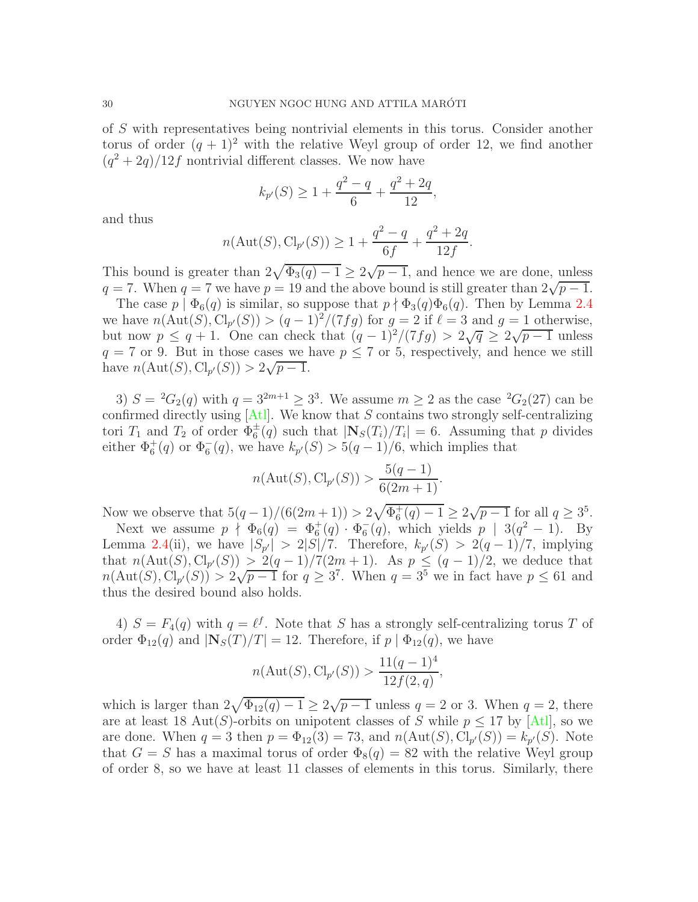of $S$ with representatives being nontrivial elements in this torus. Consider another torus of order $(q+1)^2$ with the relative Weyl group of order 12, we find another $(q^2+2q)/12f$ nontrivial different classes. We now have

$$k_{p'}(S) \geq 1 + \frac{q^2-q}{6} + \frac{q^2+2q}{12},$$

and thus

$$n(\mathrm{Aut}(S), \mathrm{Cl}_{p'}(S)) \geq 1 + \frac{q^2-q}{6f} + \frac{q^2+2q}{12f}.$$

This bound is greater than $2\sqrt{\Phi_3(q)-1} \geq 2\sqrt{p-1}$, and hence we are done, unless $q=7$. When $q=7$ we have $p=19$ and the above bound is still greater than $2\sqrt{p-1}$.

The case $p \mid \Phi_6(q)$ is similar, so suppose that $p \nmid \Phi_3(q)\Phi_6(q)$. Then by Lemma 2.4 we have $n(\mathrm{Aut}(S), \mathrm{Cl}_{p'}(S)) > (q-1)^2/(7fg)$ for $g=2$ if $\ell=3$ and $g=1$ otherwise, but now $p \leq q+1$. One can check that $(q-1)^2/(7fg) > 2\sqrt{q} \geq 2\sqrt{p-1}$ unless $q=7$ or $9$. But in those cases we have $p \leq 7$ or $5$, respectively, and hence we still have $n(\mathrm{Aut}(S), \mathrm{Cl}_{p'}(S)) > 2\sqrt{p-1}$.

3) $S = {}^2G_2(q)$ with $q = 3^{2m+1} \geq 3^3$. We assume $m \geq 2$ as the case ${}^2G_2(27)$ can be confirmed directly using [Atl]. We know that $S$ contains two strongly self-centralizing tori $T_1$ and $T_2$ of order $\Phi_6^{\pm}(q)$ such that $|\mathbf{N}_S(T_i)/T_i| = 6$. Assuming that $p$ divides either $\Phi_6^+(q)$ or $\Phi_6^-(q)$, we have $k_{p'}(S) > 5(q-1)/6$, which implies that

$$n(\mathrm{Aut}(S), \mathrm{Cl}_{p'}(S)) > \frac{5(q-1)}{6(2m+1)}.$$

Now we observe that $5(q-1)/(6(2m+1)) > 2\sqrt{\Phi_6^+(q)-1} \geq 2\sqrt{p-1}$ for all $q \geq 3^5$.

Next we assume $p \nmid \Phi_6(q) = \Phi_6^+(q) \cdot \Phi_6^-(q)$, which yields $p \mid 3(q^2-1)$. By Lemma 2.4(ii), we have $|S_{p'}| > 2|S|/7$. Therefore, $k_{p'}(S) > 2(q-1)/7$, implying that $n(\mathrm{Aut}(S), \mathrm{Cl}_{p'}(S)) > 2(q-1)/7(2m+1)$. As $p \leq (q-1)/2$, we deduce that $n(\mathrm{Aut}(S), \mathrm{Cl}_{p'}(S)) > 2\sqrt{p-1}$ for $q \geq 3^7$. When $q = 3^5$ we in fact have $p \leq 61$ and thus the desired bound also holds.

4) $S = F_4(q)$ with $q = \ell^f$. Note that $S$ has a strongly self-centralizing torus $T$ of order $\Phi_{12}(q)$ and $|\mathbf{N}_S(T)/T| = 12$. Therefore, if $p \mid \Phi_{12}(q)$, we have

$$n(\mathrm{Aut}(S), \mathrm{Cl}_{p'}(S)) > \frac{11(q-1)^4}{12f(2,q)},$$

which is larger than $2\sqrt{\Phi_{12}(q)-1} \geq 2\sqrt{p-1}$ unless $q=2$ or $3$. When $q=2$, there are at least 18 $\mathrm{Aut}(S)$-orbits on unipotent classes of $S$ while $p \leq 17$ by [Atl], so we are done. When $q=3$ then $p = \Phi_{12}(3) = 73$, and $n(\mathrm{Aut}(S), \mathrm{Cl}_{p'}(S)) = k_{p'}(S)$. Note that $G = S$ has a maximal torus of order $\Phi_8(q) = 82$ with the relative Weyl group of order 8, so we have at least 11 classes of elements in this torus. Similarly, there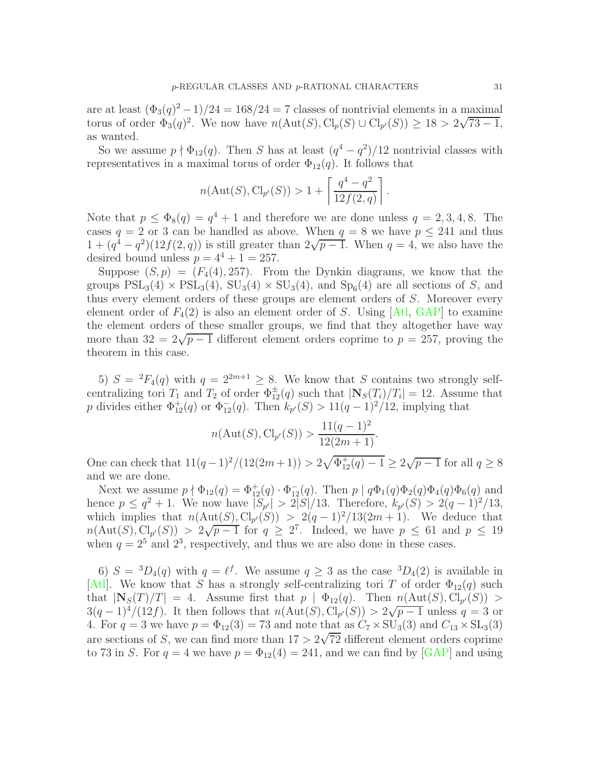are at least $(\Phi_3(q)^2-1)/24 = 168/24 = 7$ classes of nontrivial elements in a maximal torus of order $\Phi_3(q)^2$. We now have $n(\mathrm{Aut}(S), \mathrm{Cl}_p(S) \cup \mathrm{Cl}_{p'}(S)) \geq 18 > 2\sqrt{73-1}$, as wanted.

So we assume $p \nmid \Phi_{12}(q)$. Then $S$ has at least $(q^4-q^2)/12$ nontrivial classes with representatives in a maximal torus of order $\Phi_{12}(q)$. It follows that

$$n(\mathrm{Aut}(S), \mathrm{Cl}_{p'}(S)) > 1 + \left\lceil \frac{q^4-q^2}{12f(2,q)} \right\rceil.$$

Note that $p \leq \Phi_8(q) = q^4+1$ and therefore we are done unless $q = 2, 3, 4, 8$. The cases $q = 2$ or $3$ can be handled as above. When $q = 8$ we have $p \leq 241$ and thus $1 + (q^4-q^2)(12f(2,q))$ is still greater than $2\sqrt{p-1}$. When $q = 4$, we also have the desired bound unless $p = 4^4+1 = 257$.

Suppose $(S, p) = (F_4(4), 257)$. From the Dynkin diagrams, we know that the groups $\mathrm{PSL}_3(4) \times \mathrm{PSL}_3(4)$, $\mathrm{SU}_3(4) \times \mathrm{SU}_3(4)$, and $\mathrm{Sp}_6(4)$ are all sections of $S$, and thus every element orders of these groups are element orders of $S$. Moreover every element order of $F_4(2)$ is also an element order of $S$. Using [Atl, GAP] to examine the element orders of these smaller groups, we find that they altogether have way more than $32 = 2\sqrt{p-1}$ different element orders coprime to $p = 257$, proving the theorem in this case.

5) $S = {}^2F_4(q)$ with $q = 2^{2m+1} \geq 8$. We know that $S$ contains two strongly self-centralizing tori $T_1$ and $T_2$ of order $\Phi_{12}^{\pm}(q)$ such that $|\mathbf{N}_S(T_i)/T_i| = 12$. Assume that $p$ divides either $\Phi_{12}^{+}(q)$ or $\Phi_{12}^{-}(q)$. Then $k_{p'}(S) > 11(q-1)^2/12$, implying that

$$n(\mathrm{Aut}(S), \mathrm{Cl}_{p'}(S)) > \frac{11(q-1)^2}{12(2m+1)}.$$

One can check that $11(q-1)^2/(12(2m+1)) > 2\sqrt{\Phi_{12}^{+}(q)-1} \geq 2\sqrt{p-1}$ for all $q \geq 8$ and we are done.

Next we assume $p \nmid \Phi_{12}(q) = \Phi_{12}^{+}(q) \cdot \Phi_{12}^{-}(q)$. Then $p \mid q\Phi_1(q)\Phi_2(q)\Phi_4(q)\Phi_6(q)$ and hence $p \leq q^2+1$. We now have $|S_{p'}| > 2|S|/13$. Therefore, $k_{p'}(S) > 2(q-1)^2/13$, which implies that $n(\mathrm{Aut}(S), \mathrm{Cl}_{p'}(S)) > 2(q-1)^2/13(2m+1)$. We deduce that $n(\mathrm{Aut}(S), \mathrm{Cl}_{p'}(S)) > 2\sqrt{p-1}$ for $q \geq 2^7$. Indeed, we have $p \leq 61$ and $p \leq 19$ when $q = 2^5$ and $2^3$, respectively, and thus we are also done in these cases.

6) $S = {}^3D_4(q)$ with $q = \ell^f$. We assume $q \geq 3$ as the case ${}^3D_4(2)$ is available in [Atl]. We know that $S$ has a strongly self-centralizing tori $T$ of order $\Phi_{12}(q)$ such that $|\mathbf{N}_S(T)/T| = 4$. Assume first that $p \mid \Phi_{12}(q)$. Then $n(\mathrm{Aut}(S), \mathrm{Cl}_{p'}(S)) > 3(q-1)^4/(12f)$. It then follows that $n(\mathrm{Aut}(S), \mathrm{Cl}_{p'}(S)) > 2\sqrt{p-1}$ unless $q = 3$ or $4$. For $q = 3$ we have $p = \Phi_{12}(3) = 73$ and note that as $C_7 \times \mathrm{SU}_3(3)$ and $C_{13} \times \mathrm{SL}_3(3)$ are sections of $S$, we can find more than $17 > 2\sqrt{72}$ different element orders coprime to $73$ in $S$. For $q = 4$ we have $p = \Phi_{12}(4) = 241$, and we can find by [GAP] and using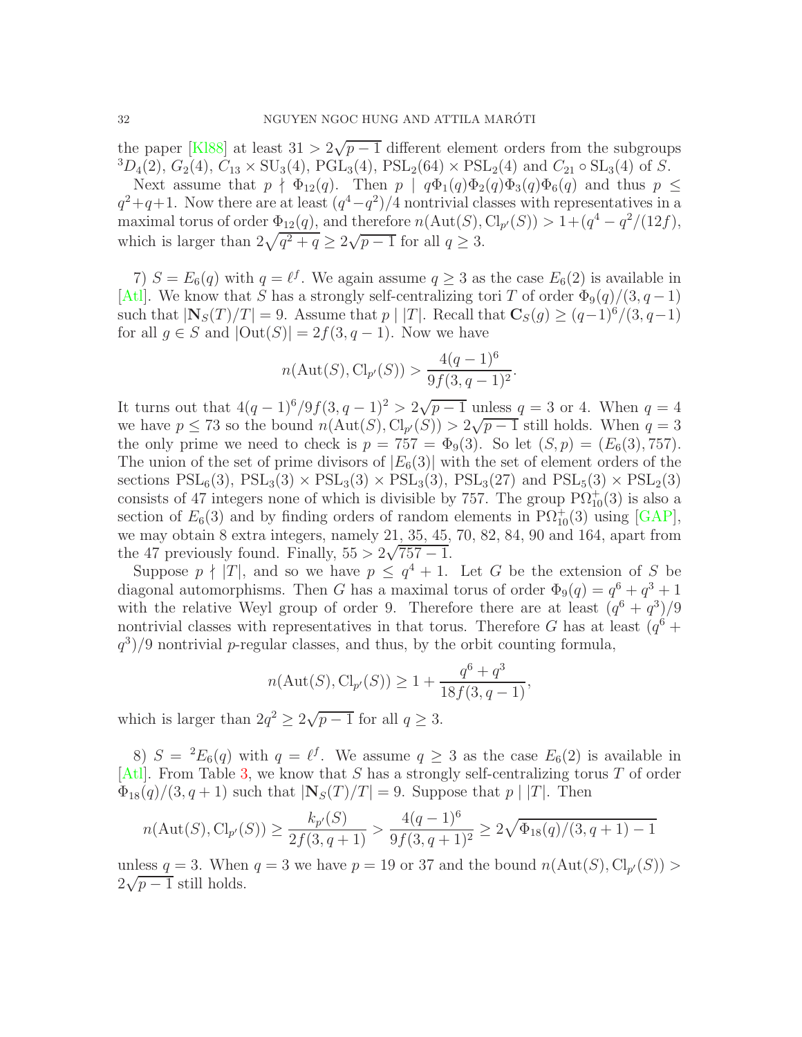the paper [Kl88] at least $31 > 2\sqrt{p-1}$ different element orders from the subgroups ${}^3D_4(2)$, $G_2(4)$, $C_{13} \times \mathrm{SU}_3(4)$, $\mathrm{PGL}_3(4)$, $\mathrm{PSL}_2(64) \times \mathrm{PSL}_2(4)$ and $C_{21} \circ \mathrm{SL}_3(4)$ of $S$.

Next assume that $p \nmid \Phi_{12}(q)$. Then $p \mid q\Phi_1(q)\Phi_2(q)\Phi_3(q)\Phi_6(q)$ and thus $p \leq q^2+q+1$. Now there are at least $(q^4-q^2)/4$ nontrivial classes with representatives in a maximal torus of order $\Phi_{12}(q)$, and therefore $n(\mathrm{Aut}(S), \mathrm{Cl}_{p'}(S)) > 1+(q^4-q^2/(12f)$, which is larger than $2\sqrt{q^2+q} \geq 2\sqrt{p-1}$ for all $q \geq 3$.

7) $S = E_6(q)$ with $q = \ell^f$. We again assume $q \geq 3$ as the case $E_6(2)$ is available in [Atl]. We know that $S$ has a strongly self-centralizing tori $T$ of order $\Phi_9(q)/(3, q-1)$ such that $|\mathbf{N}_S(T)/T| = 9$. Assume that $p \mid |T|$. Recall that $\mathbf{C}_S(g) \geq (q-1)^6/(3, q-1)$ for all $g \in S$ and $|\mathrm{Out}(S)| = 2f(3, q-1)$. Now we have

$$n(\mathrm{Aut}(S), \mathrm{Cl}_{p'}(S)) > \frac{4(q-1)^6}{9f(3,q-1)^2}.$$

It turns out that $4(q-1)^6/9f(3,q-1)^2 > 2\sqrt{p-1}$ unless $q = 3$ or $4$. When $q = 4$ we have $p \leq 73$ so the bound $n(\mathrm{Aut}(S), \mathrm{Cl}_{p'}(S)) > 2\sqrt{p-1}$ still holds. When $q = 3$ the only prime we need to check is $p = 757 = \Phi_9(3)$. So let $(S, p) = (E_6(3), 757)$. The union of the set of prime divisors of $|E_6(3)|$ with the set of element orders of the sections $\mathrm{PSL}_6(3)$, $\mathrm{PSL}_3(3) \times \mathrm{PSL}_3(3) \times \mathrm{PSL}_3(3)$, $\mathrm{PSL}_3(27)$ and $\mathrm{PSL}_5(3) \times \mathrm{PSL}_2(3)$ consists of 47 integers none of which is divisible by 757. The group $\mathrm{P}\Omega_{10}^+(3)$ is also a section of $E_6(3)$ and by finding orders of random elements in $\mathrm{P}\Omega_{10}^+(3)$ using [GAP], we may obtain 8 extra integers, namely 21, 35, 45, 70, 82, 84, 90 and 164, apart from the 47 previously found. Finally, $55 > 2\sqrt{757-1}$.

Suppose $p \nmid |T|$, and so we have $p \leq q^4+1$. Let $G$ be the extension of $S$ be diagonal automorphisms. Then $G$ has a maximal torus of order $\Phi_9(q) = q^6+q^3+1$ with the relative Weyl group of order 9. Therefore there are at least $(q^6+q^3)/9$ nontrivial classes with representatives in that torus. Therefore $G$ has at least $(q^6+q^3)/9$ nontrivial $p$-regular classes, and thus, by the orbit counting formula,

$$n(\mathrm{Aut}(S), \mathrm{Cl}_{p'}(S)) \geq 1 + \frac{q^6+q^3}{18f(3,q-1)},$$

which is larger than $2q^2 \geq 2\sqrt{p-1}$ for all $q \geq 3$.

8) $S = {}^2E_6(q)$ with $q = \ell^f$. We assume $q \geq 3$ as the case $E_6(2)$ is available in [Atl]. From Table 3, we know that $S$ has a strongly self-centralizing torus $T$ of order $\Phi_{18}(q)/(3, q+1)$ such that $|\mathbf{N}_S(T)/T| = 9$. Suppose that $p \mid |T|$. Then

$$n(\mathrm{Aut}(S), \mathrm{Cl}_{p'}(S)) \geq \frac{k_{p'}(S)}{2f(3,q+1)} > \frac{4(q-1)^6}{9f(3,q+1)^2} \geq 2\sqrt{\Phi_{18}(q)/(3,q+1)-1}$$

unless $q = 3$. When $q = 3$ we have $p = 19$ or $37$ and the bound $n(\mathrm{Aut}(S), \mathrm{Cl}_{p'}(S)) > 2\sqrt{p-1}$ still holds.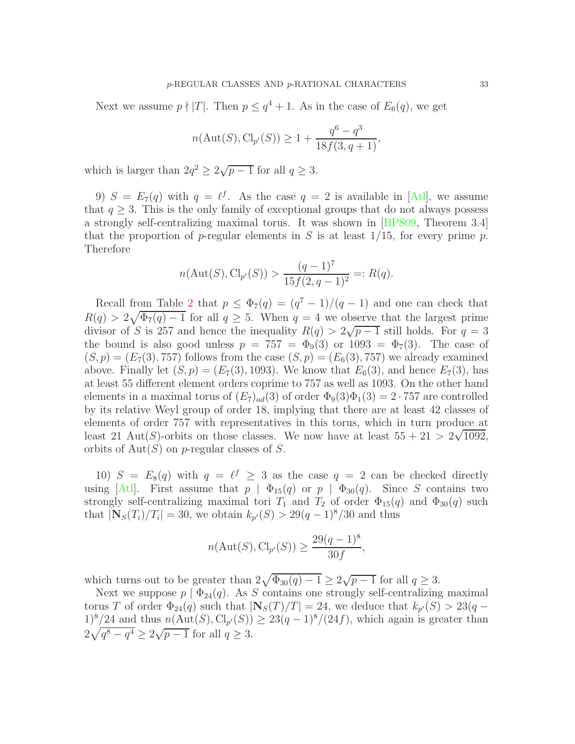Next we assume $p \nmid |T|$. Then $p \leq q^4 + 1$. As in the case of $E_6(q)$, we get

$$n(\mathrm{Aut}(S), \mathrm{Cl}_{p'}(S)) \geq 1 + \frac{q^6 - q^3}{18f(3, q+1)},$$

which is larger than $2q^2 \geq 2\sqrt{p-1}$ for all $q \geq 3$.

9) $S = E_7(q)$ with $q = \ell^f$. As the case $q = 2$ is available in [Atl], we assume that $q \geq 3$. This is the only family of exceptional groups that do not always possess a strongly self-centralizing maximal torus. It was shown in [BPS09, Theorem 3.4] that the proportion of $p$-regular elements in $S$ is at least $1/15$, for every prime $p$. Therefore

$$n(\mathrm{Aut}(S), \mathrm{Cl}_{p'}(S)) > \frac{(q-1)^7}{15f(2, q-1)^2} =: R(q).$$

Recall from Table 2 that $p \leq \Phi_7(q) = (q^7 - 1)/(q - 1)$ and one can check that $R(q) > 2\sqrt{\Phi_7(q) - 1}$ for all $q \geq 5$. When $q = 4$ we observe that the largest prime divisor of $S$ is 257 and hence the inequality $R(q) > 2\sqrt{p-1}$ still holds. For $q = 3$ the bound is also good unless $p = 757 = \Phi_9(3)$ or $1093 = \Phi_7(3)$. The case of $(S, p) = (E_7(3), 757)$ follows from the case $(S, p) = (E_6(3), 757)$ we already examined above. Finally let $(S, p) = (E_7(3), 1093)$. We know that $E_6(3)$, and hence $E_7(3)$, has at least 55 different element orders coprime to 757 as well as 1093. On the other hand elements in a maximal torus of $(E_7)_{ad}(3)$ of order $\Phi_9(3)\Phi_1(3) = 2 \cdot 757$ are controlled by its relative Weyl group of order 18, implying that there are at least 42 classes of elements of order 757 with representatives in this torus, which in turn produce at least 21 $\mathrm{Aut}(S)$-orbits on those classes. We now have at least $55 + 21 > 2\sqrt{1092}$, orbits of $\mathrm{Aut}(S)$ on $p$-regular classes of $S$.

10) $S = E_8(q)$ with $q = \ell^f \geq 3$ as the case $q = 2$ can be checked directly using [Atl]. First assume that $p \mid \Phi_{15}(q)$ or $p \mid \Phi_{30}(q)$. Since $S$ contains two strongly self-centralizing maximal tori $T_1$ and $T_2$ of order $\Phi_{15}(q)$ and $\Phi_{30}(q)$ such that $|\mathbf{N}_S(T_i)/T_i| = 30$, we obtain $k_{p'}(S) > 29(q-1)^8/30$ and thus

$$n(\mathrm{Aut}(S), \mathrm{Cl}_{p'}(S)) \geq \frac{29(q-1)^8}{30f},$$

which turns out to be greater than $2\sqrt{\Phi_{30}(q) - 1} \geq 2\sqrt{p-1}$ for all $q \geq 3$.

Next we suppose $p \mid \Phi_{24}(q)$. As $S$ contains one strongly self-centralizing maximal torus $T$ of order $\Phi_{24}(q)$ such that $|\mathbf{N}_S(T)/T| = 24$, we deduce that $k_{p'}(S) > 23(q-1)^8/24$ and thus $n(\mathrm{Aut}(S), \mathrm{Cl}_{p'}(S)) \geq 23(q-1)^8/(24f)$, which again is greater than $2\sqrt{q^8 - q^4} \geq 2\sqrt{p-1}$ for all $q \geq 3$.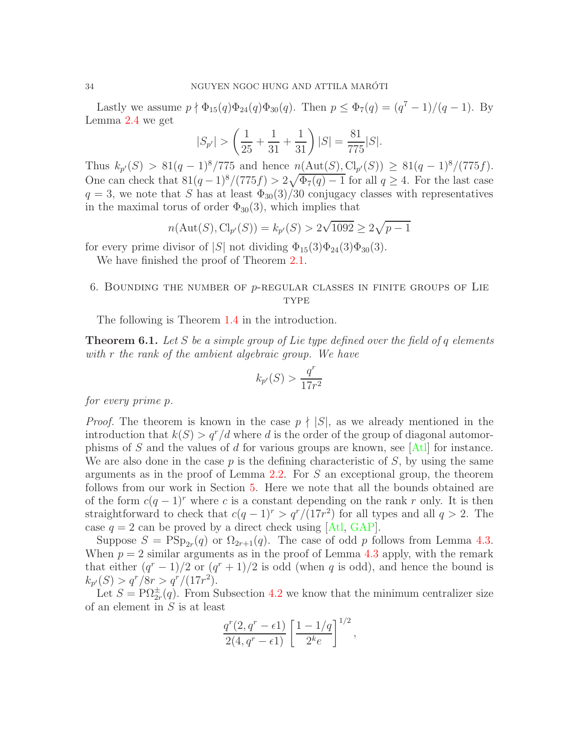Lastly we assume $p \nmid \Phi_{15}(q)\Phi_{24}(q)\Phi_{30}(q)$. Then $p \leq \Phi_7(q) = (q^7-1)/(q-1)$. By Lemma 2.4 we get

$$|S_{p'}| > \left(\frac{1}{25} + \frac{1}{31} + \frac{1}{31}\right)|S| = \frac{81}{775}|S|.$$

Thus $k_{p'}(S) > 81(q-1)^8/775$ and hence $n(\mathrm{Aut}(S), \mathrm{Cl}_{p'}(S)) \geq 81(q-1)^8/(775f)$. One can check that $81(q-1)^8/(775f) > 2\sqrt{\Phi_7(q)-1}$ for all $q \geq 4$. For the last case $q = 3$, we note that $S$ has at least $\Phi_{30}(3)/30$ conjugacy classes with representatives in the maximal torus of order $\Phi_{30}(3)$, which implies that

$$n(\mathrm{Aut}(S), \mathrm{Cl}_{p'}(S)) = k_{p'}(S) > 2\sqrt{1092} \geq 2\sqrt{p-1}$$

for every prime divisor of $|S|$ not dividing $\Phi_{15}(3)\Phi_{24}(3)\Phi_{30}(3)$.

We have finished the proof of Theorem 2.1.

## 6. Bounding the number of $p$-regular classes in finite groups of Lie type

The following is Theorem 1.4 in the introduction.

**Theorem 6.1.** *Let $S$ be a simple group of Lie type defined over the field of $q$ elements with $r$ the rank of the ambient algebraic group. We have*

$$k_{p'}(S) > \frac{q^r}{17r^2}$$

*for every prime $p$.*

*Proof.* The theorem is known in the case $p \nmid |S|$, as we already mentioned in the introduction that $k(S) > q^r/d$ where $d$ is the order of the group of diagonal automorphisms of $S$ and the values of $d$ for various groups are known, see [Atl] for instance. We are also done in the case $p$ is the defining characteristic of $S$, by using the same arguments as in the proof of Lemma 2.2. For $S$ an exceptional group, the theorem follows from our work in Section 5. Here we note that all the bounds obtained are of the form $c(q-1)^r$ where $c$ is a constant depending on the rank $r$ only. It is then straightforward to check that $c(q-1)^r > q^r/(17r^2)$ for all types and all $q > 2$. The case $q = 2$ can be proved by a direct check using [Atl, GAP].

Suppose $S = \mathrm{PSp}_{2r}(q)$ or $\Omega_{2r+1}(q)$. The case of odd $p$ follows from Lemma 4.3. When $p = 2$ similar arguments as in the proof of Lemma 4.3 apply, with the remark that either $(q^r-1)/2$ or $(q^r+1)/2$ is odd (when $q$ is odd), and hence the bound is $k_{p'}(S) > q^r/8r > q^r/(17r^2)$.

Let $S = \mathrm{P}\Omega^{\pm}_{2r}(q)$. From Subsection 4.2 we know that the minimum centralizer size of an element in $S$ is at least

$$\frac{q^r(2, q^r - \epsilon 1)}{2(4, q^r - \epsilon 1)}\left[\frac{1-1/q}{2^k e}\right]^{1/2},$$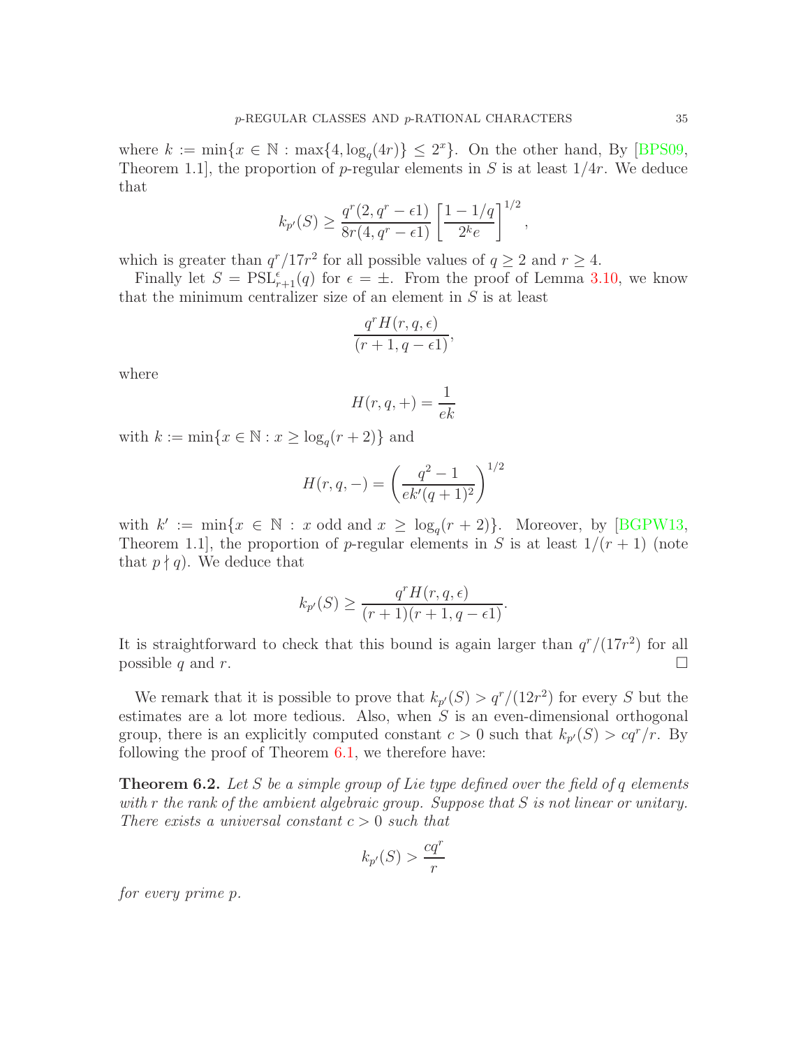where $k := \min\{x \in \mathbb{N} : \max\{4, \log_q(4r)\} \leq 2^x\}$. On the other hand, By [BPS09, Theorem 1.1], the proportion of $p$-regular elements in $S$ is at least $1/4r$. We deduce that

$$k_{p'}(S) \geq \frac{q^r(2, q^r - \epsilon 1)}{8r(4, q^r - \epsilon 1)} \left[\frac{1 - 1/q}{2^k e}\right]^{1/2},$$

which is greater than $q^r/17r^2$ for all possible values of $q \geq 2$ and $r \geq 4$.

Finally let $S = \mathrm{PSL}^{\epsilon}_{r+1}(q)$ for $\epsilon = \pm$. From the proof of Lemma 3.10, we know that the minimum centralizer size of an element in $S$ is at least

$$\frac{q^r H(r, q, \epsilon)}{(r + 1, q - \epsilon 1)},$$

where

$$H(r, q, +) = \frac{1}{ek}$$

with $k := \min\{x \in \mathbb{N} : x \geq \log_q(r + 2)\}$ and

$$H(r, q, -) = \left(\frac{q^2 - 1}{ek'(q + 1)^2}\right)^{1/2}$$

with $k' := \min\{x \in \mathbb{N} : x \text{ odd and } x \geq \log_q(r + 2)\}$. Moreover, by [BGPW13, Theorem 1.1], the proportion of $p$-regular elements in $S$ is at least $1/(r+1)$ (note that $p \nmid q$). We deduce that

$$k_{p'}(S) \geq \frac{q^r H(r, q, \epsilon)}{(r + 1)(r + 1, q - \epsilon 1)}.$$

It is straightforward to check that this bound is again larger than $q^r/(17r^2)$ for all possible $q$ and $r$. $\square$

We remark that it is possible to prove that $k_{p'}(S) > q^r/(12r^2)$ for every $S$ but the estimates are a lot more tedious. Also, when $S$ is an even-dimensional orthogonal group, there is an explicitly computed constant $c > 0$ such that $k_{p'}(S) > cq^r/r$. By following the proof of Theorem 6.1, we therefore have:

**Theorem 6.2.** *Let $S$ be a simple group of Lie type defined over the field of $q$ elements with $r$ the rank of the ambient algebraic group. Suppose that $S$ is not linear or unitary. There exists a universal constant $c > 0$ such that*

$$k_{p'}(S) > \frac{cq^r}{r}$$

*for every prime $p$.*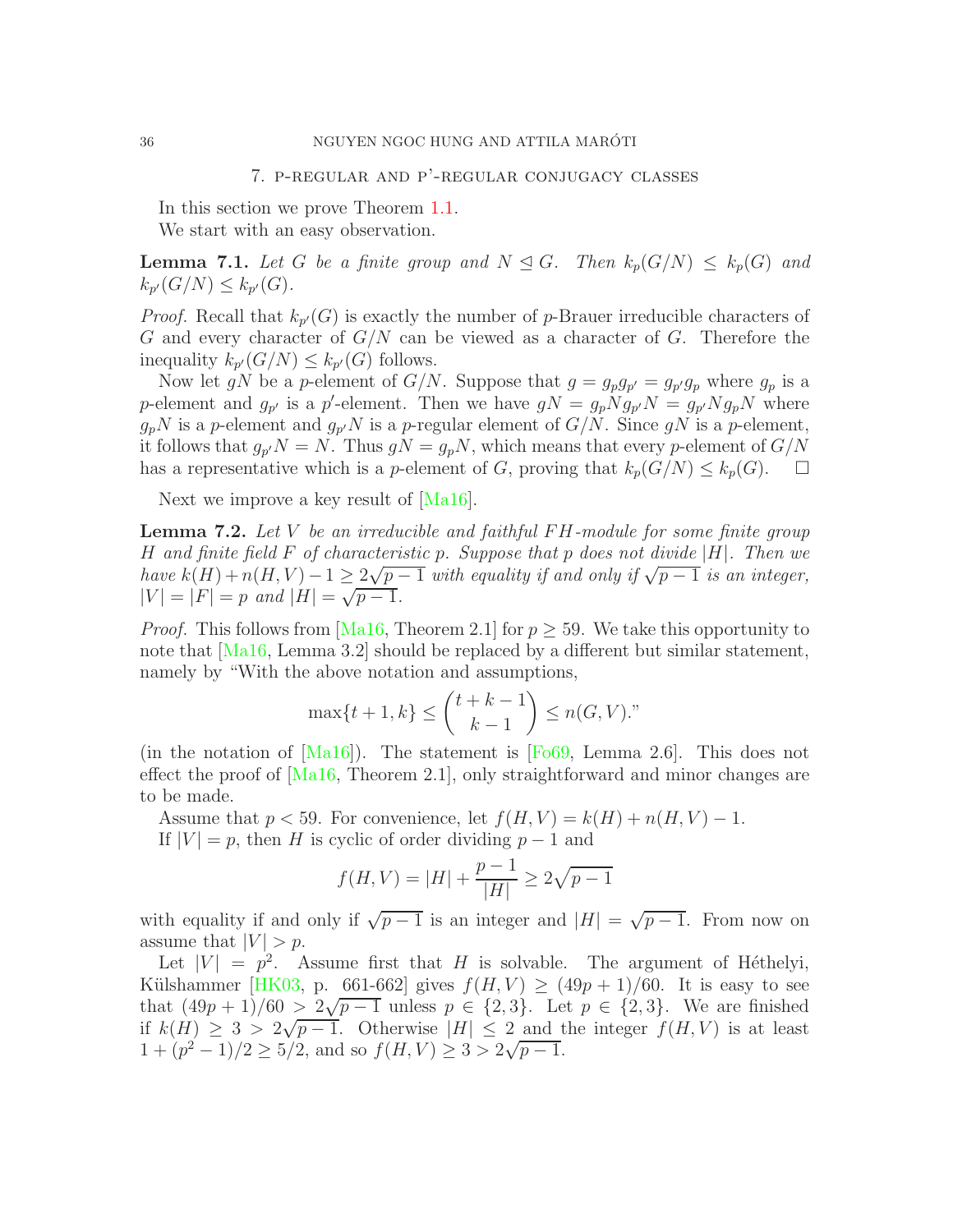## 7. p-regular and p'-regular conjugacy classes

In this section we prove Theorem 1.1.

We start with an easy observation.

**Lemma 7.1.** *Let $G$ be a finite group and $N \trianglelefteq G$. Then $k_p(G/N) \leq k_p(G)$ and $k_{p'}(G/N) \leq k_{p'}(G)$.*

*Proof.* Recall that $k_{p'}(G)$ is exactly the number of $p$-Brauer irreducible characters of $G$ and every character of $G/N$ can be viewed as a character of $G$. Therefore the inequality $k_{p'}(G/N) \leq k_{p'}(G)$ follows.

Now let $gN$ be a $p$-element of $G/N$. Suppose that $g = g_p g_{p'} = g_{p'} g_p$ where $g_p$ is a $p$-element and $g_{p'}$ is a $p'$-element. Then we have $gN = g_p N g_{p'} N = g_{p'} N g_p N$ where $g_p N$ is a $p$-element and $g_{p'} N$ is a $p$-regular element of $G/N$. Since $gN$ is a $p$-element, it follows that $g_{p'} N = N$. Thus $gN = g_p N$, which means that every $p$-element of $G/N$ has a representative which is a $p$-element of $G$, proving that $k_p(G/N) \leq k_p(G)$. $\square$

Next we improve a key result of [Ma16].

**Lemma 7.2.** *Let $V$ be an irreducible and faithful $FH$-module for some finite group $H$ and finite field $F$ of characteristic $p$. Suppose that $p$ does not divide $|H|$. Then we have $k(H) + n(H,V) - 1 \geq 2\sqrt{p-1}$ with equality if and only if $\sqrt{p-1}$ is an integer, $|V| = |F| = p$ and $|H| = \sqrt{p-1}$.*

*Proof.* This follows from [Ma16, Theorem 2.1] for $p \geq 59$. We take this opportunity to note that [Ma16, Lemma 3.2] should be replaced by a different but similar statement, namely by "With the above notation and assumptions,

$$\max\{t+1, k\} \leq \binom{t+k-1}{k-1} \leq n(G,V)."$$

(in the notation of [Ma16]). The statement is [Fo69, Lemma 2.6]. This does not effect the proof of [Ma16, Theorem 2.1], only straightforward and minor changes are to be made.

Assume that $p < 59$. For convenience, let $f(H,V) = k(H) + n(H,V) - 1$.

If $|V| = p$, then $H$ is cyclic of order dividing $p-1$ and

$$f(H,V) = |H| + \frac{p-1}{|H|} \geq 2\sqrt{p-1}$$

with equality if and only if $\sqrt{p-1}$ is an integer and $|H| = \sqrt{p-1}$. From now on assume that $|V| > p$.

Let $|V| = p^2$. Assume first that $H$ is solvable. The argument of Héthelyi, Külshammer [HK03, p. 661-662] gives $f(H,V) \geq (49p+1)/60$. It is easy to see that $(49p+1)/60 > 2\sqrt{p-1}$ unless $p \in \{2,3\}$. Let $p \in \{2,3\}$. We are finished if $k(H) \geq 3 > 2\sqrt{p-1}$. Otherwise $|H| \leq 2$ and the integer $f(H,V)$ is at least $1 + (p^2-1)/2 \geq 5/2$, and so $f(H,V) \geq 3 > 2\sqrt{p-1}$.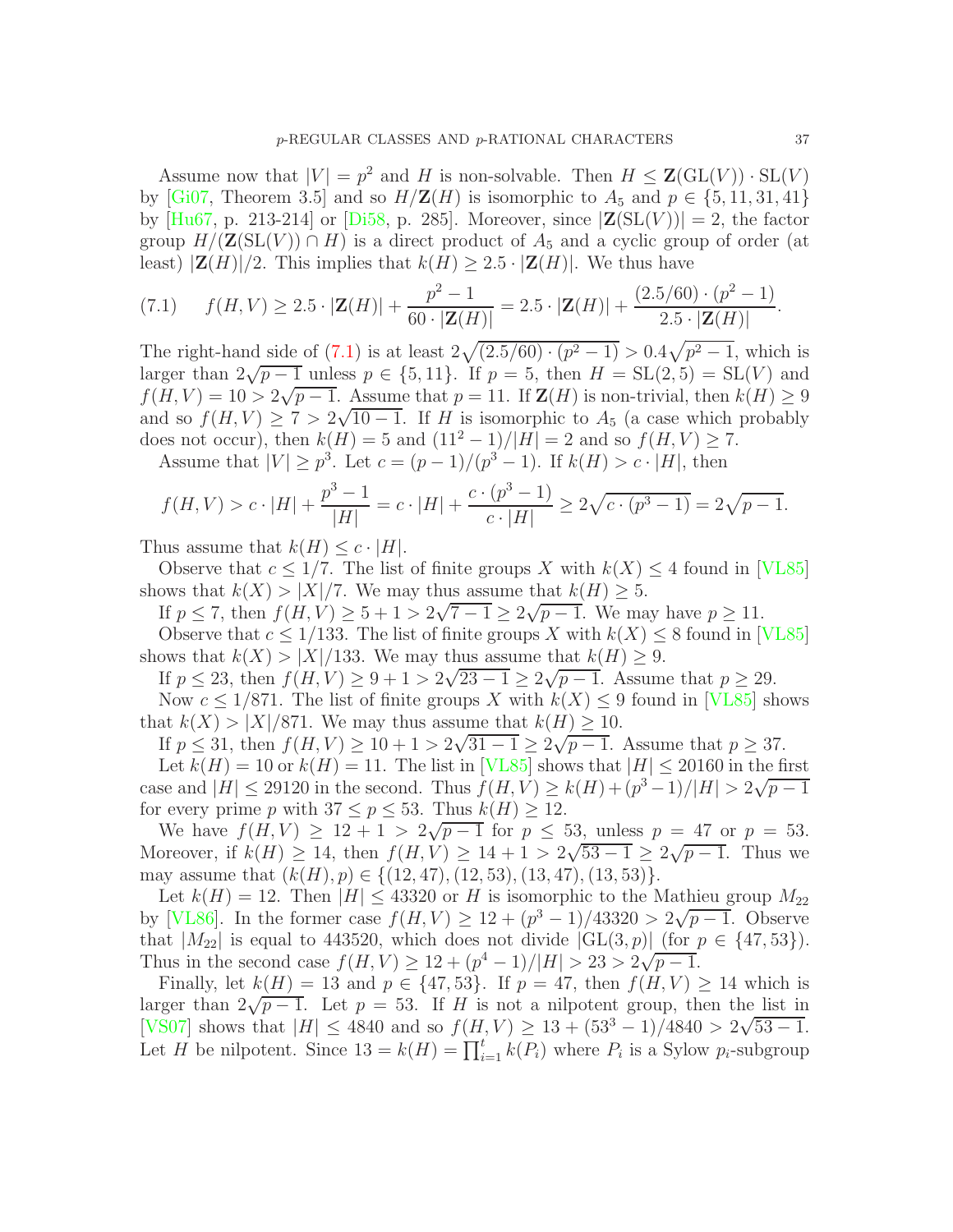Assume now that $|V| = p^2$ and $H$ is non-solvable. Then $H \leq \mathbf{Z}(\mathrm{GL}(V)) \cdot \mathrm{SL}(V)$ by [Gi07, Theorem 3.5] and so $H/\mathbf{Z}(H)$ is isomorphic to $A_5$ and $p \in \{5, 11, 31, 41\}$ by [Hu67, p. 213-214] or [Di58, p. 285]. Moreover, since $|\mathbf{Z}(\mathrm{SL}(V))| = 2$, the factor group $H/(\mathbf{Z}(\mathrm{SL}(V)) \cap H)$ is a direct product of $A_5$ and a cyclic group of order (at least) $|\mathbf{Z}(H)|/2$. This implies that $k(H) \geq 2.5 \cdot |\mathbf{Z}(H)|$. We thus have

$$f(H,V) \geq 2.5 \cdot |\mathbf{Z}(H)| + \frac{p^2-1}{60 \cdot |\mathbf{Z}(H)|} = 2.5 \cdot |\mathbf{Z}(H)| + \frac{(2.5/60) \cdot (p^2-1)}{2.5 \cdot |\mathbf{Z}(H)|}. \tag{7.1}$$

The right-hand side of (7.1) is at least $2\sqrt{(2.5/60) \cdot (p^2-1)} > 0.4\sqrt{p^2-1}$, which is larger than $2\sqrt{p-1}$ unless $p \in \{5, 11\}$. If $p = 5$, then $H = \mathrm{SL}(2,5) = \mathrm{SL}(V)$ and $f(H,V) = 10 > 2\sqrt{p-1}$. Assume that $p = 11$. If $\mathbf{Z}(H)$ is non-trivial, then $k(H) \geq 9$ and so $f(H,V) \geq 7 > 2\sqrt{10-1}$. If $H$ is isomorphic to $A_5$ (a case which probably does not occur), then $k(H) = 5$ and $(11^2-1)/|H| = 2$ and so $f(H,V) \geq 7$.

Assume that $|V| \geq p^3$. Let $c = (p-1)/(p^3-1)$. If $k(H) > c \cdot |H|$, then

$$f(H,V) > c \cdot |H| + \frac{p^3-1}{|H|} = c \cdot |H| + \frac{c \cdot (p^3-1)}{c \cdot |H|} \geq 2\sqrt{c \cdot (p^3-1)} = 2\sqrt{p-1}.$$

Thus assume that $k(H) \leq c \cdot |H|$.

Observe that $c \leq 1/7$. The list of finite groups $X$ with $k(X) \leq 4$ found in [VL85] shows that $k(X) > |X|/7$. We may thus assume that $k(H) \geq 5$.

If $p \leq 7$, then $f(H,V) \geq 5 + 1 > 2\sqrt{7-1} \geq 2\sqrt{p-1}$. We may have $p \geq 11$.

Observe that $c \leq 1/133$. The list of finite groups $X$ with $k(X) \leq 8$ found in [VL85] shows that $k(X) > |X|/133$. We may thus assume that $k(H) \geq 9$.

If $p \leq 23$, then $f(H,V) \geq 9 + 1 > 2\sqrt{23-1} \geq 2\sqrt{p-1}$. Assume that $p \geq 29$.

Now $c \leq 1/871$. The list of finite groups $X$ with $k(X) \leq 9$ found in [VL85] shows that $k(X) > |X|/871$. We may thus assume that $k(H) \geq 10$.

If $p \leq 31$, then $f(H,V) \geq 10 + 1 > 2\sqrt{31-1} \geq 2\sqrt{p-1}$. Assume that $p \geq 37$.

Let $k(H) = 10$ or $k(H) = 11$. The list in [VL85] shows that $|H| \leq 20160$ in the first case and $|H| \leq 29120$ in the second. Thus $f(H,V) \geq k(H) + (p^3-1)/|H| > 2\sqrt{p-1}$ for every prime $p$ with $37 \leq p \leq 53$. Thus $k(H) \geq 12$.

We have $f(H,V) \geq 12 + 1 > 2\sqrt{p-1}$ for $p \leq 53$, unless $p = 47$ or $p = 53$. Moreover, if $k(H) \geq 14$, then $f(H,V) \geq 14 + 1 > 2\sqrt{53-1} \geq 2\sqrt{p-1}$. Thus we may assume that $(k(H), p) \in \{(12, 47), (12, 53), (13, 47), (13, 53)\}$.

Let $k(H) = 12$. Then $|H| \leq 43320$ or $H$ is isomorphic to the Mathieu group $M_{22}$ by [VL86]. In the former case $f(H,V) \geq 12 + (p^3-1)/43320 > 2\sqrt{p-1}$. Observe that $|M_{22}|$ is equal to 443520, which does not divide $|\mathrm{GL}(3,p)|$ (for $p \in \{47, 53\}$). Thus in the second case $f(H,V) \geq 12 + (p^4-1)/|H| > 23 > 2\sqrt{p-1}$.

Finally, let $k(H) = 13$ and $p \in \{47, 53\}$. If $p = 47$, then $f(H,V) \geq 14$ which is larger than $2\sqrt{p-1}$. Let $p = 53$. If $H$ is not a nilpotent group, then the list in [VS07] shows that $|H| \leq 4840$ and so $f(H,V) \geq 13 + (53^3-1)/4840 > 2\sqrt{53-1}$. Let $H$ be nilpotent. Since $13 = k(H) = \prod_{i=1}^{t} k(P_i)$ where $P_i$ is a Sylow $p_i$-subgroup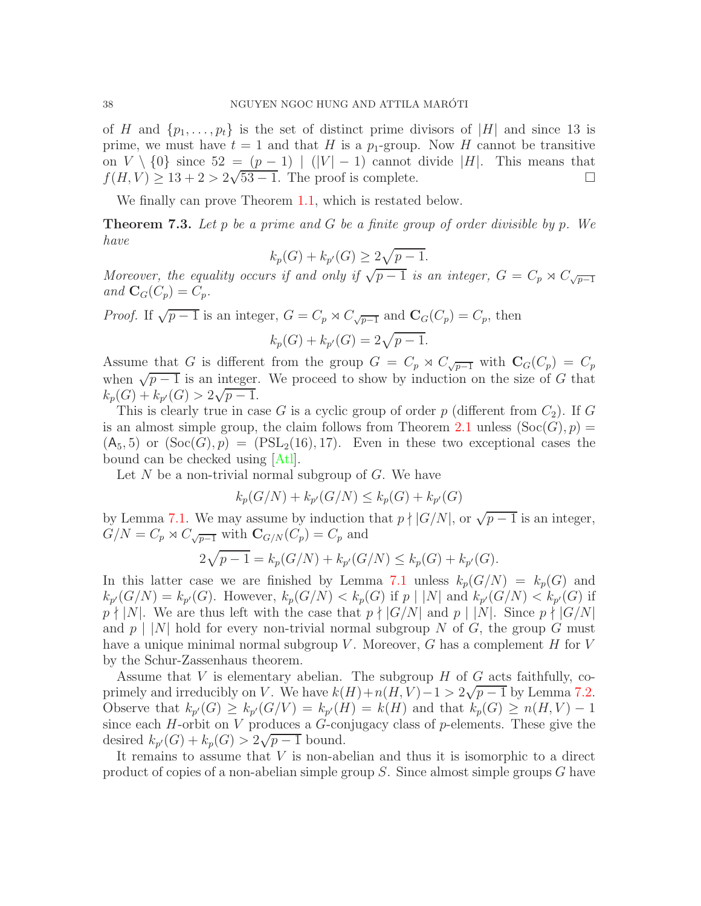of $H$ and $\{p_1, \ldots, p_t\}$ is the set of distinct prime divisors of $|H|$ and since 13 is prime, we must have $t = 1$ and that $H$ is a $p_1$-group. Now $H$ cannot be transitive on $V \setminus \{0\}$ since $52 = (p-1) \mid (|V|-1)$ cannot divide $|H|$. This means that $f(H,V) \geq 13 + 2 > 2\sqrt{53-1}$. The proof is complete. □

We finally can prove Theorem 1.1, which is restated below.

**Theorem 7.3.** *Let $p$ be a prime and $G$ be a finite group of order divisible by $p$. We have*

$$k_p(G) + k_{p'}(G) \geq 2\sqrt{p-1}.$$

*Moreover, the equality occurs if and only if $\sqrt{p-1}$ is an integer, $G = C_p \rtimes C_{\sqrt{p-1}}$ and $\mathbf{C}_G(C_p) = C_p$.*

*Proof.* If $\sqrt{p-1}$ is an integer, $G = C_p \rtimes C_{\sqrt{p-1}}$ and $\mathbf{C}_G(C_p) = C_p$, then

$$k_p(G) + k_{p'}(G) = 2\sqrt{p-1}.$$

Assume that $G$ is different from the group $G = C_p \rtimes C_{\sqrt{p-1}}$ with $\mathbf{C}_G(C_p) = C_p$ when $\sqrt{p-1}$ is an integer. We proceed to show by induction on the size of $G$ that $k_p(G) + k_{p'}(G) > 2\sqrt{p-1}$.

This is clearly true in case $G$ is a cyclic group of order $p$ (different from $C_2$). If $G$ is an almost simple group, the claim follows from Theorem 2.1 unless $(\mathrm{Soc}(G), p) = (\mathsf{A}_5, 5)$ or $(\mathrm{Soc}(G), p) = (\mathrm{PSL}_2(16), 17)$. Even in these two exceptional cases the bound can be checked using [Atl].

Let $N$ be a non-trivial normal subgroup of $G$. We have

$$k_p(G/N) + k_{p'}(G/N) \leq k_p(G) + k_{p'}(G)$$

by Lemma 7.1. We may assume by induction that $p \nmid |G/N|$, or $\sqrt{p-1}$ is an integer, $G/N = C_p \rtimes C_{\sqrt{p-1}}$ with $\mathbf{C}_{G/N}(C_p) = C_p$ and

$$2\sqrt{p-1} = k_p(G/N) + k_{p'}(G/N) \leq k_p(G) + k_{p'}(G).$$

In this latter case we are finished by Lemma 7.1 unless $k_p(G/N) = k_p(G)$ and $k_{p'}(G/N) = k_{p'}(G)$. However, $k_p(G/N) < k_p(G)$ if $p \mid |N|$ and $k_{p'}(G/N) < k_{p'}(G)$ if $p \nmid |N|$. We are thus left with the case that $p \nmid |G/N|$ and $p \mid |N|$. Since $p \nmid |G/N|$ and $p \mid |N|$ hold for every non-trivial normal subgroup $N$ of $G$, the group $G$ must have a unique minimal normal subgroup $V$. Moreover, $G$ has a complement $H$ for $V$ by the Schur-Zassenhaus theorem.

Assume that $V$ is elementary abelian. The subgroup $H$ of $G$ acts faithfully, coprimely and irreducibly on $V$. We have $k(H) + n(H,V) - 1 > 2\sqrt{p-1}$ by Lemma 7.2. Observe that $k_{p'}(G) \geq k_{p'}(G/V) = k_{p'}(H) = k(H)$ and that $k_p(G) \geq n(H,V) - 1$ since each $H$-orbit on $V$ produces a $G$-conjugacy class of $p$-elements. These give the desired $k_{p'}(G) + k_p(G) > 2\sqrt{p-1}$ bound.

It remains to assume that $V$ is non-abelian and thus it is isomorphic to a direct product of copies of a non-abelian simple group $S$. Since almost simple groups $G$ have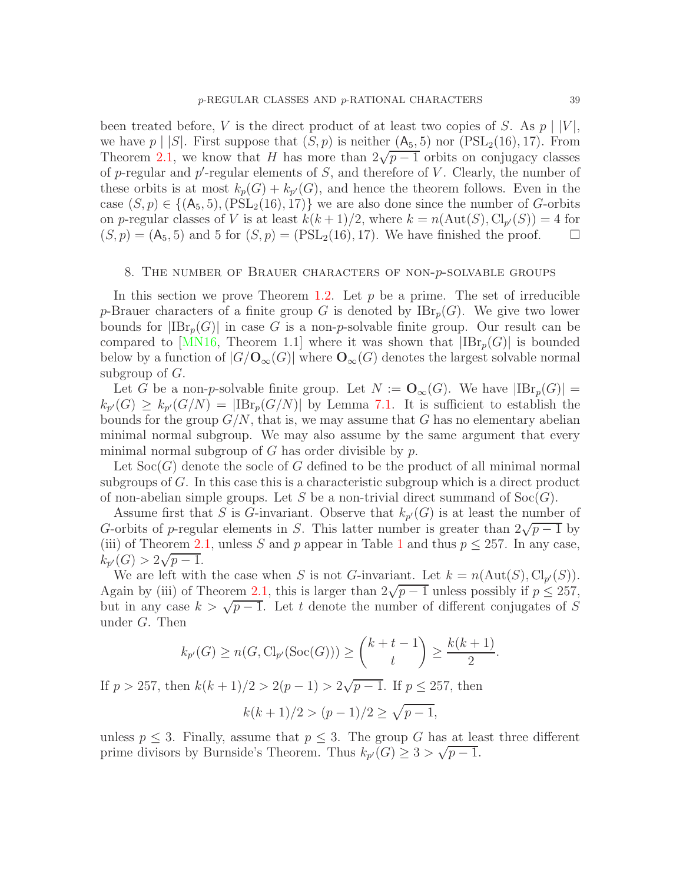been treated before, $V$ is the direct product of at least two copies of $S$. As $p \mid |V|$, we have $p \mid |S|$. First suppose that $(S, p)$ is neither $(\mathsf{A}_5, 5)$ nor $(\mathrm{PSL}_2(16), 17)$. From Theorem 2.1, we know that $H$ has more than $2\sqrt{p-1}$ orbits on conjugacy classes of $p$-regular and $p'$-regular elements of $S$, and therefore of $V$. Clearly, the number of these orbits is at most $k_p(G) + k_{p'}(G)$, and hence the theorem follows. Even in the case $(S, p) \in \{(\mathsf{A}_5, 5), (\mathrm{PSL}_2(16), 17)\}$ we are also done since the number of $G$-orbits on $p$-regular classes of $V$ is at least $k(k+1)/2$, where $k = n(\mathrm{Aut}(S), \mathrm{Cl}_{p'}(S)) = 4$ for $(S, p) = (\mathsf{A}_5, 5)$ and $5$ for $(S, p) = (\mathrm{PSL}_2(16), 17)$. We have finished the proof. $\square$

## 8. The number of Brauer characters of non-$p$-solvable groups

In this section we prove Theorem 1.2. Let $p$ be a prime. The set of irreducible $p$-Brauer characters of a finite group $G$ is denoted by $\mathrm{IBr}_p(G)$. We give two lower bounds for $|\mathrm{IBr}_p(G)|$ in case $G$ is a non-$p$-solvable finite group. Our result can be compared to [MN16, Theorem 1.1] where it was shown that $|\mathrm{IBr}_p(G)|$ is bounded below by a function of $|G/\mathbf{O}_\infty(G)|$ where $\mathbf{O}_\infty(G)$ denotes the largest solvable normal subgroup of $G$.

Let $G$ be a non-$p$-solvable finite group. Let $N := \mathbf{O}_\infty(G)$. We have $|\mathrm{IBr}_p(G)| = k_{p'}(G) \geq k_{p'}(G/N) = |\mathrm{IBr}_p(G/N)|$ by Lemma 7.1. It is sufficient to establish the bounds for the group $G/N$, that is, we may assume that $G$ has no elementary abelian minimal normal subgroup. We may also assume by the same argument that every minimal normal subgroup of $G$ has order divisible by $p$.

Let $\mathrm{Soc}(G)$ denote the socle of $G$ defined to be the product of all minimal normal subgroups of $G$. In this case this is a characteristic subgroup which is a direct product of non-abelian simple groups. Let $S$ be a non-trivial direct summand of $\mathrm{Soc}(G)$.

Assume first that $S$ is $G$-invariant. Observe that $k_{p'}(G)$ is at least the number of $G$-orbits of $p$-regular elements in $S$. This latter number is greater than $2\sqrt{p-1}$ by (iii) of Theorem 2.1, unless $S$ and $p$ appear in Table 1 and thus $p \leq 257$. In any case, $k_{p'}(G) > 2\sqrt{p-1}$.

We are left with the case when $S$ is not $G$-invariant. Let $k = n(\mathrm{Aut}(S), \mathrm{Cl}_{p'}(S))$. Again by (iii) of Theorem 2.1, this is larger than $2\sqrt{p-1}$ unless possibly if $p \leq 257$, but in any case $k > \sqrt{p-1}$. Let $t$ denote the number of different conjugates of $S$ under $G$. Then

$$k_{p'}(G) \geq n(G, \mathrm{Cl}_{p'}(\mathrm{Soc}(G))) \geq \binom{k+t-1}{t} \geq \frac{k(k+1)}{2}.$$

If $p > 257$, then $k(k+1)/2 > 2(p-1) > 2\sqrt{p-1}$. If $p \leq 257$, then

$$k(k+1)/2 > (p-1)/2 \geq \sqrt{p-1},$$

unless $p \leq 3$. Finally, assume that $p \leq 3$. The group $G$ has at least three different prime divisors by Burnside's Theorem. Thus $k_{p'}(G) \geq 3 > \sqrt{p-1}$.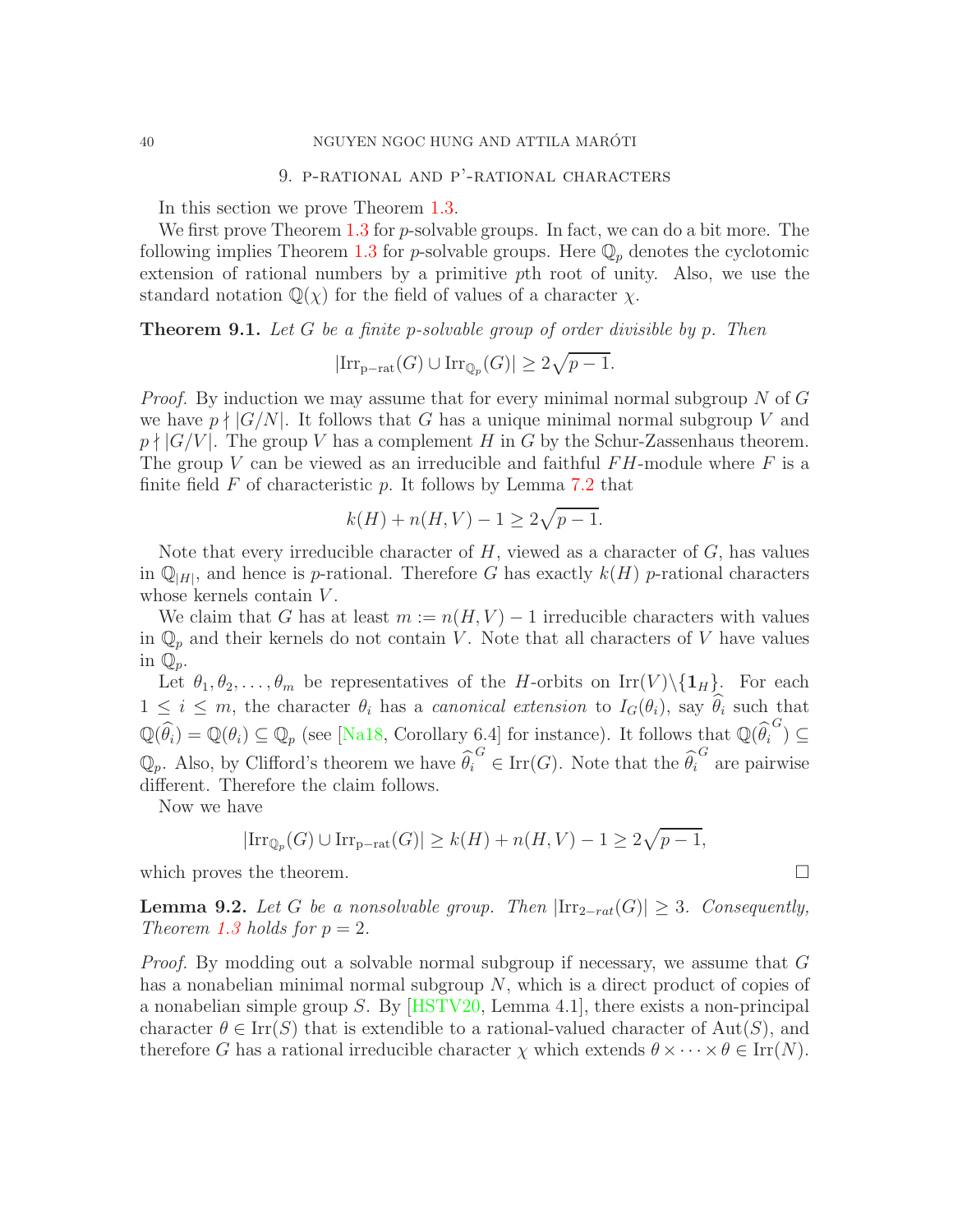## 9. p-rational and p'-rational characters

In this section we prove Theorem 1.3.

We first prove Theorem 1.3 for $p$-solvable groups. In fact, we can do a bit more. The following implies Theorem 1.3 for $p$-solvable groups. Here $\mathbb{Q}_p$ denotes the cyclotomic extension of rational numbers by a primitive $p$th root of unity. Also, we use the standard notation $\mathbb{Q}(\chi)$ for the field of values of a character $\chi$.

**Theorem 9.1.** *Let $G$ be a finite $p$-solvable group of order divisible by $p$. Then*

$$|\mathrm{Irr}_{\mathrm{p-rat}}(G) \cup \mathrm{Irr}_{\mathbb{Q}_p}(G)| \geq 2\sqrt{p-1}.$$

*Proof.* By induction we may assume that for every minimal normal subgroup $N$ of $G$ we have $p \nmid |G/N|$. It follows that $G$ has a unique minimal normal subgroup $V$ and $p \nmid |G/V|$. The group $V$ has a complement $H$ in $G$ by the Schur-Zassenhaus theorem. The group $V$ can be viewed as an irreducible and faithful $FH$-module where $F$ is a finite field $F$ of characteristic $p$. It follows by Lemma 7.2 that

$$k(H) + n(H, V) - 1 \geq 2\sqrt{p-1}.$$

Note that every irreducible character of $H$, viewed as a character of $G$, has values in $\mathbb{Q}_{|H|}$, and hence is $p$-rational. Therefore $G$ has exactly $k(H)$ $p$-rational characters whose kernels contain $V$.

We claim that $G$ has at least $m := n(H, V) - 1$ irreducible characters with values in $\mathbb{Q}_p$ and their kernels do not contain $V$. Note that all characters of $V$ have values in $\mathbb{Q}_p$.

Let $\theta_1, \theta_2, \ldots, \theta_m$ be representatives of the $H$-orbits on $\mathrm{Irr}(V)\backslash\{\mathbf{1}_H\}$. For each $1 \leq i \leq m$, the character $\theta_i$ has a *canonical extension* to $I_G(\theta_i)$, say $\widehat{\theta}_i$ such that $\mathbb{Q}(\widehat{\theta}_i) = \mathbb{Q}(\theta_i) \subseteq \mathbb{Q}_p$ (see [Na18, Corollary 6.4] for instance). It follows that $\mathbb{Q}(\widehat{\theta}_i^{\,G}) \subseteq \mathbb{Q}_p$. Also, by Clifford's theorem we have $\widehat{\theta}_i^{\,G} \in \mathrm{Irr}(G)$. Note that the $\widehat{\theta}_i^{\,G}$ are pairwise different. Therefore the claim follows.

Now we have

$$|\mathrm{Irr}_{\mathbb{Q}_p}(G) \cup \mathrm{Irr}_{\mathrm{p-rat}}(G)| \geq k(H) + n(H, V) - 1 \geq 2\sqrt{p-1},$$

which proves the theorem. □

**Lemma 9.2.** *Let $G$ be a nonsolvable group. Then $|\mathrm{Irr}_{2-rat}(G)| \geq 3$. Consequently, Theorem 1.3 holds for $p = 2$.*

*Proof.* By modding out a solvable normal subgroup if necessary, we assume that $G$ has a nonabelian minimal normal subgroup $N$, which is a direct product of copies of a nonabelian simple group $S$. By [HSTV20, Lemma 4.1], there exists a non-principal character $\theta \in \mathrm{Irr}(S)$ that is extendible to a rational-valued character of $\mathrm{Aut}(S)$, and therefore $G$ has a rational irreducible character $\chi$ which extends $\theta \times \cdots \times \theta \in \mathrm{Irr}(N)$.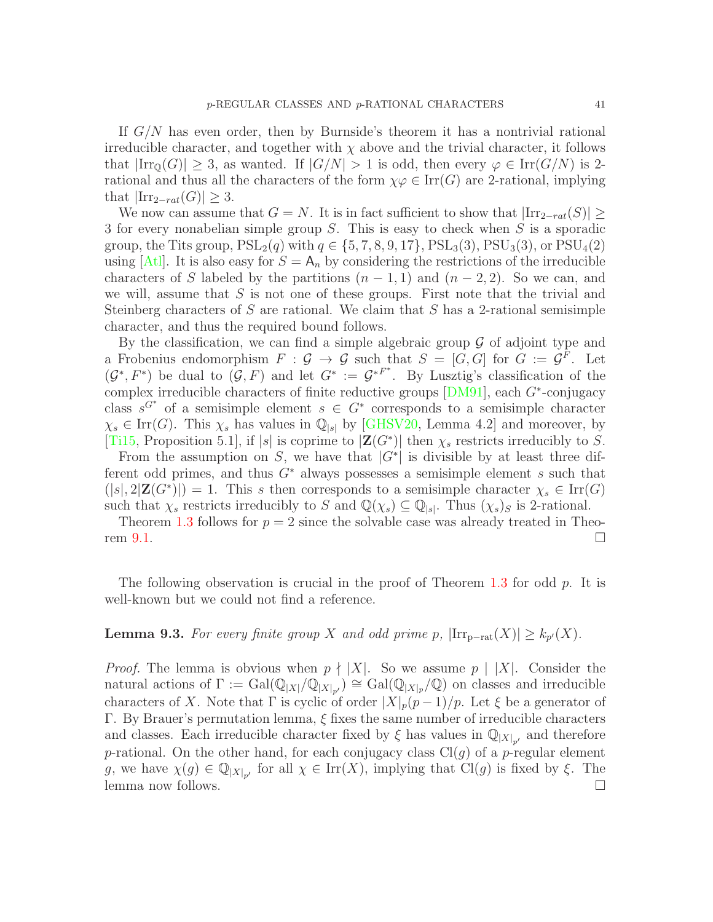If $G/N$ has even order, then by Burnside's theorem it has a nontrivial rational irreducible character, and together with $\chi$ above and the trivial character, it follows that $|\mathrm{Irr}_{\mathbb{Q}}(G)| \geq 3$, as wanted. If $|G/N| > 1$ is odd, then every $\varphi \in \mathrm{Irr}(G/N)$ is 2-rational and thus all the characters of the form $\chi\varphi \in \mathrm{Irr}(G)$ are 2-rational, implying that $|\mathrm{Irr}_{2-rat}(G)| \geq 3$.

We now can assume that $G = N$. It is in fact sufficient to show that $|\mathrm{Irr}_{2-rat}(S)| \geq 3$ for every nonabelian simple group $S$. This is easy to check when $S$ is a sporadic group, the Tits group, $\mathrm{PSL}_2(q)$ with $q \in \{5, 7, 8, 9, 17\}$, $\mathrm{PSL}_3(3)$, $\mathrm{PSU}_3(3)$, or $\mathrm{PSU}_4(2)$ using [Atl]. It is also easy for $S = \mathsf{A}_n$ by considering the restrictions of the irreducible characters of $S$ labeled by the partitions $(n-1, 1)$ and $(n-2, 2)$. So we can, and we will, assume that $S$ is not one of these groups. First note that the trivial and Steinberg characters of $S$ are rational. We claim that $S$ has a 2-rational semisimple character, and thus the required bound follows.

By the classification, we can find a simple algebraic group $\mathcal{G}$ of adjoint type and a Frobenius endomorphism $F : \mathcal{G} \to \mathcal{G}$ such that $S = [G, G]$ for $G := \mathcal{G}^F$. Let $(\mathcal{G}^*, F^*)$ be dual to $(\mathcal{G}, F)$ and let $G^* := \mathcal{G}^{*F^*}$. By Lusztig's classification of the complex irreducible characters of finite reductive groups [DM91], each $G^*$-conjugacy class $s^{G^*}$ of a semisimple element $s \in G^*$ corresponds to a semisimple character $\chi_s \in \mathrm{Irr}(G)$. This $\chi_s$ has values in $\mathbb{Q}_{|s|}$ by [GHSV20, Lemma 4.2] and moreover, by [Ti15, Proposition 5.1], if $|s|$ is coprime to $|\mathbf{Z}(G^*)|$ then $\chi_s$ restricts irreducibly to $S$.

From the assumption on $S$, we have that $|G^*|$ is divisible by at least three different odd primes, and thus $G^*$ always possesses a semisimple element $s$ such that $(|s|, 2|\mathbf{Z}(G^*)|) = 1$. This $s$ then corresponds to a semisimple character $\chi_s \in \mathrm{Irr}(G)$ such that $\chi_s$ restricts irreducibly to $S$ and $\mathbb{Q}(\chi_s) \subseteq \mathbb{Q}_{|s|}$. Thus $(\chi_s)_S$ is 2-rational.

Theorem 1.3 follows for $p = 2$ since the solvable case was already treated in Theorem 9.1. $\square$

The following observation is crucial in the proof of Theorem 1.3 for odd $p$. It is well-known but we could not find a reference.

**Lemma 9.3.** *For every finite group $X$ and odd prime $p$, $|\mathrm{Irr}_{\mathrm{p-rat}}(X)| \geq k_{p'}(X)$.*

*Proof.* The lemma is obvious when $p \nmid |X|$. So we assume $p \mid |X|$. Consider the natural actions of $\Gamma := \mathrm{Gal}(\mathbb{Q}_{|X|}/\mathbb{Q}_{|X|_{p'}}) \cong \mathrm{Gal}(\mathbb{Q}_{|X|_p}/\mathbb{Q})$ on classes and irreducible characters of $X$. Note that $\Gamma$ is cyclic of order $|X|_p(p-1)/p$. Let $\xi$ be a generator of $\Gamma$. By Brauer's permutation lemma, $\xi$ fixes the same number of irreducible characters and classes. Each irreducible character fixed by $\xi$ has values in $\mathbb{Q}_{|X|_{p'}}$ and therefore $p$-rational. On the other hand, for each conjugacy class $\mathrm{Cl}(g)$ of a $p$-regular element $g$, we have $\chi(g) \in \mathbb{Q}_{|X|_{p'}}$ for all $\chi \in \mathrm{Irr}(X)$, implying that $\mathrm{Cl}(g)$ is fixed by $\xi$. The lemma now follows. $\square$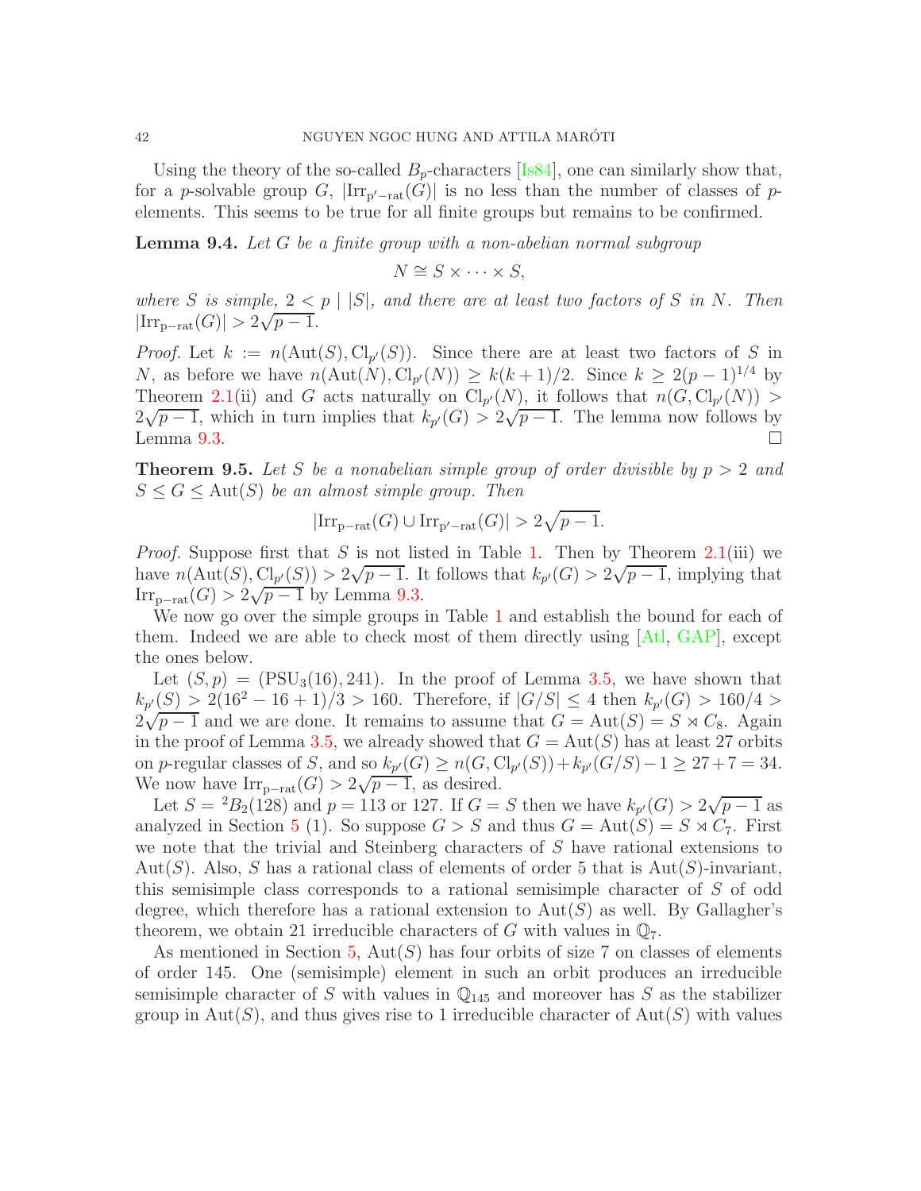Using the theory of the so-called $B_p$-characters [Is84], one can similarly show that, for a $p$-solvable group $G$, $|\mathrm{Irr}_{\mathrm{p'-rat}}(G)|$ is no less than the number of classes of $p$-elements. This seems to be true for all finite groups but remains to be confirmed.

**Lemma 9.4.** *Let $G$ be a finite group with a non-abelian normal subgroup*

$$N \cong S \times \cdots \times S,$$

*where $S$ is simple, $2 < p \mid |S|$, and there are at least two factors of $S$ in $N$. Then $|\mathrm{Irr}_{\mathrm{p-rat}}(G)| > 2\sqrt{p-1}$.*

*Proof.* Let $k := n(\mathrm{Aut}(S), \mathrm{Cl}_{p'}(S))$. Since there are at least two factors of $S$ in $N$, as before we have $n(\mathrm{Aut}(N), \mathrm{Cl}_{p'}(N)) \geq k(k+1)/2$. Since $k \geq 2(p-1)^{1/4}$ by Theorem 2.1(ii) and $G$ acts naturally on $\mathrm{Cl}_{p'}(N)$, it follows that $n(G, \mathrm{Cl}_{p'}(N)) > 2\sqrt{p-1}$, which in turn implies that $k_{p'}(G) > 2\sqrt{p-1}$. The lemma now follows by Lemma 9.3. □

**Theorem 9.5.** *Let $S$ be a nonabelian simple group of order divisible by $p > 2$ and $S \leq G \leq \mathrm{Aut}(S)$ be an almost simple group. Then*

$$|\mathrm{Irr}_{\mathrm{p-rat}}(G) \cup \mathrm{Irr}_{\mathrm{p'-rat}}(G)| > 2\sqrt{p-1}.$$

*Proof.* Suppose first that $S$ is not listed in Table 1. Then by Theorem 2.1(iii) we have $n(\mathrm{Aut}(S), \mathrm{Cl}_{p'}(S)) > 2\sqrt{p-1}$. It follows that $k_{p'}(G) > 2\sqrt{p-1}$, implying that $\mathrm{Irr}_{\mathrm{p-rat}}(G) > 2\sqrt{p-1}$ by Lemma 9.3.

We now go over the simple groups in Table 1 and establish the bound for each of them. Indeed we are able to check most of them directly using [Atl, GAP], except the ones below.

Let $(S, p) = (\mathrm{PSU}_3(16), 241)$. In the proof of Lemma 3.5, we have shown that $k_{p'}(S) > 2(16^2 - 16 + 1)/3 > 160$. Therefore, if $|G/S| \leq 4$ then $k_{p'}(G) > 160/4 > 2\sqrt{p-1}$ and we are done. It remains to assume that $G = \mathrm{Aut}(S) = S \rtimes C_8$. Again in the proof of Lemma 3.5, we already showed that $G = \mathrm{Aut}(S)$ has at least 27 orbits on $p$-regular classes of $S$, and so $k_{p'}(G) \geq n(G, \mathrm{Cl}_{p'}(S)) + k_{p'}(G/S) - 1 \geq 27 + 7 = 34$. We now have $\mathrm{Irr}_{\mathrm{p-rat}}(G) > 2\sqrt{p-1}$, as desired.

Let $S = {}^2B_2(128)$ and $p = 113$ or $127$. If $G = S$ then we have $k_{p'}(G) > 2\sqrt{p-1}$ as analyzed in Section 5 (1). So suppose $G > S$ and thus $G = \mathrm{Aut}(S) = S \rtimes C_7$. First we note that the trivial and Steinberg characters of $S$ have rational extensions to $\mathrm{Aut}(S)$. Also, $S$ has a rational class of elements of order 5 that is $\mathrm{Aut}(S)$-invariant, this semisimple class corresponds to a rational semisimple character of $S$ of odd degree, which therefore has a rational extension to $\mathrm{Aut}(S)$ as well. By Gallagher's theorem, we obtain 21 irreducible characters of $G$ with values in $\mathbb{Q}_7$.

As mentioned in Section 5, $\mathrm{Aut}(S)$ has four orbits of size 7 on classes of elements of order 145. One (semisimple) element in such an orbit produces an irreducible semisimple character of $S$ with values in $\mathbb{Q}_{145}$ and moreover has $S$ as the stabilizer group in $\mathrm{Aut}(S)$, and thus gives rise to 1 irreducible character of $\mathrm{Aut}(S)$ with values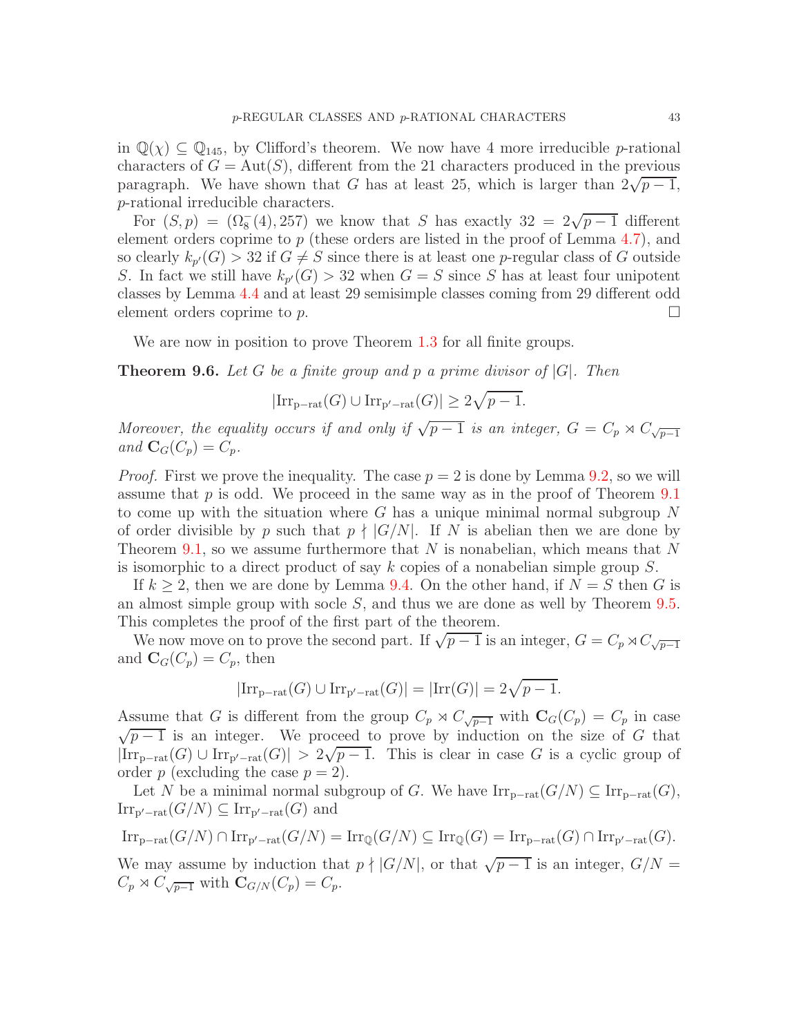in $\mathbb{Q}(\chi) \subseteq \mathbb{Q}_{145}$, by Clifford's theorem. We now have 4 more irreducible $p$-rational characters of $G = \mathrm{Aut}(S)$, different from the 21 characters produced in the previous paragraph. We have shown that $G$ has at least 25, which is larger than $2\sqrt{p-1}$, $p$-rational irreducible characters.

For $(S, p) = (\Omega_8^-(4), 257)$ we know that $S$ has exactly $32 = 2\sqrt{p-1}$ different element orders coprime to $p$ (these orders are listed in the proof of Lemma 4.7), and so clearly $k_{p'}(G) > 32$ if $G \neq S$ since there is at least one $p$-regular class of $G$ outside $S$. In fact we still have $k_{p'}(G) > 32$ when $G = S$ since $S$ has at least four unipotent classes by Lemma 4.4 and at least 29 semisimple classes coming from 29 different odd element orders coprime to $p$. □

We are now in position to prove Theorem 1.3 for all finite groups.

**Theorem 9.6.** *Let $G$ be a finite group and $p$ a prime divisor of $|G|$. Then*

$$|\mathrm{Irr}_{\mathrm{p-rat}}(G) \cup \mathrm{Irr}_{\mathrm{p'-rat}}(G)| \geq 2\sqrt{p-1}.$$

*Moreover, the equality occurs if and only if $\sqrt{p-1}$ is an integer, $G = C_p \rtimes C_{\sqrt{p-1}}$ and $\mathbf{C}_G(C_p) = C_p$.*

*Proof.* First we prove the inequality. The case $p = 2$ is done by Lemma 9.2, so we will assume that $p$ is odd. We proceed in the same way as in the proof of Theorem 9.1 to come up with the situation where $G$ has a unique minimal normal subgroup $N$ of order divisible by $p$ such that $p \nmid |G/N|$. If $N$ is abelian then we are done by Theorem 9.1, so we assume furthermore that $N$ is nonabelian, which means that $N$ is isomorphic to a direct product of say $k$ copies of a nonabelian simple group $S$.

If $k \geq 2$, then we are done by Lemma 9.4. On the other hand, if $N = S$ then $G$ is an almost simple group with socle $S$, and thus we are done as well by Theorem 9.5. This completes the proof of the first part of the theorem.

We now move on to prove the second part. If $\sqrt{p-1}$ is an integer, $G = C_p \rtimes C_{\sqrt{p-1}}$ and $\mathbf{C}_G(C_p) = C_p$, then

$$|\mathrm{Irr}_{\mathrm{p-rat}}(G) \cup \mathrm{Irr}_{\mathrm{p'-rat}}(G)| = |\mathrm{Irr}(G)| = 2\sqrt{p-1}.$$

Assume that $G$ is different from the group $C_p \rtimes C_{\sqrt{p-1}}$ with $\mathbf{C}_G(C_p) = C_p$ in case $\sqrt{p-1}$ is an integer. We proceed to prove by induction on the size of $G$ that $|\mathrm{Irr}_{\mathrm{p-rat}}(G) \cup \mathrm{Irr}_{\mathrm{p'-rat}}(G)| > 2\sqrt{p-1}$. This is clear in case $G$ is a cyclic group of order $p$ (excluding the case $p = 2$).

Let $N$ be a minimal normal subgroup of $G$. We have $\mathrm{Irr}_{\mathrm{p-rat}}(G/N) \subseteq \mathrm{Irr}_{\mathrm{p-rat}}(G)$, $\mathrm{Irr}_{\mathrm{p'-rat}}(G/N) \subseteq \mathrm{Irr}_{\mathrm{p'-rat}}(G)$ and

$$\mathrm{Irr}_{\mathrm{p-rat}}(G/N) \cap \mathrm{Irr}_{\mathrm{p'-rat}}(G/N) = \mathrm{Irr}_{\mathbb{Q}}(G/N) \subseteq \mathrm{Irr}_{\mathbb{Q}}(G) = \mathrm{Irr}_{\mathrm{p-rat}}(G) \cap \mathrm{Irr}_{\mathrm{p'-rat}}(G).$$

We may assume by induction that $p \nmid |G/N|$, or that $\sqrt{p-1}$ is an integer, $G/N = C_p \rtimes C_{\sqrt{p-1}}$ with $\mathbf{C}_{G/N}(C_p) = C_p$.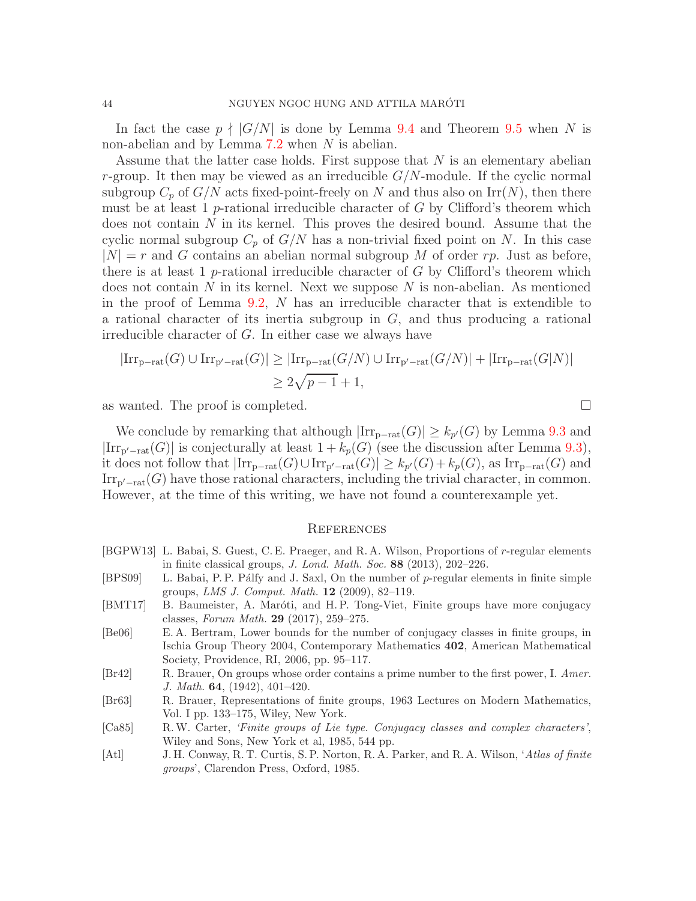In fact the case $p \nmid |G/N|$ is done by Lemma 9.4 and Theorem 9.5 when $N$ is non-abelian and by Lemma 7.2 when $N$ is abelian.

Assume that the latter case holds. First suppose that $N$ is an elementary abelian $r$-group. It then may be viewed as an irreducible $G/N$-module. If the cyclic normal subgroup $C_p$ of $G/N$ acts fixed-point-freely on $N$ and thus also on $\mathrm{Irr}(N)$, then there must be at least 1 $p$-rational irreducible character of $G$ by Clifford's theorem which does not contain $N$ in its kernel. This proves the desired bound. Assume that the cyclic normal subgroup $C_p$ of $G/N$ has a non-trivial fixed point on $N$. In this case $|N| = r$ and $G$ contains an abelian normal subgroup $M$ of order $rp$. Just as before, there is at least 1 $p$-rational irreducible character of $G$ by Clifford's theorem which does not contain $N$ in its kernel. Next we suppose $N$ is non-abelian. As mentioned in the proof of Lemma 9.2, $N$ has an irreducible character that is extendible to a rational character of its inertia subgroup in $G$, and thus producing a rational irreducible character of $G$. In either case we always have

$$|\mathrm{Irr}_{\mathrm{p-rat}}(G) \cup \mathrm{Irr}_{\mathrm{p'-rat}}(G)| \geq |\mathrm{Irr}_{\mathrm{p-rat}}(G/N) \cup \mathrm{Irr}_{\mathrm{p'-rat}}(G/N)| + |\mathrm{Irr}_{\mathrm{p-rat}}(G|N)|$$
$$\geq 2\sqrt{p-1} + 1,$$

as wanted. The proof is completed. □

We conclude by remarking that although $|\mathrm{Irr}_{\mathrm{p-rat}}(G)| \geq k_{p'}(G)$ by Lemma 9.3 and $|\mathrm{Irr}_{\mathrm{p'-rat}}(G)|$ is conjecturally at least $1 + k_p(G)$ (see the discussion after Lemma 9.3), it does not follow that $|\mathrm{Irr}_{\mathrm{p-rat}}(G) \cup \mathrm{Irr}_{\mathrm{p'-rat}}(G)| \geq k_{p'}(G) + k_p(G)$, as $\mathrm{Irr}_{\mathrm{p-rat}}(G)$ and $\mathrm{Irr}_{\mathrm{p'-rat}}(G)$ have those rational characters, including the trivial character, in common. However, at the time of this writing, we have not found a counterexample yet.

## References

[BGPW13] L. Babai, S. Guest, C. E. Praeger, and R. A. Wilson, Proportions of $r$-regular elements in finite classical groups, *J. Lond. Math. Soc.* **88** (2013), 202–226.

[BPS09] L. Babai, P. P. Pálfy and J. Saxl, On the number of $p$-regular elements in finite simple groups, *LMS J. Comput. Math.* **12** (2009), 82–119.

[BMT17] B. Baumeister, A. Maróti, and H. P. Tong-Viet, Finite groups have more conjugacy classes, *Forum Math.* **29** (2017), 259–275.

[Be06] E. A. Bertram, Lower bounds for the number of conjugacy classes in finite groups, in Ischia Group Theory 2004, Contemporary Mathematics **402**, American Mathematical Society, Providence, RI, 2006, pp. 95–117.

[Br42] R. Brauer, On groups whose order contains a prime number to the first power, I. *Amer. J. Math.* **64**, (1942), 401–420.

[Br63] R. Brauer, Representations of finite groups, 1963 Lectures on Modern Mathematics, Vol. I pp. 133–175, Wiley, New York.

[Ca85] R.W. Carter, *'Finite groups of Lie type. Conjugacy classes and complex characters'*, Wiley and Sons, New York et al, 1985, 544 pp.

[Atl] J. H. Conway, R. T. Curtis, S. P. Norton, R. A. Parker, and R. A. Wilson, '*Atlas of finite groups*', Clarendon Press, Oxford, 1985.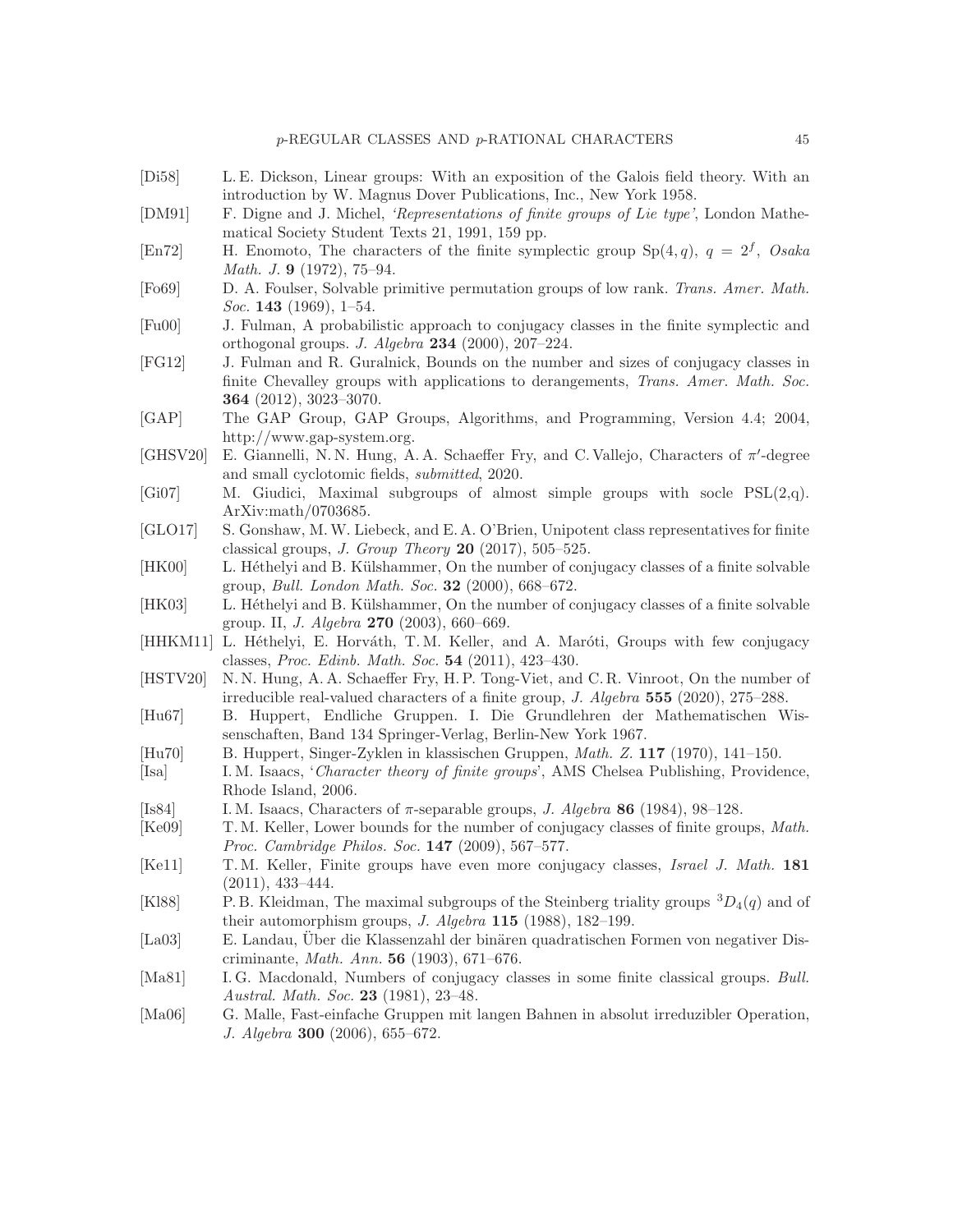[Di58] L. E. Dickson, Linear groups: With an exposition of the Galois field theory. With an introduction by W. Magnus Dover Publications, Inc., New York 1958.

[DM91] F. Digne and J. Michel, *'Representations of finite groups of Lie type'*, London Mathematical Society Student Texts 21, 1991, 159 pp.

[En72] H. Enomoto, The characters of the finite symplectic group $\mathrm{Sp}(4, q)$, $q = 2^f$, *Osaka Math. J.* **9** (1972), 75–94.

[Fo69] D. A. Foulser, Solvable primitive permutation groups of low rank. *Trans. Amer. Math. Soc.* **143** (1969), 1–54.

[Fu00] J. Fulman, A probabilistic approach to conjugacy classes in the finite symplectic and orthogonal groups. *J. Algebra* **234** (2000), 207–224.

[FG12] J. Fulman and R. Guralnick, Bounds on the number and sizes of conjugacy classes in finite Chevalley groups with applications to derangements, *Trans. Amer. Math. Soc.* **364** (2012), 3023–3070.

[GAP] The GAP Group, GAP Groups, Algorithms, and Programming, Version 4.4; 2004, http://www.gap-system.org.

[GHSV20] E. Giannelli, N. N. Hung, A. A. Schaeffer Fry, and C. Vallejo, Characters of $\pi'$-degree and small cyclotomic fields, *submitted*, 2020.

[Gi07] M. Giudici, Maximal subgroups of almost simple groups with socle PSL(2,q). ArXiv:math/0703685.

[GLO17] S. Gonshaw, M. W. Liebeck, and E. A. O'Brien, Unipotent class representatives for finite classical groups, *J. Group Theory* **20** (2017), 505–525.

[HK00] L. Héthelyi and B. Külshammer, On the number of conjugacy classes of a finite solvable group, *Bull. London Math. Soc.* **32** (2000), 668–672.

[HK03] L. Héthelyi and B. Külshammer, On the number of conjugacy classes of a finite solvable group. II, *J. Algebra* **270** (2003), 660–669.

[HHKM11] L. Héthelyi, E. Horváth, T. M. Keller, and A. Maróti, Groups with few conjugacy classes, *Proc. Edinb. Math. Soc.* **54** (2011), 423–430.

[HSTV20] N. N. Hung, A. A. Schaeffer Fry, H. P. Tong-Viet, and C. R. Vinroot, On the number of irreducible real-valued characters of a finite group, *J. Algebra* **555** (2020), 275–288.

[Hu67] B. Huppert, Endliche Gruppen. I. Die Grundlehren der Mathematischen Wissenschaften, Band 134 Springer-Verlag, Berlin-New York 1967.

[Hu70] B. Huppert, Singer-Zyklen in klassischen Gruppen, *Math. Z.* **117** (1970), 141–150.

[Isa] I. M. Isaacs, '*Character theory of finite groups*', AMS Chelsea Publishing, Providence, Rhode Island, 2006.

[Is84] I. M. Isaacs, Characters of $\pi$-separable groups, *J. Algebra* **86** (1984), 98–128.

[Ke09] T. M. Keller, Lower bounds for the number of conjugacy classes of finite groups, *Math. Proc. Cambridge Philos. Soc.* **147** (2009), 567–577.

[Ke11] T. M. Keller, Finite groups have even more conjugacy classes, *Israel J. Math.* **181** (2011), 433–444.

[Kl88] P. B. Kleidman, The maximal subgroups of the Steinberg triality groups ${}^3D_4(q)$ and of their automorphism groups, *J. Algebra* **115** (1988), 182–199.

[La03] E. Landau, Über die Klassenzahl der binären quadratischen Formen von negativer Discriminante, *Math. Ann.* **56** (1903), 671–676.

[Ma81] I. G. Macdonald, Numbers of conjugacy classes in some finite classical groups. *Bull. Austral. Math. Soc.* **23** (1981), 23–48.

[Ma06] G. Malle, Fast-einfache Gruppen mit langen Bahnen in absolut irreduzibler Operation, *J. Algebra* **300** (2006), 655–672.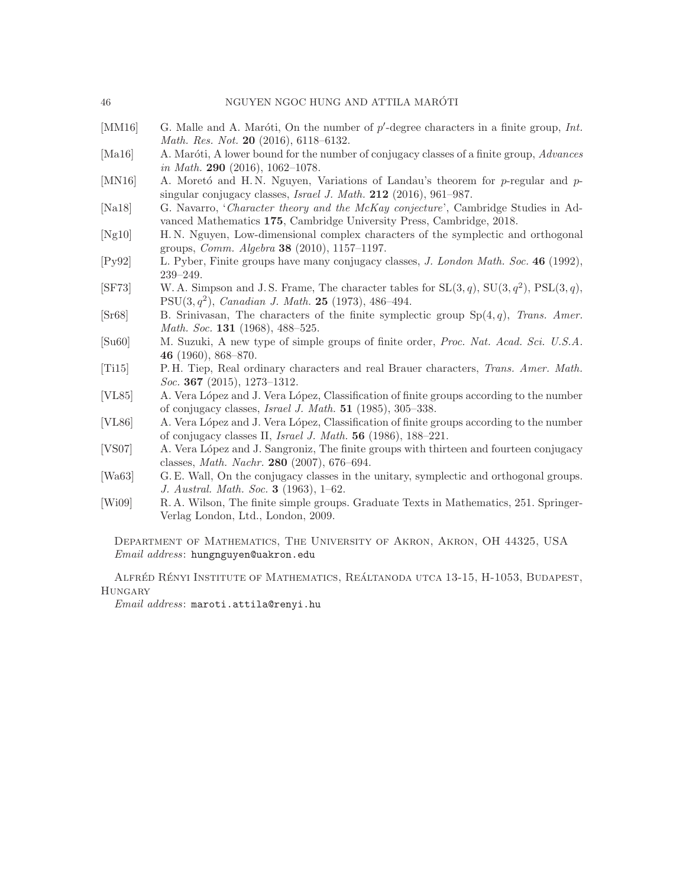[MM16] G. Malle and A. Maróti, On the number of $p'$-degree characters in a finite group, *Int. Math. Res. Not.* **20** (2016), 6118–6132.

[Ma16] A. Maróti, A lower bound for the number of conjugacy classes of a finite group, *Advances in Math.* **290** (2016), 1062–1078.

[MN16] A. Moretó and H. N. Nguyen, Variations of Landau's theorem for $p$-regular and $p$-singular conjugacy classes, *Israel J. Math.* **212** (2016), 961–987.

[Na18] G. Navarro, '*Character theory and the McKay conjecture*', Cambridge Studies in Advanced Mathematics **175**, Cambridge University Press, Cambridge, 2018.

[Ng10] H. N. Nguyen, Low-dimensional complex characters of the symplectic and orthogonal groups, *Comm. Algebra* **38** (2010), 1157–1197.

[Py92] L. Pyber, Finite groups have many conjugacy classes, *J. London Math. Soc.* **46** (1992), 239–249.

[SF73] W. A. Simpson and J. S. Frame, The character tables for $\mathrm{SL}(3,q)$, $\mathrm{SU}(3,q^2)$, $\mathrm{PSL}(3,q)$, $\mathrm{PSU}(3,q^2)$, *Canadian J. Math.* **25** (1973), 486–494.

[Sr68] B. Srinivasan, The characters of the finite symplectic group $\mathrm{Sp}(4,q)$, *Trans. Amer. Math. Soc.* **131** (1968), 488–525.

[Su60] M. Suzuki, A new type of simple groups of finite order, *Proc. Nat. Acad. Sci. U.S.A.* **46** (1960), 868–870.

[Ti15] P. H. Tiep, Real ordinary characters and real Brauer characters, *Trans. Amer. Math. Soc.* **367** (2015), 1273–1312.

[VL85] A. Vera López and J. Vera López, Classification of finite groups according to the number of conjugacy classes, *Israel J. Math.* **51** (1985), 305–338.

[VL86] A. Vera López and J. Vera López, Classification of finite groups according to the number of conjugacy classes II, *Israel J. Math.* **56** (1986), 188–221.

[VS07] A. Vera López and J. Sangroniz, The finite groups with thirteen and fourteen conjugacy classes, *Math. Nachr.* **280** (2007), 676–694.

[Wa63] G. E. Wall, On the conjugacy classes in the unitary, symplectic and orthogonal groups. *J. Austral. Math. Soc.* **3** (1963), 1–62.

[Wi09] R. A. Wilson, The finite simple groups. Graduate Texts in Mathematics, 251. Springer-Verlag London, Ltd., London, 2009.

Department of Mathematics, The University of Akron, Akron, OH 44325, USA
*Email address*: hungnguyen@uakron.edu

Alfréd Rényi Institute of Mathematics, Reáltanoda utca 13-15, H-1053, Budapest, Hungary
*Email address*: maroti.attila@renyi.hu